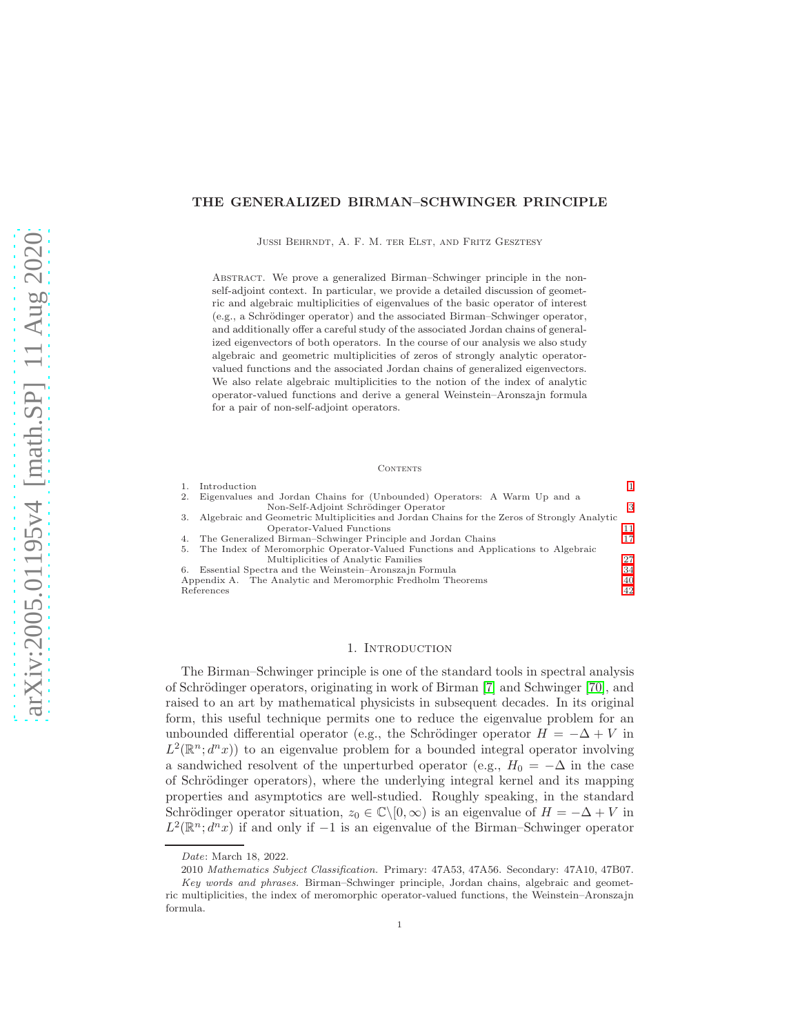# THE GENERALIZED BIRMAN–SCHWINGER PRINCIPLE

Jussi Behrndt, A. F. M. ter Elst, and Fritz Gesztesy

Abstract. We prove a generalized Birman–Schwinger principle in the non-self-adjoint context. In particular, we provide a detailed discussion of geometric and algebraic multiplicities of eigenvalues of the basic operator of interest (e.g., a Schrödinger operator) and the associated Birman–Schwinger operator, and additionally offer a careful study of the associated Jordan chains of generalized eigenvectors of both operators. In the course of our analysis we also study algebraic and geometric multiplicities of zeros of strongly analytic operator-valued functions and the associated Jordan chains of generalized eigenvectors. We also relate algebraic multiplicities to the notion of the index of analytic operator-valued functions and derive a general Weinstein–Aronszajn formula for a pair of non-self-adjoint operators.

## Contents

1. Introduction 1
2. Eigenvalues and Jordan Chains for (Unbounded) Operators: A Warm Up and a Non-Self-Adjoint Schrödinger Operator 3
3. Algebraic and Geometric Multiplicities and Jordan Chains for the Zeros of Strongly Analytic Operator-Valued Functions 11
4. The Generalized Birman–Schwinger Principle and Jordan Chains 17
5. The Index of Meromorphic Operator-Valued Functions and Applications to Algebraic Multiplicities of Analytic Families 27
6. Essential Spectra and the Weinstein–Aronszajn Formula 34

Appendix A. The Analytic and Meromorphic Fredholm Theorems 40

References 42

## 1. Introduction

The Birman–Schwinger principle is one of the standard tools in spectral analysis of Schrödinger operators, originating in work of Birman [7] and Schwinger [70], and raised to an art by mathematical physicists in subsequent decades. In its original form, this useful technique permits one to reduce the eigenvalue problem for an unbounded differential operator (e.g., the Schrödinger operator $H = -\Delta + V$ in $L^2(\mathbb{R}^n; d^n x)$) to an eigenvalue problem for a bounded integral operator involving a sandwiched resolvent of the unperturbed operator (e.g., $H_0 = -\Delta$ in the case of Schrödinger operators), where the underlying integral kernel and its mapping properties and asymptotics are well-studied. Roughly speaking, in the standard Schrödinger operator situation, $z_0 \in \mathbb{C}\backslash[0, \infty)$ is an eigenvalue of $H = -\Delta + V$ in $L^2(\mathbb{R}^n; d^n x)$ if and only if $-1$ is an eigenvalue of the Birman–Schwinger operator

---

*Date*: March 18, 2022.

2010 *Mathematics Subject Classification.* Primary: 47A53, 47A56. Secondary: 47A10, 47B07.

*Key words and phrases.* Birman–Schwinger principle, Jordan chains, algebraic and geometric multiplicities, the index of meromorphic operator-valued functions, the Weinstein–Aronszajn formula.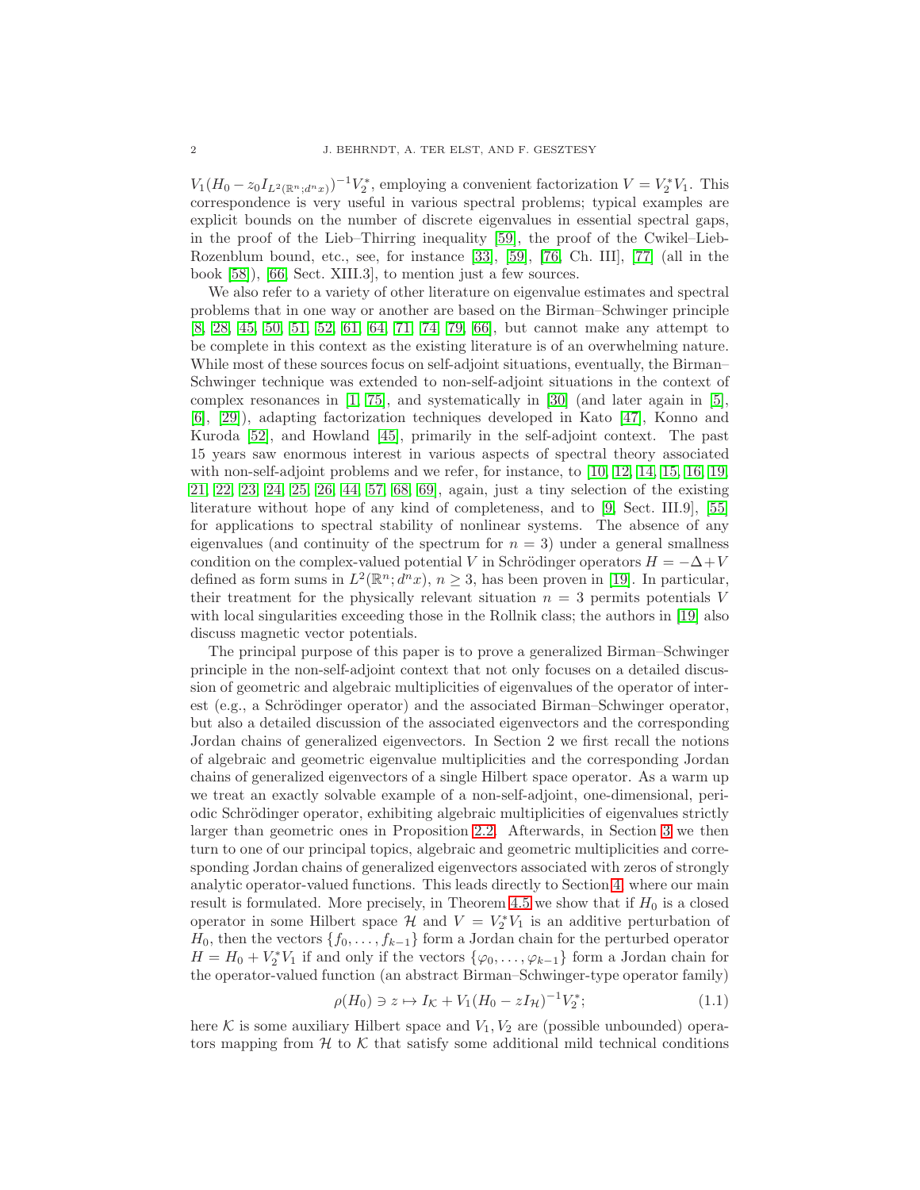$V_1(H_0 - z_0 I_{L^2(\mathbb{R}^n;d^nx)})^{-1}V_2^*$, employing a convenient factorization $V = V_2^* V_1$. This correspondence is very useful in various spectral problems; typical examples are explicit bounds on the number of discrete eigenvalues in essential spectral gaps, in the proof of the Lieb–Thirring inequality [59], the proof of the Cwikel–Lieb-Rozenblum bound, etc., see, for instance [33], [59], [76, Ch. III], [77] (all in the book [58]), [66, Sect. XIII.3], to mention just a few sources.

We also refer to a variety of other literature on eigenvalue estimates and spectral problems that in one way or another are based on the Birman–Schwinger principle [8, 28, 45, 50, 51, 52, 61, 64, 71, 74, 79, 66], but cannot make any attempt to be complete in this context as the existing literature is of an overwhelming nature. While most of these sources focus on self-adjoint situations, eventually, the Birman–Schwinger technique was extended to non-self-adjoint situations in the context of complex resonances in [1, 75], and systematically in [30] (and later again in [5], [6], [29]), adapting factorization techniques developed in Kato [47], Konno and Kuroda [52], and Howland [45], primarily in the self-adjoint context. The past 15 years saw enormous interest in various aspects of spectral theory associated with non-self-adjoint problems and we refer, for instance, to [10, 12, 14, 15, 16, 19, 21, 22, 23, 24, 25, 26, 44, 57, 68, 69], again, just a tiny selection of the existing literature without hope of any kind of completeness, and to [9, Sect. III.9], [55] for applications to spectral stability of nonlinear systems. The absence of any eigenvalues (and continuity of the spectrum for $n = 3$) under a general smallness condition on the complex-valued potential $V$ in Schrödinger operators $H = -\Delta + V$ defined as form sums in $L^2(\mathbb{R}^n; d^nx)$, $n \geq 3$, has been proven in [19]. In particular, their treatment for the physically relevant situation $n = 3$ permits potentials $V$ with local singularities exceeding those in the Rollnik class; the authors in [19] also discuss magnetic vector potentials.

The principal purpose of this paper is to prove a generalized Birman–Schwinger principle in the non-self-adjoint context that not only focuses on a detailed discussion of geometric and algebraic multiplicities of eigenvalues of the operator of interest (e.g., a Schrödinger operator) and the associated Birman–Schwinger operator, but also a detailed discussion of the associated eigenvectors and the corresponding Jordan chains of generalized eigenvectors. In Section 2 we first recall the notions of algebraic and geometric eigenvalue multiplicities and the corresponding Jordan chains of generalized eigenvectors of a single Hilbert space operator. As a warm up we treat an exactly solvable example of a non-self-adjoint, one-dimensional, periodic Schrödinger operator, exhibiting algebraic multiplicities of eigenvalues strictly larger than geometric ones in Proposition 2.2. Afterwards, in Section 3 we then turn to one of our principal topics, algebraic and geometric multiplicities and corresponding Jordan chains of generalized eigenvectors associated with zeros of strongly analytic operator-valued functions. This leads directly to Section 4, where our main result is formulated. More precisely, in Theorem 4.5 we show that if $H_0$ is a closed operator in some Hilbert space $\mathcal{H}$ and $V = V_2^* V_1$ is an additive perturbation of $H_0$, then the vectors $\{f_0, \ldots, f_{k-1}\}$ form a Jordan chain for the perturbed operator $H = H_0 + V_2^* V_1$ if and only if the vectors $\{\varphi_0, \ldots, \varphi_{k-1}\}$ form a Jordan chain for the operator-valued function (an abstract Birman–Schwinger-type operator family)

$$\rho(H_0) \ni z \mapsto I_{\mathcal{K}} + V_1(H_0 - zI_{\mathcal{H}})^{-1}V_2^*; \tag{1.1}$$

here $\mathcal{K}$ is some auxiliary Hilbert space and $V_1, V_2$ are (possible unbounded) operators mapping from $\mathcal{H}$ to $\mathcal{K}$ that satisfy some additional mild technical conditions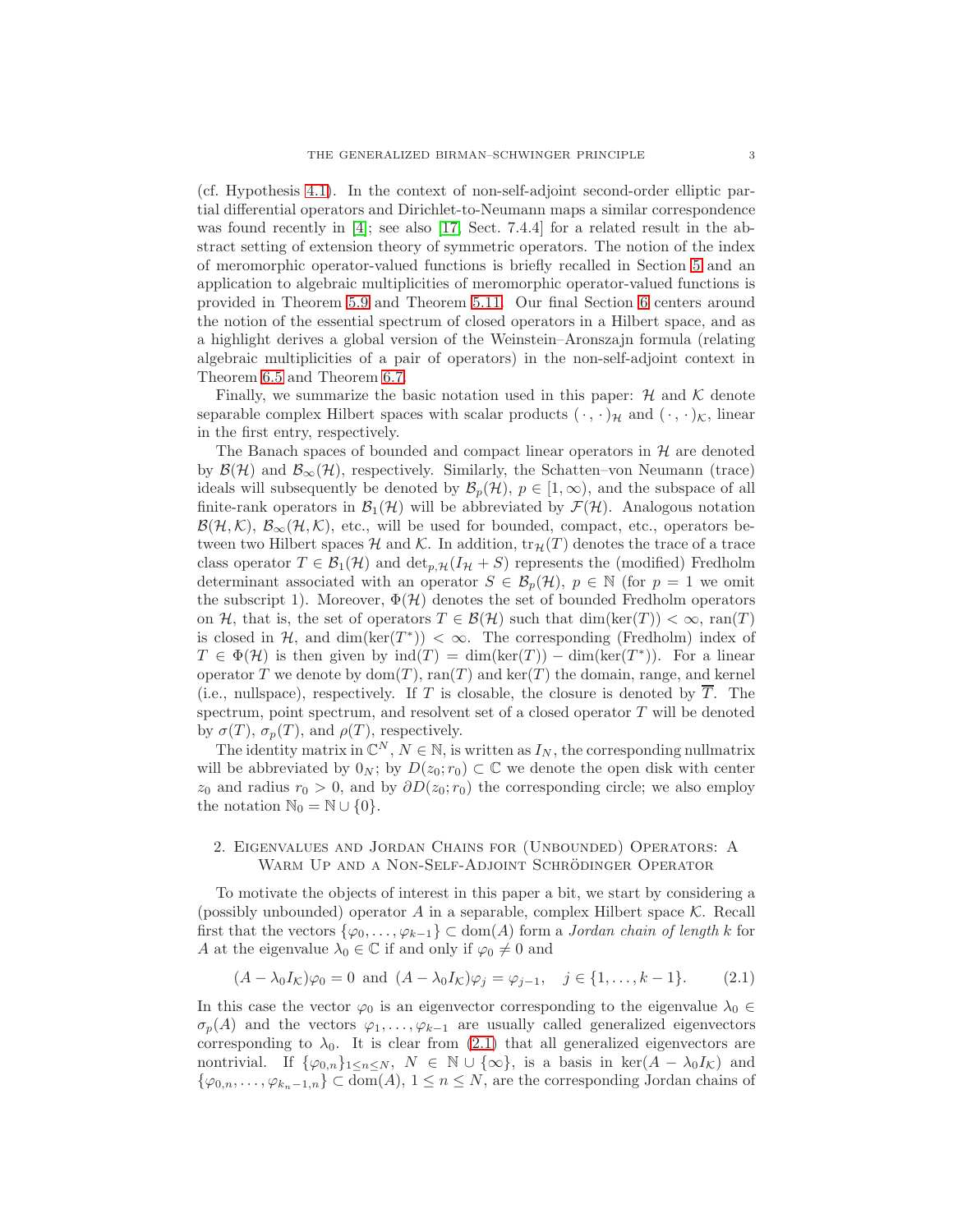(cf. Hypothesis 4.1). In the context of non-self-adjoint second-order elliptic partial differential operators and Dirichlet-to-Neumann maps a similar correspondence was found recently in [4]; see also [17, Sect. 7.4.4] for a related result in the abstract setting of extension theory of symmetric operators. The notion of the index of meromorphic operator-valued functions is briefly recalled in Section 5 and an application to algebraic multiplicities of meromorphic operator-valued functions is provided in Theorem 5.9 and Theorem 5.11. Our final Section 6 centers around the notion of the essential spectrum of closed operators in a Hilbert space, and as a highlight derives a global version of the Weinstein–Aronszajn formula (relating algebraic multiplicities of a pair of operators) in the non-self-adjoint context in Theorem 6.5 and Theorem 6.7.

Finally, we summarize the basic notation used in this paper: $\mathcal{H}$ and $\mathcal{K}$ denote separable complex Hilbert spaces with scalar products $(\,\cdot\,,\,\cdot\,)_{\mathcal{H}}$ and $(\,\cdot\,,\,\cdot\,)_{\mathcal{K}}$, linear in the first entry, respectively.

The Banach spaces of bounded and compact linear operators in $\mathcal{H}$ are denoted by $\mathcal{B}(\mathcal{H})$ and $\mathcal{B}_\infty(\mathcal{H})$, respectively. Similarly, the Schatten–von Neumann (trace) ideals will subsequently be denoted by $\mathcal{B}_p(\mathcal{H})$, $p \in [1,\infty)$, and the subspace of all finite-rank operators in $\mathcal{B}_1(\mathcal{H})$ will be abbreviated by $\mathcal{F}(\mathcal{H})$. Analogous notation $\mathcal{B}(\mathcal{H},\mathcal{K})$, $\mathcal{B}_\infty(\mathcal{H},\mathcal{K})$, etc., will be used for bounded, compact, etc., operators between two Hilbert spaces $\mathcal{H}$ and $\mathcal{K}$. In addition, $\operatorname{tr}_{\mathcal{H}}(T)$ denotes the trace of a trace class operator $T \in \mathcal{B}_1(\mathcal{H})$ and $\det_{p,\mathcal{H}}(I_{\mathcal{H}} + S)$ represents the (modified) Fredholm determinant associated with an operator $S \in \mathcal{B}_p(\mathcal{H})$, $p \in \mathbb{N}$ (for $p = 1$ we omit the subscript 1). Moreover, $\Phi(\mathcal{H})$ denotes the set of bounded Fredholm operators on $\mathcal{H}$, that is, the set of operators $T \in \mathcal{B}(\mathcal{H})$ such that $\dim(\ker(T)) < \infty$, $\operatorname{ran}(T)$ is closed in $\mathcal{H}$, and $\dim(\ker(T^*)) < \infty$. The corresponding (Fredholm) index of $T \in \Phi(\mathcal{H})$ is then given by $\operatorname{ind}(T) = \dim(\ker(T)) - \dim(\ker(T^*))$. For a linear operator $T$ we denote by $\operatorname{dom}(T)$, $\operatorname{ran}(T)$ and $\ker(T)$ the domain, range, and kernel (i.e., nullspace), respectively. If $T$ is closable, the closure is denoted by $\overline{T}$. The spectrum, point spectrum, and resolvent set of a closed operator $T$ will be denoted by $\sigma(T)$, $\sigma_p(T)$, and $\rho(T)$, respectively.

The identity matrix in $\mathbb{C}^N$, $N \in \mathbb{N}$, is written as $I_N$, the corresponding nullmatrix will be abbreviated by $0_N$; by $D(z_0; r_0) \subset \mathbb{C}$ we denote the open disk with center $z_0$ and radius $r_0 > 0$, and by $\partial D(z_0; r_0)$ the corresponding circle; we also employ the notation $\mathbb{N}_0 = \mathbb{N} \cup \{0\}$.

## 2. Eigenvalues and Jordan Chains for (Unbounded) Operators: A Warm Up and a Non-Self-Adjoint Schrödinger Operator

To motivate the objects of interest in this paper a bit, we start by considering a (possibly unbounded) operator $A$ in a separable, complex Hilbert space $\mathcal{K}$. Recall first that the vectors $\{\varphi_0, \dots, \varphi_{k-1}\} \subset \operatorname{dom}(A)$ form a *Jordan chain of length* $k$ for $A$ at the eigenvalue $\lambda_0 \in \mathbb{C}$ if and only if $\varphi_0 \neq 0$ and

$$(A - \lambda_0 I_{\mathcal{K}})\varphi_0 = 0 \text{ and } (A - \lambda_0 I_{\mathcal{K}})\varphi_j = \varphi_{j-1}, \quad j \in \{1, \dots, k-1\}. \tag{2.1}$$

In this case the vector $\varphi_0$ is an eigenvector corresponding to the eigenvalue $\lambda_0 \in \sigma_p(A)$ and the vectors $\varphi_1, \dots, \varphi_{k-1}$ are usually called generalized eigenvectors corresponding to $\lambda_0$. It is clear from (2.1) that all generalized eigenvectors are nontrivial. If $\{\varphi_{0,n}\}_{1 \leq n \leq N}$, $N \in \mathbb{N} \cup \{\infty\}$, is a basis in $\ker(A - \lambda_0 I_{\mathcal{K}})$ and $\{\varphi_{0,n}, \dots, \varphi_{k_n-1,n}\} \subset \operatorname{dom}(A)$, $1 \leq n \leq N$, are the corresponding Jordan chains of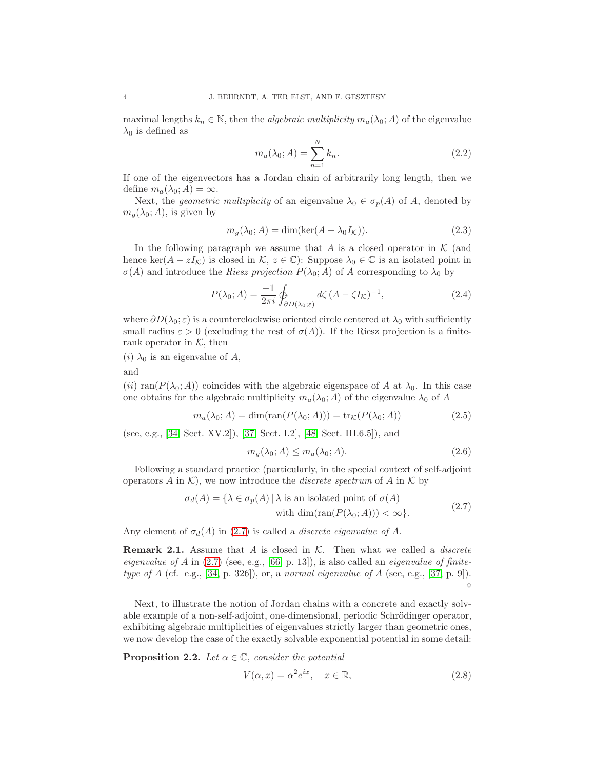maximal lengths $k_n \in \mathbb{N}$, then the *algebraic multiplicity* $m_a(\lambda_0; A)$ of the eigenvalue $\lambda_0$ is defined as

$$m_a(\lambda_0; A) = \sum_{n=1}^{N} k_n. \tag{2.2}$$

If one of the eigenvectors has a Jordan chain of arbitrarily long length, then we define $m_a(\lambda_0; A) = \infty$.

Next, the *geometric multiplicity* of an eigenvalue $\lambda_0 \in \sigma_p(A)$ of $A$, denoted by $m_g(\lambda_0; A)$, is given by

$$m_g(\lambda_0; A) = \dim(\ker(A - \lambda_0 I_{\mathcal{K}})). \tag{2.3}$$

In the following paragraph we assume that $A$ is a closed operator in $\mathcal{K}$ (and hence $\ker(A - zI_{\mathcal{K}})$ is closed in $\mathcal{K}$, $z \in \mathbb{C}$): Suppose $\lambda_0 \in \mathbb{C}$ is an isolated point in $\sigma(A)$ and introduce the *Riesz projection* $P(\lambda_0; A)$ of $A$ corresponding to $\lambda_0$ by

$$P(\lambda_0; A) = \frac{-1}{2\pi i} \oint_{\partial D(\lambda_0;\varepsilon)} d\zeta \, (A - \zeta I_{\mathcal{K}})^{-1}, \tag{2.4}$$

where $\partial D(\lambda_0; \varepsilon)$ is a counterclockwise oriented circle centered at $\lambda_0$ with sufficiently small radius $\varepsilon > 0$ (excluding the rest of $\sigma(A)$). If the Riesz projection is a finite-rank operator in $\mathcal{K}$, then

$(i)$ $\lambda_0$ is an eigenvalue of $A$,

and

$(ii)$ $\operatorname{ran}(P(\lambda_0; A))$ coincides with the algebraic eigenspace of $A$ at $\lambda_0$. In this case one obtains for the algebraic multiplicity $m_a(\lambda_0; A)$ of the eigenvalue $\lambda_0$ of $A$

$$m_a(\lambda_0; A) = \dim(\operatorname{ran}(P(\lambda_0; A))) = \operatorname{tr}_{\mathcal{K}}(P(\lambda_0; A)) \tag{2.5}$$

(see, e.g., [34, Sect. XV.2]), [37, Sect. I.2], [48, Sect. III.6.5]), and

$$m_g(\lambda_0; A) \leq m_a(\lambda_0; A). \tag{2.6}$$

Following a standard practice (particularly, in the special context of self-adjoint operators $A$ in $\mathcal{K}$), we now introduce the *discrete spectrum* of $A$ in $\mathcal{K}$ by

$$\begin{aligned} \sigma_d(A) = \{\lambda \in \sigma_p(A) \,|\, &\lambda \text{ is an isolated point of } \sigma(A) \\ &\text{with } \dim(\operatorname{ran}(P(\lambda_0; A))) < \infty\}. \end{aligned} \tag{2.7}$$

Any element of $\sigma_d(A)$ in (2.7) is called a *discrete eigenvalue of A.*

**Remark 2.1.** Assume that $A$ is closed in $\mathcal{K}$. Then what we called a *discrete eigenvalue of A* in (2.7) (see, e.g., [66, p. 13]), is also called an *eigenvalue of finite-type of A* (cf. e.g., [34, p. 326]), or, a *normal eigenvalue of A* (see, e.g., [37, p. 9]). ⋄

Next, to illustrate the notion of Jordan chains with a concrete and exactly solvable example of a non-self-adjoint, one-dimensional, periodic Schrödinger operator, exhibiting algebraic multiplicities of eigenvalues strictly larger than geometric ones, we now develop the case of the exactly solvable exponential potential in some detail:

**Proposition 2.2.** *Let $\alpha \in \mathbb{C}$, consider the potential*

$$V(\alpha, x) = \alpha^2 e^{ix}, \quad x \in \mathbb{R}, \tag{2.8}$$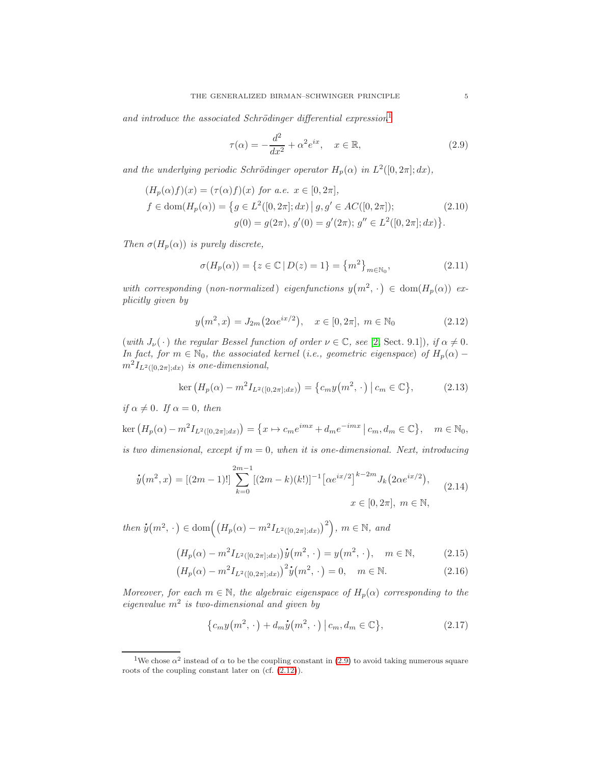*and introduce the associated Schrödinger differential expression*[1]

$$\tau(\alpha) = -\frac{d^2}{dx^2} + \alpha^2 e^{ix}, \quad x \in \mathbb{R}, \tag{2.9}$$

*and the underlying periodic Schrödinger operator $H_p(\alpha)$ in $L^2([0,2\pi];dx)$,*

$$\begin{aligned}
&(H_p(\alpha)f)(x) = (\tau(\alpha)f)(x) \text{ for a.e. } x \in [0,2\pi], \\
&f \in \operatorname{dom}(H_p(\alpha)) = \big\{g \in L^2([0,2\pi];dx) \,\big|\, g, g' \in AC([0,2\pi]); \\
&\qquad\qquad g(0) = g(2\pi),\, g'(0) = g'(2\pi);\, g'' \in L^2([0,2\pi];dx)\big\}.
\end{aligned} \tag{2.10}$$

*Then $\sigma(H_p(\alpha))$ is purely discrete,*

$$\sigma(H_p(\alpha)) = \{z \in \mathbb{C} \,|\, D(z) = 1\} = \big\{m^2\big\}_{m \in \mathbb{N}_0}, \tag{2.11}$$

*with corresponding (non-normalized) eigenfunctions $y\big(m^2, \cdot\big) \in \operatorname{dom}(H_p(\alpha))$ explicitly given by*

$$y\big(m^2, x\big) = J_{2m}\big(2\alpha e^{ix/2}\big), \quad x \in [0,2\pi],\ m \in \mathbb{N}_0 \tag{2.12}$$

*(with $J_\nu(\,\cdot\,)$ the regular Bessel function of order $\nu \in \mathbb{C}$, see [2, Sect. 9.1]), if $\alpha \neq 0$. In fact, for $m \in \mathbb{N}_0$, the associated kernel (i.e., geometric eigenspace) of $H_p(\alpha) - m^2 I_{L^2([0,2\pi];dx)}$ is one-dimensional,*

$$\ker\big(H_p(\alpha) - m^2 I_{L^2([0,2\pi];dx)}\big) = \big\{c_m y\big(m^2, \cdot\,\big) \,\big|\, c_m \in \mathbb{C}\big\}, \tag{2.13}$$

*if $\alpha \neq 0$. If $\alpha = 0$, then*

$$\ker\big(H_p(\alpha) - m^2 I_{L^2([0,2\pi];dx)}\big) = \big\{x \mapsto c_m e^{imx} + d_m e^{-imx} \,\big|\, c_m, d_m \in \mathbb{C}\big\}, \quad m \in \mathbb{N}_0,$$

*is two dimensional, except if $m = 0$, when it is one-dimensional. Next, introducing*

$$\begin{aligned}
\dot{y}\big(m^2, x\big) = [(2m-1)!] \sum_{k=0}^{2m-1} [(2m-k)(k!)]^{-1} \big[\alpha e^{ix/2}\big]^{k-2m} J_k\big(2\alpha e^{ix/2}\big), \\
x \in [0,2\pi],\ m \in \mathbb{N},
\end{aligned} \tag{2.14}$$

*then $\dot{y}\big(m^2, \cdot\,\big) \in \operatorname{dom}\Big(\big(H_p(\alpha) - m^2 I_{L^2([0,2\pi];dx)}\big)^2\Big)$, $m \in \mathbb{N}$, and*

$$\big(H_p(\alpha) - m^2 I_{L^2([0,2\pi];dx)}\big)\dot{y}\big(m^2, \cdot\,\big) = y\big(m^2, \cdot\,\big), \quad m \in \mathbb{N}, \tag{2.15}$$

$$\big(H_p(\alpha) - m^2 I_{L^2([0,2\pi];dx)}\big)^2 \dot{y}\big(m^2, \cdot\,\big) = 0, \quad m \in \mathbb{N}. \tag{2.16}$$

*Moreover, for each $m \in \mathbb{N}$, the algebraic eigenspace of $H_p(\alpha)$ corresponding to the eigenvalue $m^2$ is two-dimensional and given by*

$$\big\{c_m y\big(m^2, \cdot\,\big) + d_m \dot{y}\big(m^2, \cdot\,\big) \,\big|\, c_m, d_m \in \mathbb{C}\big\}, \tag{2.17}$$

[1] We chose $\alpha^2$ instead of $\alpha$ to be the coupling constant in (2.9) to avoid taking numerous square roots of the coupling constant later on (cf. (2.12)).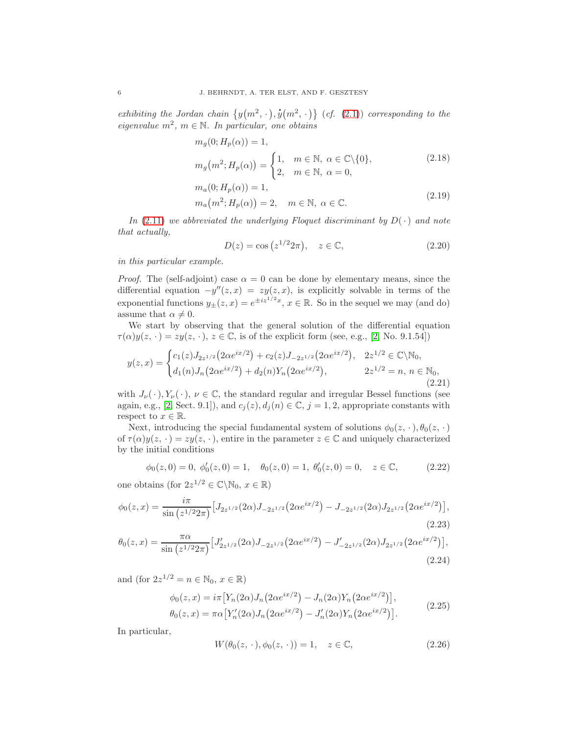*exhibiting the Jordan chain* $\{y(m^2,\,\cdot\,), \dot{y}(m^2,\,\cdot\,)\}$ (*cf.* (2.1)) *corresponding to the eigenvalue* $m^2$, $m \in \mathbb{N}$. *In particular, one obtains*

$$
\begin{aligned}
& m_g(0; H_p(\alpha)) = 1, \\
& m_g\big(m^2; H_p(\alpha)\big) = \begin{cases} 1, & m \in \mathbb{N},\ \alpha \in \mathbb{C}\backslash\{0\}, \\ 2, & m \in \mathbb{N},\ \alpha = 0, \end{cases}
\end{aligned} \tag{2.18}
$$

$$
\begin{aligned}
& m_a(0; H_p(\alpha)) = 1, \\
& m_a\big(m^2; H_p(\alpha)\big) = 2, \quad m \in \mathbb{N},\ \alpha \in \mathbb{C}.
\end{aligned} \tag{2.19}
$$

*In* (2.11) *we abbreviated the underlying Floquet discriminant by* $D(\,\cdot\,)$ *and note that actually,*

$$
D(z) = \cos\big(z^{1/2}2\pi\big), \quad z \in \mathbb{C}, \tag{2.20}
$$

*in this particular example.*

*Proof.* The (self-adjoint) case $\alpha = 0$ can be done by elementary means, since the differential equation $-y''(z,x) = zy(z,x)$, is explicitly solvable in terms of the exponential functions $y_{\pm}(z,x) = e^{\pm iz^{1/2}x}$, $x \in \mathbb{R}$. So in the sequel we may (and do) assume that $\alpha \neq 0$.

We start by observing that the general solution of the differential equation $\tau(\alpha)y(z,\,\cdot\,) = zy(z,\,\cdot\,)$, $z \in \mathbb{C}$, is of the explicit form (see, e.g., [2, No. 9.1.54])

$$
y(z,x) = \begin{cases} c_1(z)J_{2z^{1/2}}\big(2\alpha e^{ix/2}\big) + c_2(z)J_{-2z^{1/2}}\big(2\alpha e^{ix/2}\big), & 2z^{1/2} \in \mathbb{C}\backslash\mathbb{N}_0, \\ d_1(n)J_n\big(2\alpha e^{ix/2}\big) + d_2(n)Y_n\big(2\alpha e^{ix/2}\big), & 2z^{1/2} = n,\ n \in \mathbb{N}_0, \end{cases} \tag{2.21}
$$

with $J_\nu(\,\cdot\,), Y_\nu(\,\cdot\,)$, $\nu \in \mathbb{C}$, the standard regular and irregular Bessel functions (see again, e.g., [2, Sect. 9.1]), and $c_j(z), d_j(n) \in \mathbb{C}$, $j = 1,2$, appropriate constants with respect to $x \in \mathbb{R}$.

Next, introducing the special fundamental system of solutions $\phi_0(z,\,\cdot\,), \theta_0(z,\,\cdot\,)$ of $\tau(\alpha)y(z,\,\cdot\,) = zy(z,\,\cdot\,)$, entire in the parameter $z \in \mathbb{C}$ and uniquely characterized by the initial conditions

$$
\phi_0(z,0) = 0,\ \phi_0'(z,0) = 1, \quad \theta_0(z,0) = 1,\ \theta_0'(z,0) = 0, \quad z \in \mathbb{C}, \tag{2.22}
$$

one obtains (for $2z^{1/2} \in \mathbb{C}\backslash\mathbb{N}_0$, $x \in \mathbb{R}$)

$$
\phi_0(z,x) = \frac{i\pi}{\sin\big(z^{1/2}2\pi\big)}\big[J_{2z^{1/2}}(2\alpha)J_{-2z^{1/2}}\big(2\alpha e^{ix/2}\big) - J_{-2z^{1/2}}(2\alpha)J_{2z^{1/2}}\big(2\alpha e^{ix/2}\big)\big], \tag{2.23}
$$

$$
\theta_0(z,x) = \frac{\pi\alpha}{\sin\big(z^{1/2}2\pi\big)}\big[J'_{2z^{1/2}}(2\alpha)J_{-2z^{1/2}}\big(2\alpha e^{ix/2}\big) - J'_{-2z^{1/2}}(2\alpha)J_{2z^{1/2}}\big(2\alpha e^{ix/2}\big)\big], \tag{2.24}
$$

and (for $2z^{1/2} = n \in \mathbb{N}_0$, $x \in \mathbb{R}$)

$$
\begin{aligned}
& \phi_0(z,x) = i\pi\big[Y_n(2\alpha)J_n\big(2\alpha e^{ix/2}\big) - J_n(2\alpha)Y_n\big(2\alpha e^{ix/2}\big)\big], \\
& \theta_0(z,x) = \pi\alpha\big[Y_n'(2\alpha)J_n\big(2\alpha e^{ix/2}\big) - J_n'(2\alpha)Y_n\big(2\alpha e^{ix/2}\big)\big].
\end{aligned} \tag{2.25}
$$

In particular,

$$
W(\theta_0(z,\,\cdot\,), \phi_0(z,\,\cdot\,)) = 1, \quad z \in \mathbb{C}, \tag{2.26}
$$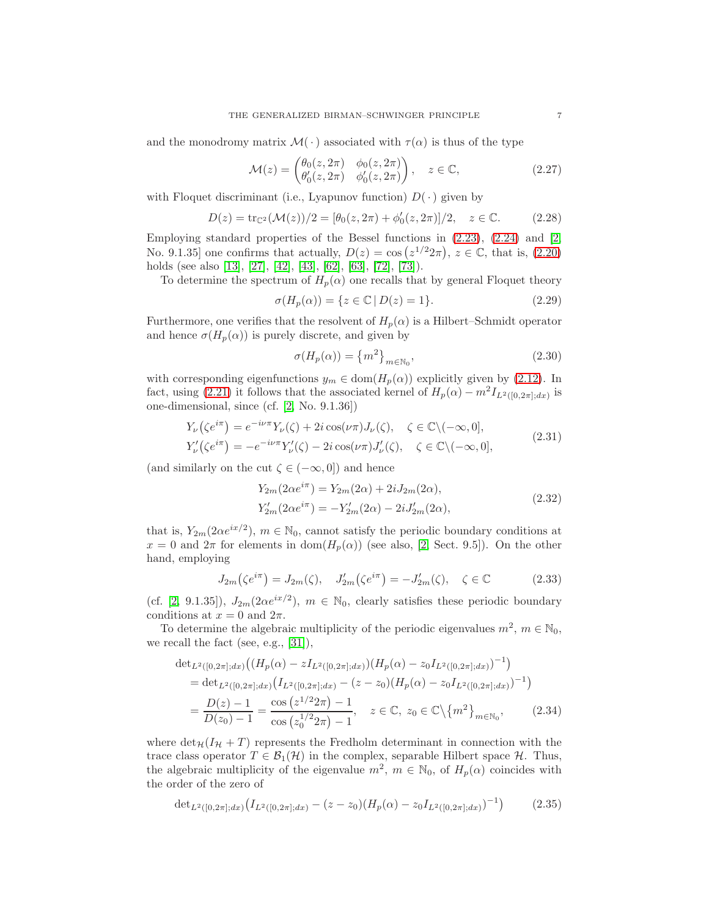and the monodromy matrix $\mathcal{M}(\,\cdot\,)$ associated with $\tau(\alpha)$ is thus of the type

$$\mathcal{M}(z) = \begin{pmatrix} \theta_0(z, 2\pi) & \phi_0(z, 2\pi) \\ \theta_0'(z, 2\pi) & \phi_0'(z, 2\pi) \end{pmatrix}, \quad z \in \mathbb{C}, \tag{2.27}$$

with Floquet discriminant (i.e., Lyapunov function) $D(\,\cdot\,)$ given by

$$D(z) = \operatorname{tr}_{\mathbb{C}^2}(\mathcal{M}(z))/2 = [\theta_0(z, 2\pi) + \phi_0'(z, 2\pi)]/2, \quad z \in \mathbb{C}. \tag{2.28}$$

Employing standard properties of the Bessel functions in (2.23), (2.24) and [2, No. 9.1.35] one confirms that actually, $D(z) = \cos\big(z^{1/2}2\pi\big)$, $z \in \mathbb{C}$, that is, (2.20) holds (see also [13], [27], [42], [43], [62], [63], [72], [73]).

To determine the spectrum of $H_p(\alpha)$ one recalls that by general Floquet theory

$$\sigma(H_p(\alpha)) = \{z \in \mathbb{C} \,|\, D(z) = 1\}. \tag{2.29}$$

Furthermore, one verifies that the resolvent of $H_p(\alpha)$ is a Hilbert–Schmidt operator and hence $\sigma(H_p(\alpha))$ is purely discrete, and given by

$$\sigma(H_p(\alpha)) = \big\{m^2\big\}_{m \in \mathbb{N}_0}, \tag{2.30}$$

with corresponding eigenfunctions $y_m \in \operatorname{dom}(H_p(\alpha))$ explicitly given by (2.12). In fact, using (2.21) it follows that the associated kernel of $H_p(\alpha) - m^2 I_{L^2([0,2\pi];dx)}$ is one-dimensional, since (cf. [2, No. 9.1.36])

$$\begin{aligned} Y_\nu\big(\zeta e^{i\pi}\big) &= e^{-i\nu\pi} Y_\nu(\zeta) + 2i\cos(\nu\pi) J_\nu(\zeta), \quad \zeta \in \mathbb{C}\backslash(-\infty, 0], \\ Y_\nu'\big(\zeta e^{i\pi}\big) &= -e^{-i\nu\pi} Y_\nu'(\zeta) - 2i\cos(\nu\pi) J_\nu'(\zeta), \quad \zeta \in \mathbb{C}\backslash(-\infty, 0], \end{aligned} \tag{2.31}$$

(and similarly on the cut $\zeta \in (-\infty, 0]$) and hence

$$\begin{aligned} Y_{2m}\big(2\alpha e^{i\pi}\big) &= Y_{2m}(2\alpha) + 2i J_{2m}(2\alpha), \\ Y_{2m}'\big(2\alpha e^{i\pi}\big) &= -Y_{2m}'(2\alpha) - 2i J_{2m}'(2\alpha), \end{aligned} \tag{2.32}$$

that is, $Y_{2m}(2\alpha e^{ix/2})$, $m \in \mathbb{N}_0$, cannot satisfy the periodic boundary conditions at $x = 0$ and $2\pi$ for elements in $\operatorname{dom}(H_p(\alpha))$ (see also, [2, Sect. 9.5]). On the other hand, employing

$$J_{2m}\big(\zeta e^{i\pi}\big) = J_{2m}(\zeta), \quad J_{2m}'\big(\zeta e^{i\pi}\big) = -J_{2m}'(\zeta), \quad \zeta \in \mathbb{C} \tag{2.33}$$

(cf. [2, 9.1.35]), $J_{2m}(2\alpha e^{ix/2})$, $m \in \mathbb{N}_0$, clearly satisfies these periodic boundary conditions at $x = 0$ and $2\pi$.

To determine the algebraic multiplicity of the periodic eigenvalues $m^2$, $m \in \mathbb{N}_0$, we recall the fact (see, e.g., [31]),

$$\begin{aligned} &{\det}_{L^2([0,2\pi];dx)}\big((H_p(\alpha) - z I_{L^2([0,2\pi];dx)})(H_p(\alpha) - z_0 I_{L^2([0,2\pi];dx)})^{-1}\big) \\ &\quad = {\det}_{L^2([0,2\pi];dx)}\big(I_{L^2([0,2\pi];dx)} - (z - z_0)(H_p(\alpha) - z_0 I_{L^2([0,2\pi];dx)})^{-1}\big) \\ &\quad = \frac{D(z) - 1}{D(z_0) - 1} = \frac{\cos\big(z^{1/2}2\pi\big) - 1}{\cos\big(z_0^{1/2}2\pi\big) - 1}, \quad z \in \mathbb{C},\ z_0 \in \mathbb{C}\backslash\big\{m^2\big\}_{m \in \mathbb{N}_0}, \end{aligned} \tag{2.34}$$

where $\det_{\mathcal{H}}(I_{\mathcal{H}} + T)$ represents the Fredholm determinant in connection with the trace class operator $T \in \mathcal{B}_1(\mathcal{H})$ in the complex, separable Hilbert space $\mathcal{H}$. Thus, the algebraic multiplicity of the eigenvalue $m^2$, $m \in \mathbb{N}_0$, of $H_p(\alpha)$ coincides with the order of the zero of

$${\det}_{L^2([0,2\pi];dx)}\big(I_{L^2([0,2\pi];dx)} - (z - z_0)(H_p(\alpha) - z_0 I_{L^2([0,2\pi];dx)})^{-1}\big) \tag{2.35}$$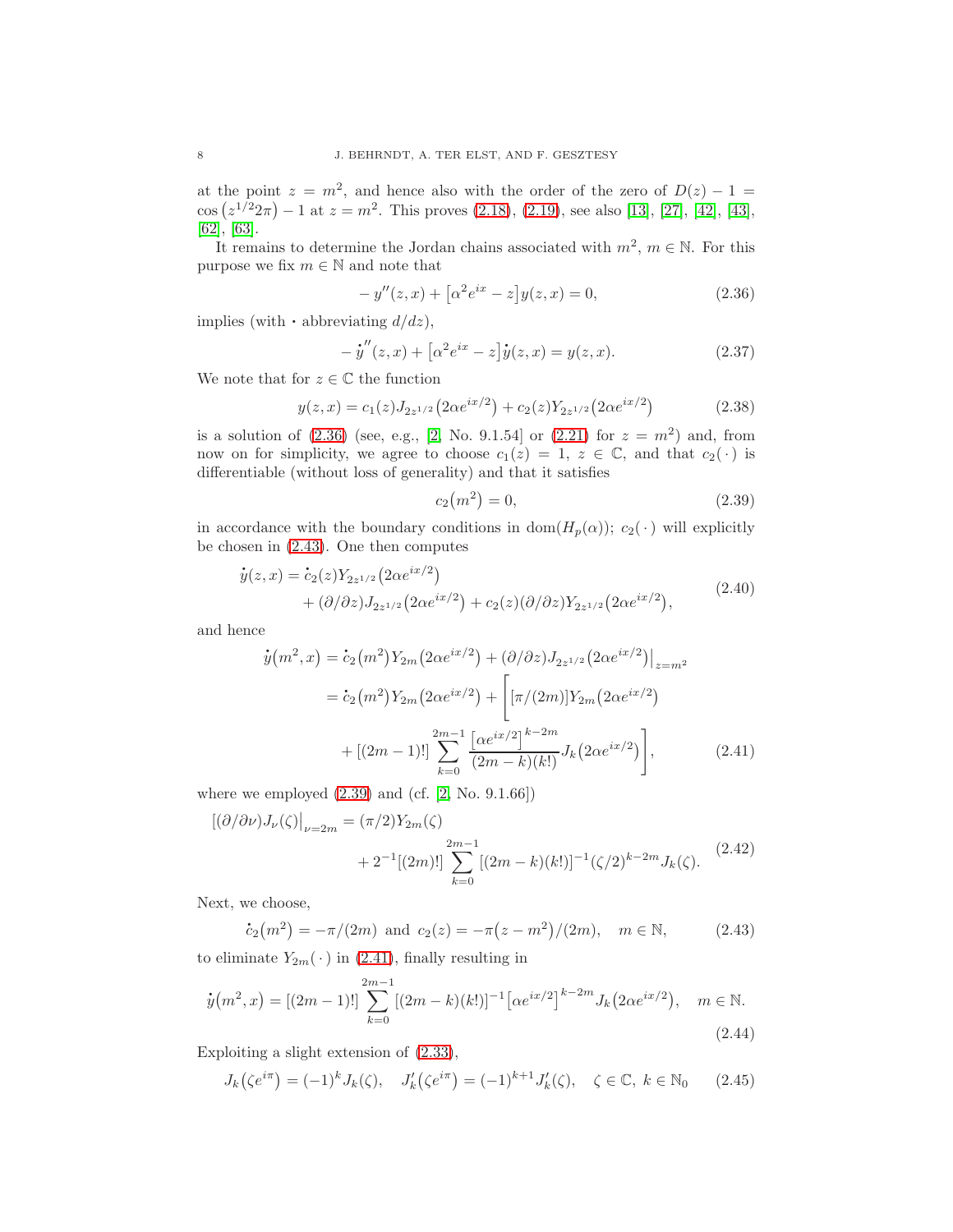at the point $z = m^2$, and hence also with the order of the zero of $D(z) - 1 = \cos\big(z^{1/2}2\pi\big) - 1$ at $z = m^2$. This proves (2.18), (2.19), see also [13], [27], [42], [43], [62], [63].

It remains to determine the Jordan chains associated with $m^2$, $m \in \mathbb{N}$. For this purpose we fix $m \in \mathbb{N}$ and note that

$$- y''(z,x) + \big[\alpha^2 e^{ix} - z\big] y(z,x) = 0, \tag{2.36}$$

implies (with $\boldsymbol{\cdot}$ abbreviating $d/dz$),

$$- \dot{y}''(z,x) + \big[\alpha^2 e^{ix} - z\big] \dot{y}(z,x) = y(z,x). \tag{2.37}$$

We note that for $z \in \mathbb{C}$ the function

$$y(z,x) = c_1(z) J_{2z^{1/2}}\big(2\alpha e^{ix/2}\big) + c_2(z) Y_{2z^{1/2}}\big(2\alpha e^{ix/2}\big) \tag{2.38}$$

is a solution of (2.36) (see, e.g., [2, No. 9.1.54] or (2.21) for $z = m^2$) and, from now on for simplicity, we agree to choose $c_1(z) = 1$, $z \in \mathbb{C}$, and that $c_2(\,\cdot\,)$ is differentiable (without loss of generality) and that it satisfies

$$c_2\big(m^2\big) = 0, \tag{2.39}$$

in accordance with the boundary conditions in $\operatorname{dom}(H_p(\alpha))$; $c_2(\,\cdot\,)$ will explicitly be chosen in (2.43). One then computes

$$\begin{aligned} \dot{y}(z,x) = \dot{c}_2(z) Y_{2z^{1/2}}\big(2\alpha e^{ix/2}\big) \\ + (\partial/\partial z) J_{2z^{1/2}}\big(2\alpha e^{ix/2}\big) + c_2(z)(\partial/\partial z) Y_{2z^{1/2}}\big(2\alpha e^{ix/2}\big), \end{aligned} \tag{2.40}$$

and hence

$$\begin{aligned} \dot{y}\big(m^2,x\big) &= \dot{c}_2\big(m^2\big) Y_{2m}\big(2\alpha e^{ix/2}\big) + (\partial/\partial z) J_{2z^{1/2}}\big(2\alpha e^{ix/2}\big)\big|_{z=m^2} \\ &= \dot{c}_2\big(m^2\big) Y_{2m}\big(2\alpha e^{ix/2}\big) + \Bigg[[\pi/(2m)] Y_{2m}\big(2\alpha e^{ix/2}\big) \\ &\quad + [(2m-1)!] \sum_{k=0}^{2m-1} \frac{\big[\alpha e^{ix/2}\big]^{k-2m}}{(2m-k)(k!)} J_k\big(2\alpha e^{ix/2}\big)\Bigg], \end{aligned} \tag{2.41}$$

where we employed (2.39) and (cf. [2, No. 9.1.66])

$$\begin{aligned} \big[(\partial/\partial\nu) J_\nu(\zeta)\big|_{\nu=2m} = (\pi/2) Y_{2m}(\zeta) \\ + 2^{-1}[(2m)!] \sum_{k=0}^{2m-1} [(2m-k)(k!)]^{-1} (\zeta/2)^{k-2m} J_k(\zeta). \end{aligned} \tag{2.42}$$

Next, we choose,

$$\dot{c}_2\big(m^2\big) = -\pi/(2m) \text{ and } c_2(z) = -\pi\big(z - m^2\big)/(2m), \quad m \in \mathbb{N}, \tag{2.43}$$

to eliminate $Y_{2m}(\,\cdot\,)$ in (2.41), finally resulting in

$$\dot{y}\big(m^2,x\big) = [(2m-1)!] \sum_{k=0}^{2m-1} [(2m-k)(k!)]^{-1} \big[\alpha e^{ix/2}\big]^{k-2m} J_k\big(2\alpha e^{ix/2}\big), \quad m \in \mathbb{N}. \tag{2.44}$$

Exploiting a slight extension of (2.33),

$$J_k\big(\zeta e^{i\pi}\big) = (-1)^k J_k(\zeta), \quad J_k'\big(\zeta e^{i\pi}\big) = (-1)^{k+1} J_k'(\zeta), \quad \zeta \in \mathbb{C},\ k \in \mathbb{N}_0 \tag{2.45}$$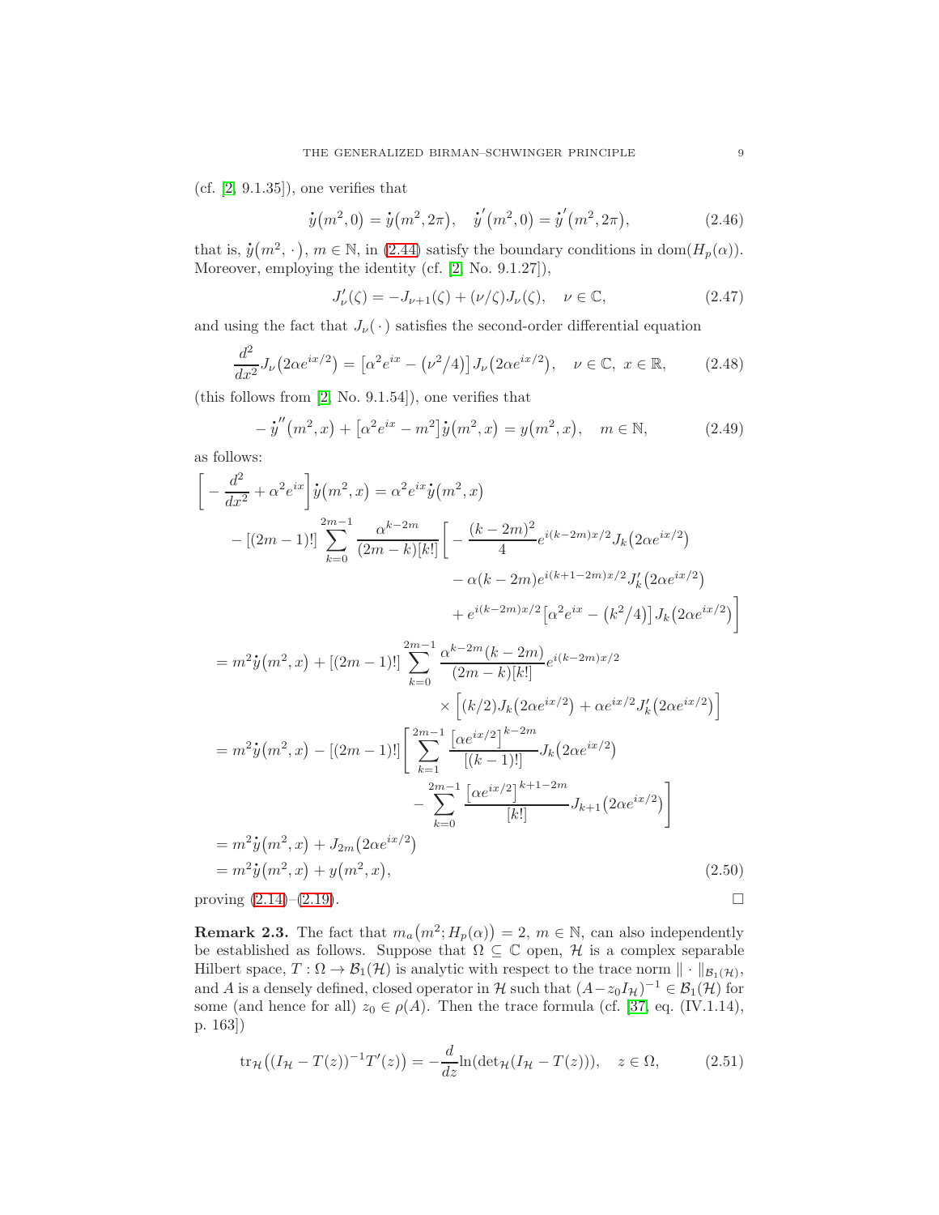(cf. [2, 9.1.35]), one verifies that

$$\dot{y}(m^2,0) = \dot{y}(m^2,2\pi), \quad \dot{y}'(m^2,0) = \dot{y}'(m^2,2\pi), \tag{2.46}$$

that is, $\dot{y}(m^2,\cdot)$, $m \in \mathbb{N}$, in (2.44) satisfy the boundary conditions in $\operatorname{dom}(H_p(\alpha))$. Moreover, employing the identity (cf. [2, No. 9.1.27]),

$$J_\nu'(\zeta) = -J_{\nu+1}(\zeta) + (\nu/\zeta)J_\nu(\zeta), \quad \nu \in \mathbb{C}, \tag{2.47}$$

and using the fact that $J_\nu(\cdot)$ satisfies the second-order differential equation

$$\frac{d^2}{dx^2} J_\nu\big(2\alpha e^{ix/2}\big) = \big[\alpha^2 e^{ix} - \big(\nu^2/4\big)\big] J_\nu\big(2\alpha e^{ix/2}\big), \quad \nu \in \mathbb{C},\ x \in \mathbb{R}, \tag{2.48}$$

(this follows from [2, No. 9.1.54]), one verifies that

$$-\dot{y}''(m^2,x) + \big[\alpha^2 e^{ix} - m^2\big]\dot{y}(m^2,x) = y(m^2,x), \quad m \in \mathbb{N}, \tag{2.49}$$

as follows:

$$\begin{aligned}
\bigg[-\frac{d^2}{dx^2} + \alpha^2 e^{ix}\bigg]\dot{y}(m^2,x) &= \alpha^2 e^{ix}\dot{y}(m^2,x) \\
&\quad - [(2m-1)!]\sum_{k=0}^{2m-1} \frac{\alpha^{k-2m}}{(2m-k)[k!]}\bigg[-\frac{(k-2m)^2}{4} e^{i(k-2m)x/2} J_k\big(2\alpha e^{ix/2}\big) \\
&\qquad - \alpha(k-2m)e^{i(k+1-2m)x/2} J_k'\big(2\alpha e^{ix/2}\big) \\
&\qquad + e^{i(k-2m)x/2}\big[\alpha^2 e^{ix} - \big(k^2/4\big)\big] J_k\big(2\alpha e^{ix/2}\big)\bigg] \\
&= m^2\dot{y}(m^2,x) + [(2m-1)!]\sum_{k=0}^{2m-1} \frac{\alpha^{k-2m}(k-2m)}{(2m-k)[k!]} e^{i(k-2m)x/2} \\
&\qquad \times \Big[(k/2)J_k\big(2\alpha e^{ix/2}\big) + \alpha e^{ix/2} J_k'\big(2\alpha e^{ix/2}\big)\Big] \\
&= m^2\dot{y}(m^2,x) - [(2m-1)!]\Bigg[\sum_{k=1}^{2m-1} \frac{\big[\alpha e^{ix/2}\big]^{k-2m}}{[(k-1)!]} J_k\big(2\alpha e^{ix/2}\big) \\
&\qquad - \sum_{k=0}^{2m-1} \frac{\big[\alpha e^{ix/2}\big]^{k+1-2m}}{[k!]} J_{k+1}\big(2\alpha e^{ix/2}\big)\Bigg] \\
&= m^2\dot{y}(m^2,x) + J_{2m}\big(2\alpha e^{ix/2}\big) \\
&= m^2\dot{y}(m^2,x) + y(m^2,x),
\end{aligned} \tag{2.50}$$

proving (2.14)–(2.19). $\square$

**Remark 2.3.** The fact that $m_a\big(m^2; H_p(\alpha)\big) = 2$, $m \in \mathbb{N}$, can also independently be established as follows. Suppose that $\Omega \subseteq \mathbb{C}$ open, $\mathcal{H}$ is a complex separable Hilbert space, $T : \Omega \to \mathcal{B}_1(\mathcal{H})$ is analytic with respect to the trace norm $\|\cdot\|_{\mathcal{B}_1(\mathcal{H})}$, and $A$ is a densely defined, closed operator in $\mathcal{H}$ such that $(A - z_0 I_{\mathcal{H}})^{-1} \in \mathcal{B}_1(\mathcal{H})$ for some (and hence for all) $z_0 \in \rho(A)$. Then the trace formula (cf. [37, eq. (IV.1.14), p. 163])

$$\operatorname{tr}_{\mathcal{H}}\big((I_{\mathcal{H}} - T(z))^{-1}T'(z)\big) = -\frac{d}{dz}\ln(\det{}_{\mathcal{H}}(I_{\mathcal{H}} - T(z))), \quad z \in \Omega, \tag{2.51}$$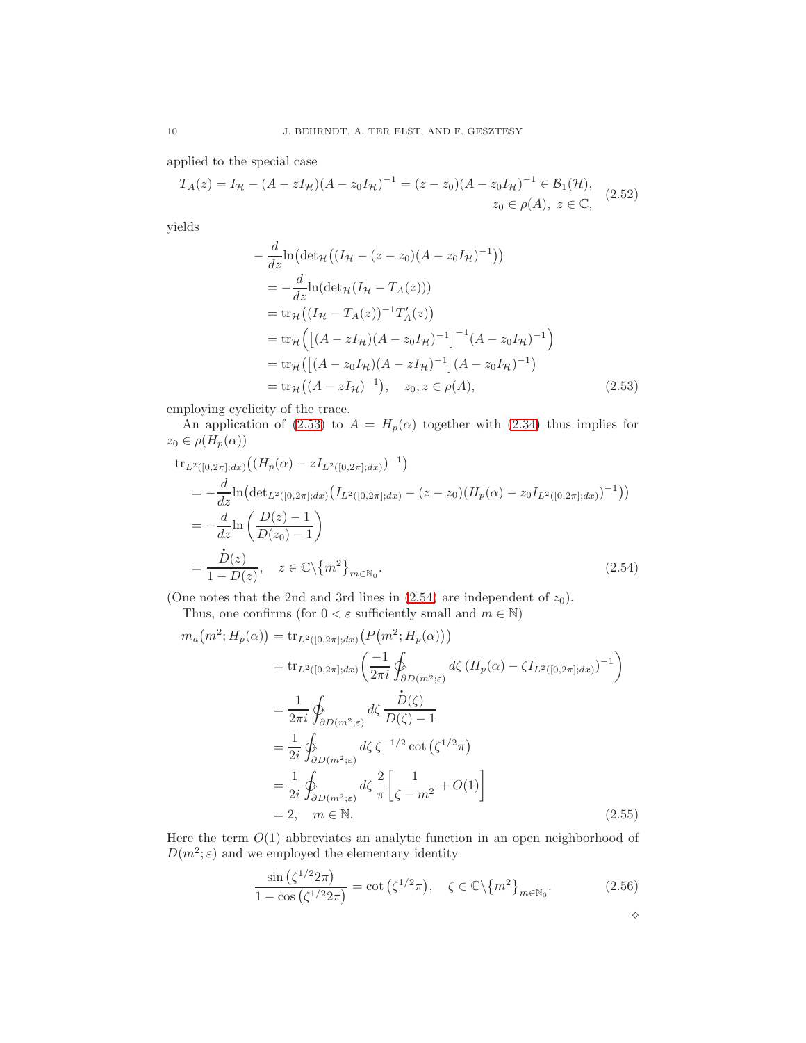applied to the special case

$$T_A(z) = I_{\mathcal{H}} - (A - zI_{\mathcal{H}})(A - z_0 I_{\mathcal{H}})^{-1} = (z - z_0)(A - z_0 I_{\mathcal{H}})^{-1} \in \mathcal{B}_1(\mathcal{H}), \quad z_0 \in \rho(A),\ z \in \mathbb{C}, \tag{2.52}$$

yields

$$\begin{aligned}
&-\frac{d}{dz}\ln\big(\det_{\mathcal{H}}\big((I_{\mathcal{H}} - (z - z_0)(A - z_0 I_{\mathcal{H}})^{-1}\big)\big) \\
&= -\frac{d}{dz}\ln(\det_{\mathcal{H}}(I_{\mathcal{H}} - T_A(z))) \\
&= \operatorname{tr}_{\mathcal{H}}\big((I_{\mathcal{H}} - T_A(z))^{-1} T_A'(z)\big) \\
&= \operatorname{tr}_{\mathcal{H}}\Big(\big[(A - zI_{\mathcal{H}})(A - z_0 I_{\mathcal{H}})^{-1}\big]^{-1}(A - z_0 I_{\mathcal{H}})^{-1}\Big) \\
&= \operatorname{tr}_{\mathcal{H}}\big(\big[(A - z_0 I_{\mathcal{H}})(A - zI_{\mathcal{H}})^{-1}\big](A - z_0 I_{\mathcal{H}})^{-1}\big) \\
&= \operatorname{tr}_{\mathcal{H}}\big((A - zI_{\mathcal{H}})^{-1}\big), \quad z_0, z \in \rho(A),
\end{aligned} \tag{2.53}$$

employing cyclicity of the trace.

An application of (2.53) to $A = H_p(\alpha)$ together with (2.34) thus implies for $z_0 \in \rho(H_p(\alpha))$

$$\begin{aligned}
&\operatorname{tr}_{L^2([0,2\pi];dx)}\big((H_p(\alpha) - zI_{L^2([0,2\pi];dx)})^{-1}\big) \\
&= -\frac{d}{dz}\ln\big(\det_{L^2([0,2\pi];dx)}\big(I_{L^2([0,2\pi];dx)} - (z - z_0)(H_p(\alpha) - z_0 I_{L^2([0,2\pi];dx)})^{-1}\big)\big) \\
&= -\frac{d}{dz}\ln\left(\frac{D(z) - 1}{D(z_0) - 1}\right) \\
&= \frac{\dot{D}(z)}{1 - D(z)}, \quad z \in \mathbb{C}\backslash\{m^2\}_{m \in \mathbb{N}_0}.
\end{aligned} \tag{2.54}$$

(One notes that the 2nd and 3rd lines in (2.54) are independent of $z_0$).

Thus, one confirms (for $0 < \varepsilon$ sufficiently small and $m \in \mathbb{N}$)

$$\begin{aligned}
m_a\big(m^2; H_p(\alpha)\big) &= \operatorname{tr}_{L^2([0,2\pi];dx)}\big(P\big(m^2; H_p(\alpha)\big)\big) \\
&= \operatorname{tr}_{L^2([0,2\pi];dx)}\left(\frac{-1}{2\pi i}\oint_{\partial D(m^2;\varepsilon)} d\zeta\, (H_p(\alpha) - \zeta I_{L^2([0,2\pi];dx)})^{-1}\right) \\
&= \frac{1}{2\pi i}\oint_{\partial D(m^2;\varepsilon)} d\zeta\, \frac{\dot{D}(\zeta)}{D(\zeta) - 1} \\
&= \frac{1}{2i}\oint_{\partial D(m^2;\varepsilon)} d\zeta\, \zeta^{-1/2}\cot\big(\zeta^{1/2}\pi\big) \\
&= \frac{1}{2i}\oint_{\partial D(m^2;\varepsilon)} d\zeta\, \frac{2}{\pi}\left[\frac{1}{\zeta - m^2} + O(1)\right] \\
&= 2, \quad m \in \mathbb{N}.
\end{aligned} \tag{2.55}$$

Here the term $O(1)$ abbreviates an analytic function in an open neighborhood of $D(m^2;\varepsilon)$ and we employed the elementary identity

$$\frac{\sin\big(\zeta^{1/2}2\pi\big)}{1 - \cos\big(\zeta^{1/2}2\pi\big)} = \cot\big(\zeta^{1/2}\pi\big), \quad \zeta \in \mathbb{C}\backslash\{m^2\}_{m \in \mathbb{N}_0}. \tag{2.56}$$

$\diamond$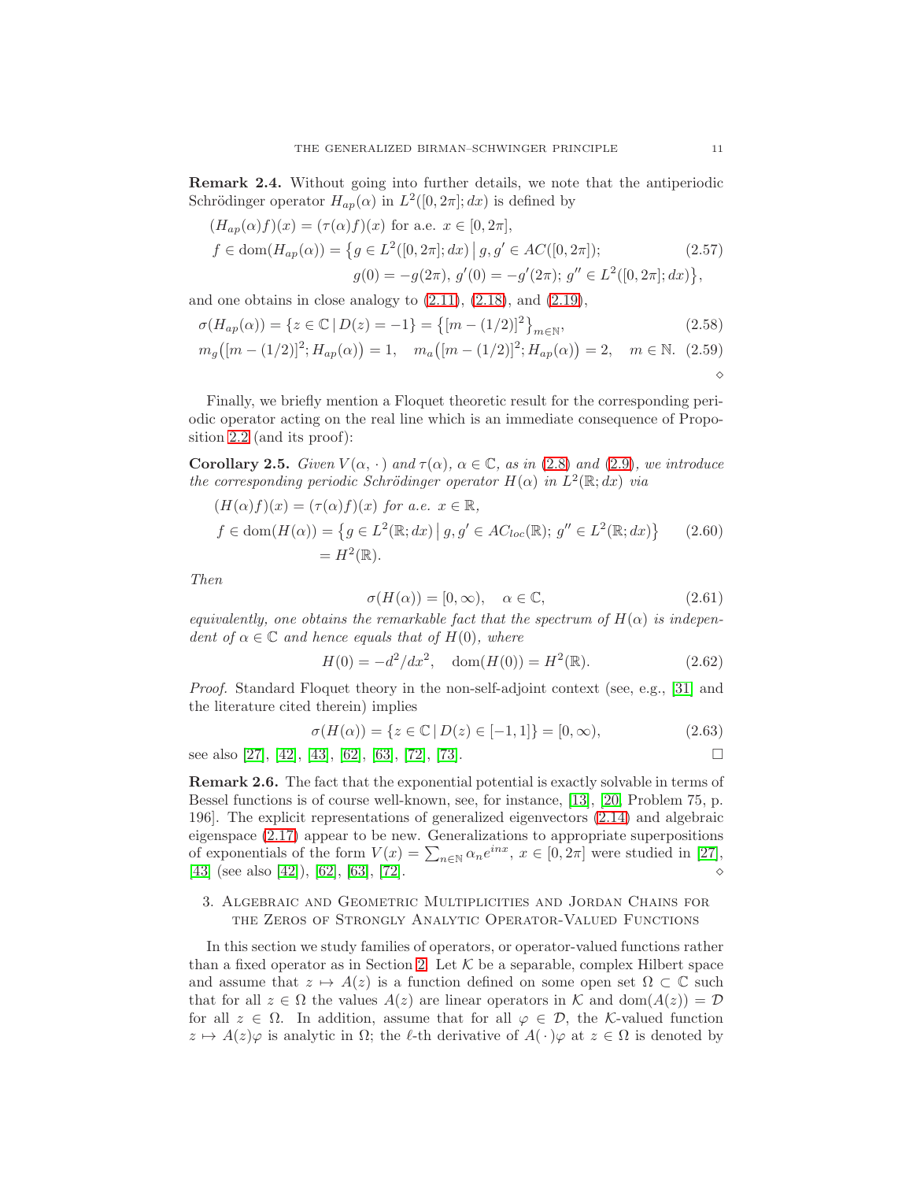**Remark 2.4.** Without going into further details, we note that the antiperiodic Schrödinger operator $H_{ap}(\alpha)$ in $L^2([0,2\pi];dx)$ is defined by

$$
\begin{aligned}
&(H_{ap}(\alpha)f)(x) = (\tau(\alpha)f)(x) \text{ for a.e. } x \in [0,2\pi], \\
&f \in \mathrm{dom}(H_{ap}(\alpha)) = \big\{g \in L^2([0,2\pi];dx) \,\big|\, g, g' \in AC([0,2\pi]); \\
&\qquad\qquad g(0) = -g(2\pi),\ g'(0) = -g'(2\pi);\ g'' \in L^2([0,2\pi];dx)\big\},
\end{aligned} \tag{2.57}
$$

and one obtains in close analogy to (2.11), (2.18), and (2.19),

$$
\sigma(H_{ap}(\alpha)) = \{z \in \mathbb{C} \,|\, D(z) = -1\} = \big\{[m-(1/2)]^2\big\}_{m\in\mathbb{N}}, \tag{2.58}
$$

$$
m_g\big([m-(1/2)]^2; H_{ap}(\alpha)\big) = 1, \quad m_a\big([m-(1/2)]^2; H_{ap}(\alpha)\big) = 2, \quad m \in \mathbb{N}. \tag{2.59}
$$

$\diamond$

Finally, we briefly mention a Floquet theoretic result for the corresponding periodic operator acting on the real line which is an immediate consequence of Proposition 2.2 (and its proof):

**Corollary 2.5.** *Given $V(\alpha,\,\cdot\,)$ and $\tau(\alpha)$, $\alpha \in \mathbb{C}$, as in (2.8) and (2.9), we introduce the corresponding periodic Schrödinger operator $H(\alpha)$ in $L^2(\mathbb{R};dx)$ via*

$$
\begin{aligned}
&(H(\alpha)f)(x) = (\tau(\alpha)f)(x) \text{ for a.e. } x \in \mathbb{R}, \\
&f \in \mathrm{dom}(H(\alpha)) = \big\{g \in L^2(\mathbb{R};dx) \,\big|\, g, g' \in AC_{loc}(\mathbb{R});\ g'' \in L^2(\mathbb{R};dx)\big\} \\
&\qquad\qquad = H^2(\mathbb{R}).
\end{aligned} \tag{2.60}
$$

*Then*

$$
\sigma(H(\alpha)) = [0,\infty), \quad \alpha \in \mathbb{C}, \tag{2.61}
$$

*equivalently, one obtains the remarkable fact that the spectrum of $H(\alpha)$ is independent of $\alpha \in \mathbb{C}$ and hence equals that of $H(0)$, where*

$$
H(0) = -d^2/dx^2, \quad \mathrm{dom}(H(0)) = H^2(\mathbb{R}). \tag{2.62}
$$

*Proof.* Standard Floquet theory in the non-self-adjoint context (see, e.g., [31] and the literature cited therein) implies

$$
\sigma(H(\alpha)) = \{z \in \mathbb{C} \,|\, D(z) \in [-1,1]\} = [0,\infty), \tag{2.63}
$$

see also [27], [42], [43], [62], [63], [72], [73]. $\square$

**Remark 2.6.** The fact that the exponential potential is exactly solvable in terms of Bessel functions is of course well-known, see, for instance, [13], [20, Problem 75, p. 196]. The explicit representations of generalized eigenvectors (2.14) and algebraic eigenspace (2.17) appear to be new. Generalizations to appropriate superpositions of exponentials of the form $V(x) = \sum_{n\in\mathbb{N}} \alpha_n e^{inx}$, $x \in [0,2\pi]$ were studied in [27], [43] (see also [42]), [62], [63], [72]. $\diamond$

## 3. Algebraic and Geometric Multiplicities and Jordan Chains for the Zeros of Strongly Analytic Operator-Valued Functions

In this section we study families of operators, or operator-valued functions rather than a fixed operator as in Section 2. Let $\mathcal{K}$ be a separable, complex Hilbert space and assume that $z \mapsto A(z)$ is a function defined on some open set $\Omega \subset \mathbb{C}$ such that for all $z \in \Omega$ the values $A(z)$ are linear operators in $\mathcal{K}$ and $\mathrm{dom}(A(z)) = \mathcal{D}$ for all $z \in \Omega$. In addition, assume that for all $\varphi \in \mathcal{D}$, the $\mathcal{K}$-valued function $z \mapsto A(z)\varphi$ is analytic in $\Omega$; the $\ell$-th derivative of $A(\,\cdot\,)\varphi$ at $z \in \Omega$ is denoted by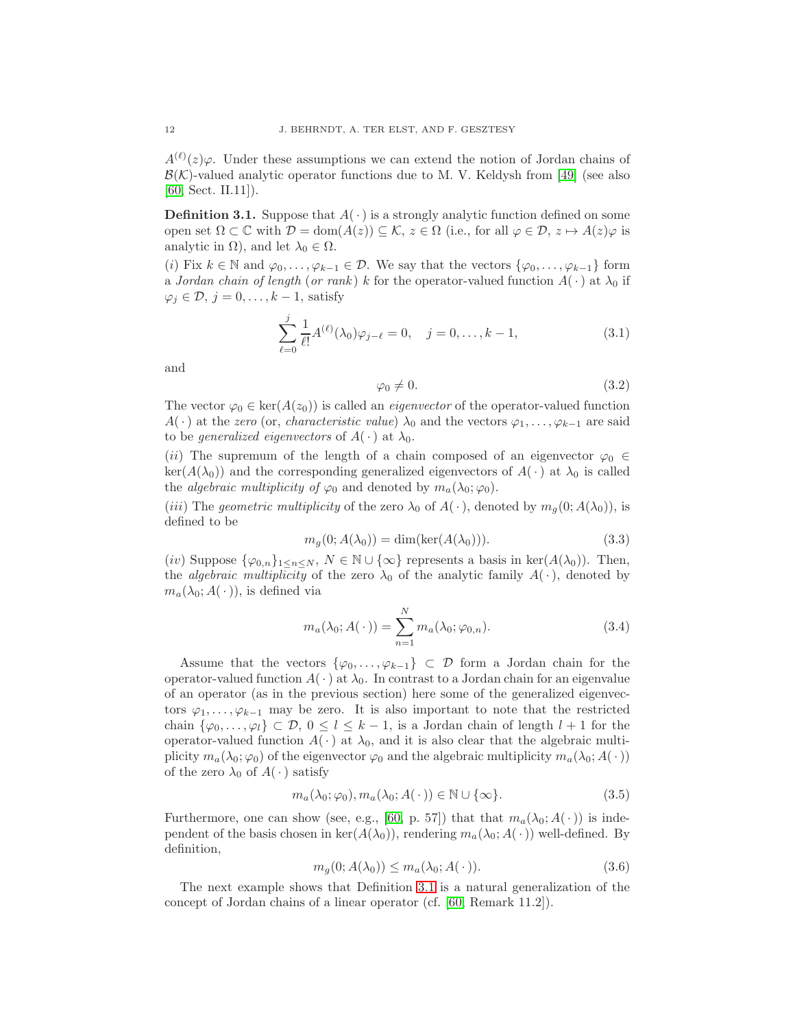$A^{(\ell)}(z)\varphi$. Under these assumptions we can extend the notion of Jordan chains of $\mathcal{B}(\mathcal{K})$-valued analytic operator functions due to M. V. Keldysh from [49] (see also [60, Sect. II.11]).

**Definition 3.1.** Suppose that $A(\,\cdot\,)$ is a strongly analytic function defined on some open set $\Omega \subset \mathbb{C}$ with $\mathcal{D} = \operatorname{dom}(A(z)) \subseteq \mathcal{K}$, $z \in \Omega$ (i.e., for all $\varphi \in \mathcal{D}$, $z \mapsto A(z)\varphi$ is analytic in $\Omega$), and let $\lambda_0 \in \Omega$.

$(i)$ Fix $k \in \mathbb{N}$ and $\varphi_0, \dots, \varphi_{k-1} \in \mathcal{D}$. We say that the vectors $\{\varphi_0, \dots, \varphi_{k-1}\}$ form a *Jordan chain of length* (*or rank*) $k$ for the operator-valued function $A(\,\cdot\,)$ at $\lambda_0$ if $\varphi_j \in \mathcal{D}$, $j = 0, \dots, k-1$, satisfy

$$\sum_{\ell=0}^{j} \frac{1}{\ell!} A^{(\ell)}(\lambda_0)\varphi_{j-\ell} = 0, \quad j = 0, \dots, k-1, \tag{3.1}$$

and

$$\varphi_0 \neq 0. \tag{3.2}$$

The vector $\varphi_0 \in \ker(A(z_0))$ is called an *eigenvector* of the operator-valued function $A(\,\cdot\,)$ at the *zero* (or, *characteristic value*) $\lambda_0$ and the vectors $\varphi_1, \dots, \varphi_{k-1}$ are said to be *generalized eigenvectors* of $A(\,\cdot\,)$ at $\lambda_0$.

$(ii)$ The supremum of the length of a chain composed of an eigenvector $\varphi_0 \in \ker(A(\lambda_0))$ and the corresponding generalized eigenvectors of $A(\,\cdot\,)$ at $\lambda_0$ is called the *algebraic multiplicity of* $\varphi_0$ and denoted by $m_a(\lambda_0; \varphi_0)$.

$(iii)$ The *geometric multiplicity* of the zero $\lambda_0$ of $A(\,\cdot\,)$, denoted by $m_g(0; A(\lambda_0))$, is defined to be

$$m_g(0; A(\lambda_0)) = \dim(\ker(A(\lambda_0))). \tag{3.3}$$

$(iv)$ Suppose $\{\varphi_{0,n}\}_{1 \leq n \leq N}$, $N \in \mathbb{N} \cup \{\infty\}$ represents a basis in $\ker(A(\lambda_0))$. Then, the *algebraic multiplicity* of the zero $\lambda_0$ of the analytic family $A(\,\cdot\,)$, denoted by $m_a(\lambda_0; A(\,\cdot\,))$, is defined via

$$m_a(\lambda_0; A(\,\cdot\,)) = \sum_{n=1}^{N} m_a(\lambda_0; \varphi_{0,n}). \tag{3.4}$$

Assume that the vectors $\{\varphi_0, \dots, \varphi_{k-1}\} \subset \mathcal{D}$ form a Jordan chain for the operator-valued function $A(\,\cdot\,)$ at $\lambda_0$. In contrast to a Jordan chain for an eigenvalue of an operator (as in the previous section) here some of the generalized eigenvectors $\varphi_1, \dots, \varphi_{k-1}$ may be zero. It is also important to note that the restricted chain $\{\varphi_0, \dots, \varphi_l\} \subset \mathcal{D}$, $0 \leq l \leq k-1$, is a Jordan chain of length $l+1$ for the operator-valued function $A(\,\cdot\,)$ at $\lambda_0$, and it is also clear that the algebraic multiplicity $m_a(\lambda_0; \varphi_0)$ of the eigenvector $\varphi_0$ and the algebraic multiplicity $m_a(\lambda_0; A(\,\cdot\,))$ of the zero $\lambda_0$ of $A(\,\cdot\,)$ satisfy

$$m_a(\lambda_0; \varphi_0), m_a(\lambda_0; A(\,\cdot\,)) \in \mathbb{N} \cup \{\infty\}. \tag{3.5}$$

Furthermore, one can show (see, e.g., [60, p. 57]) that that $m_a(\lambda_0; A(\,\cdot\,))$ is independent of the basis chosen in $\ker(A(\lambda_0))$, rendering $m_a(\lambda_0; A(\,\cdot\,))$ well-defined. By definition,

$$m_g(0; A(\lambda_0)) \leq m_a(\lambda_0; A(\,\cdot\,)). \tag{3.6}$$

The next example shows that Definition 3.1 is a natural generalization of the concept of Jordan chains of a linear operator (cf. [60, Remark 11.2]).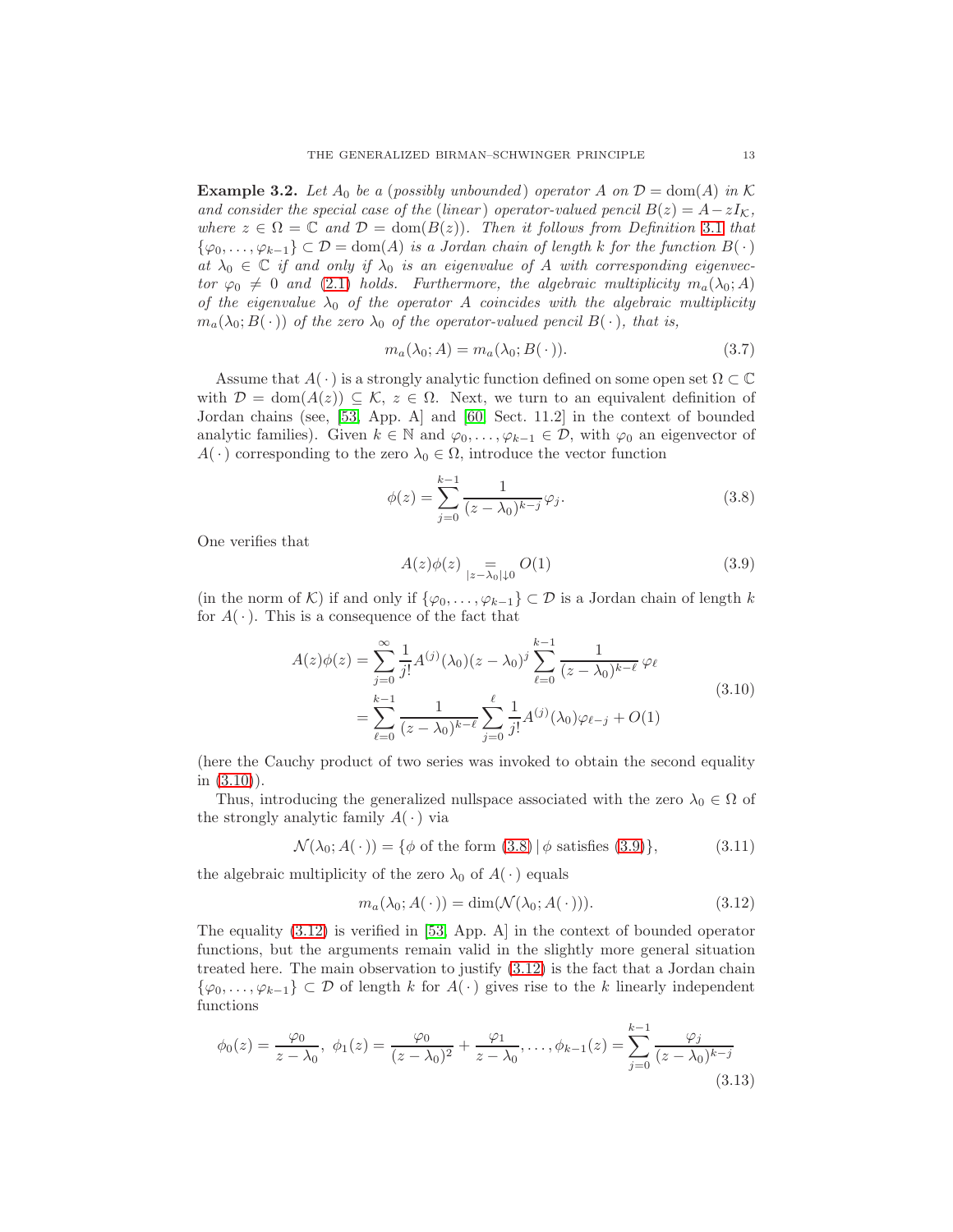**Example 3.2.** *Let $A_0$ be a (possibly unbounded) operator $A$ on $\mathcal{D} = \operatorname{dom}(A)$ in $\mathcal{K}$ and consider the special case of the (linear) operator-valued pencil $B(z) = A - zI_{\mathcal{K}}$, where $z \in \Omega = \mathbb{C}$ and $\mathcal{D} = \operatorname{dom}(B(z))$. Then it follows from Definition 3.1 that $\{\varphi_0, \dots, \varphi_{k-1}\} \subset \mathcal{D} = \operatorname{dom}(A)$ is a Jordan chain of length $k$ for the function $B(\,\cdot\,)$ at $\lambda_0 \in \mathbb{C}$ if and only if $\lambda_0$ is an eigenvalue of $A$ with corresponding eigenvector $\varphi_0 \neq 0$ and (2.1) holds. Furthermore, the algebraic multiplicity $m_a(\lambda_0; A)$ of the eigenvalue $\lambda_0$ of the operator $A$ coincides with the algebraic multiplicity $m_a(\lambda_0; B(\,\cdot\,))$ of the zero $\lambda_0$ of the operator-valued pencil $B(\,\cdot\,)$, that is,*

$$m_a(\lambda_0; A) = m_a(\lambda_0; B(\,\cdot\,)). \tag{3.7}$$

Assume that $A(\,\cdot\,)$ is a strongly analytic function defined on some open set $\Omega \subset \mathbb{C}$ with $\mathcal{D} = \operatorname{dom}(A(z)) \subseteq \mathcal{K}$, $z \in \Omega$. Next, we turn to an equivalent definition of Jordan chains (see, [53, App. A] and [60, Sect. 11.2] in the context of bounded analytic families). Given $k \in \mathbb{N}$ and $\varphi_0, \dots, \varphi_{k-1} \in \mathcal{D}$, with $\varphi_0$ an eigenvector of $A(\,\cdot\,)$ corresponding to the zero $\lambda_0 \in \Omega$, introduce the vector function

$$\phi(z) = \sum_{j=0}^{k-1} \frac{1}{(z-\lambda_0)^{k-j}} \varphi_j. \tag{3.8}$$

One verifies that

$$A(z)\phi(z) \underset{|z-\lambda_0|\downarrow 0}{=} O(1) \tag{3.9}$$

(in the norm of $\mathcal{K}$) if and only if $\{\varphi_0, \dots, \varphi_{k-1}\} \subset \mathcal{D}$ is a Jordan chain of length $k$ for $A(\,\cdot\,)$. This is a consequence of the fact that

$$\begin{aligned} A(z)\phi(z) &= \sum_{j=0}^{\infty} \frac{1}{j!} A^{(j)}(\lambda_0)(z-\lambda_0)^j \sum_{\ell=0}^{k-1} \frac{1}{(z-\lambda_0)^{k-\ell}}\, \varphi_\ell \\ &= \sum_{\ell=0}^{k-1} \frac{1}{(z-\lambda_0)^{k-\ell}} \sum_{j=0}^{\ell} \frac{1}{j!} A^{(j)}(\lambda_0) \varphi_{\ell-j} + O(1) \end{aligned} \tag{3.10}$$

(here the Cauchy product of two series was invoked to obtain the second equality in (3.10)).

Thus, introducing the generalized nullspace associated with the zero $\lambda_0 \in \Omega$ of the strongly analytic family $A(\,\cdot\,)$ via

$$\mathcal{N}(\lambda_0; A(\,\cdot\,)) = \{\phi \text{ of the form (3.8)} \,|\, \phi \text{ satisfies (3.9)}\}, \tag{3.11}$$

the algebraic multiplicity of the zero $\lambda_0$ of $A(\,\cdot\,)$ equals

$$m_a(\lambda_0; A(\,\cdot\,)) = \dim(\mathcal{N}(\lambda_0; A(\,\cdot\,))). \tag{3.12}$$

The equality (3.12) is verified in [53, App. A] in the context of bounded operator functions, but the arguments remain valid in the slightly more general situation treated here. The main observation to justify (3.12) is the fact that a Jordan chain $\{\varphi_0, \dots, \varphi_{k-1}\} \subset \mathcal{D}$ of length $k$ for $A(\,\cdot\,)$ gives rise to the $k$ linearly independent functions

$$\phi_0(z) = \frac{\varphi_0}{z-\lambda_0},\ \phi_1(z) = \frac{\varphi_0}{(z-\lambda_0)^2} + \frac{\varphi_1}{z-\lambda_0}, \dots, \phi_{k-1}(z) = \sum_{j=0}^{k-1} \frac{\varphi_j}{(z-\lambda_0)^{k-j}} \tag{3.13}$$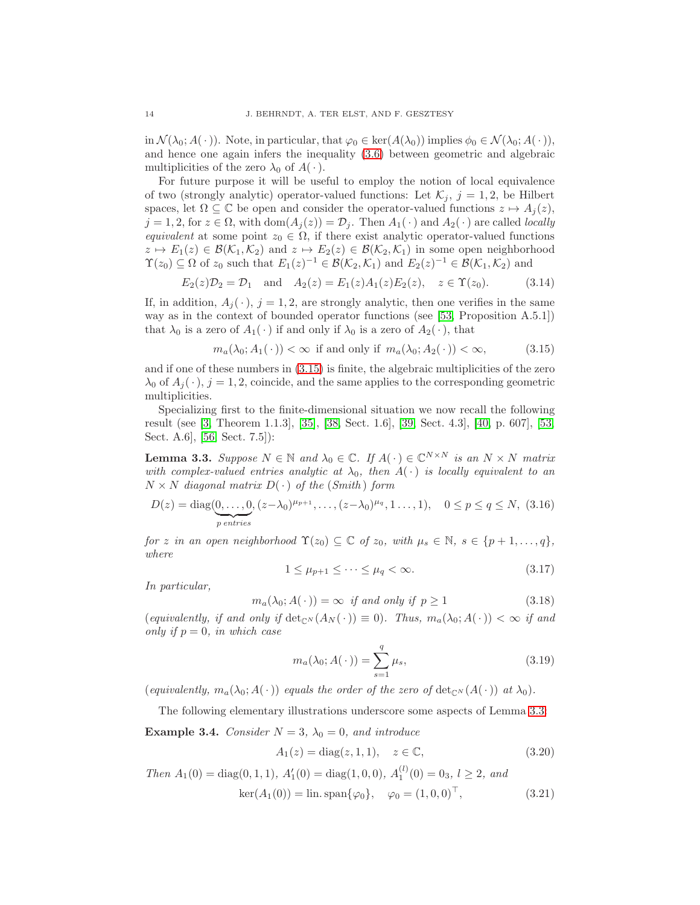in $\mathcal{N}(\lambda_0; A(\cdot))$. Note, in particular, that $\varphi_0 \in \ker(A(\lambda_0))$ implies $\phi_0 \in \mathcal{N}(\lambda_0; A(\cdot))$, and hence one again infers the inequality (3.6) between geometric and algebraic multiplicities of the zero $\lambda_0$ of $A(\cdot)$.

For future purpose it will be useful to employ the notion of local equivalence of two (strongly analytic) operator-valued functions: Let $\mathcal{K}_j$, $j = 1, 2$, be Hilbert spaces, let $\Omega \subseteq \mathbb{C}$ be open and consider the operator-valued functions $z \mapsto A_j(z)$, $j = 1, 2$, for $z \in \Omega$, with $\operatorname{dom}(A_j(z)) = \mathcal{D}_j$. Then $A_1(\cdot)$ and $A_2(\cdot)$ are called *locally equivalent* at some point $z_0 \in \Omega$, if there exist analytic operator-valued functions $z \mapsto E_1(z) \in \mathcal{B}(\mathcal{K}_1, \mathcal{K}_2)$ and $z \mapsto E_2(z) \in \mathcal{B}(\mathcal{K}_2, \mathcal{K}_1)$ in some open neighborhood $\Upsilon(z_0) \subseteq \Omega$ of $z_0$ such that $E_1(z)^{-1} \in \mathcal{B}(\mathcal{K}_2, \mathcal{K}_1)$ and $E_2(z)^{-1} \in \mathcal{B}(\mathcal{K}_1, \mathcal{K}_2)$ and

$$E_2(z)\mathcal{D}_2 = \mathcal{D}_1 \quad \text{and} \quad A_2(z) = E_1(z)A_1(z)E_2(z), \quad z \in \Upsilon(z_0). \tag{3.14}$$

If, in addition, $A_j(\cdot)$, $j = 1, 2$, are strongly analytic, then one verifies in the same way as in the context of bounded operator functions (see [53, Proposition A.5.1]) that $\lambda_0$ is a zero of $A_1(\cdot)$ if and only if $\lambda_0$ is a zero of $A_2(\cdot)$, that

$$m_a(\lambda_0; A_1(\cdot)) < \infty \text{ if and only if } m_a(\lambda_0; A_2(\cdot)) < \infty, \tag{3.15}$$

and if one of these numbers in (3.15) is finite, the algebraic multiplicities of the zero $\lambda_0$ of $A_j(\cdot)$, $j = 1, 2$, coincide, and the same applies to the corresponding geometric multiplicities.

Specializing first to the finite-dimensional situation we now recall the following result (see [3, Theorem 1.1.3], [35], [38, Sect. 1.6], [39, Sect. 4.3], [40, p. 607], [53, Sect. A.6], [56, Sect. 7.5]):

**Lemma 3.3.** *Suppose $N \in \mathbb{N}$ and $\lambda_0 \in \mathbb{C}$. If $A(\cdot) \in \mathbb{C}^{N \times N}$ is an $N \times N$ matrix with complex-valued entries analytic at $\lambda_0$, then $A(\cdot)$ is locally equivalent to an $N \times N$ diagonal matrix $D(\cdot)$ of the (Smith) form*

$$D(z) = \operatorname{diag}(\underbrace{0, \dots, 0}_{p \text{ entries}}, (z-\lambda_0)^{\mu_{p+1}}, \dots, (z-\lambda_0)^{\mu_q}, 1 \dots, 1), \quad 0 \leq p \leq q \leq N, \tag{3.16}$$

*for $z$ in an open neighborhood $\Upsilon(z_0) \subseteq \mathbb{C}$ of $z_0$, with $\mu_s \in \mathbb{N}$, $s \in \{p+1, \dots, q\}$, where*

$$1 \leq \mu_{p+1} \leq \dots \leq \mu_q < \infty. \tag{3.17}$$

*In particular,*

$$m_a(\lambda_0; A(\cdot)) = \infty \text{ if and only if } p \geq 1 \tag{3.18}$$

*(equivalently, if and only if $\det_{\mathbb{C}^N}(A_N(\cdot)) \equiv 0$). Thus, $m_a(\lambda_0; A(\cdot)) < \infty$ if and only if $p = 0$, in which case*

$$m_a(\lambda_0; A(\cdot)) = \sum_{s=1}^{q} \mu_s, \tag{3.19}$$

*(equivalently, $m_a(\lambda_0; A(\cdot))$ equals the order of the zero of $\det_{\mathbb{C}^N}(A(\cdot))$ at $\lambda_0$).*

The following elementary illustrations underscore some aspects of Lemma 3.3.

**Example 3.4.** *Consider $N = 3$, $\lambda_0 = 0$, and introduce*

$$A_1(z) = \operatorname{diag}(z, 1, 1), \quad z \in \mathbb{C}, \tag{3.20}$$

*Then $A_1(0) = \operatorname{diag}(0, 1, 1)$, $A_1'(0) = \operatorname{diag}(1, 0, 0)$, $A_1^{(l)}(0) = 0_3$, $l \geq 2$, and*

$$\ker(A_1(0)) = \operatorname{lin.span}\{\varphi_0\}, \quad \varphi_0 = (1, 0, 0)^\top, \tag{3.21}$$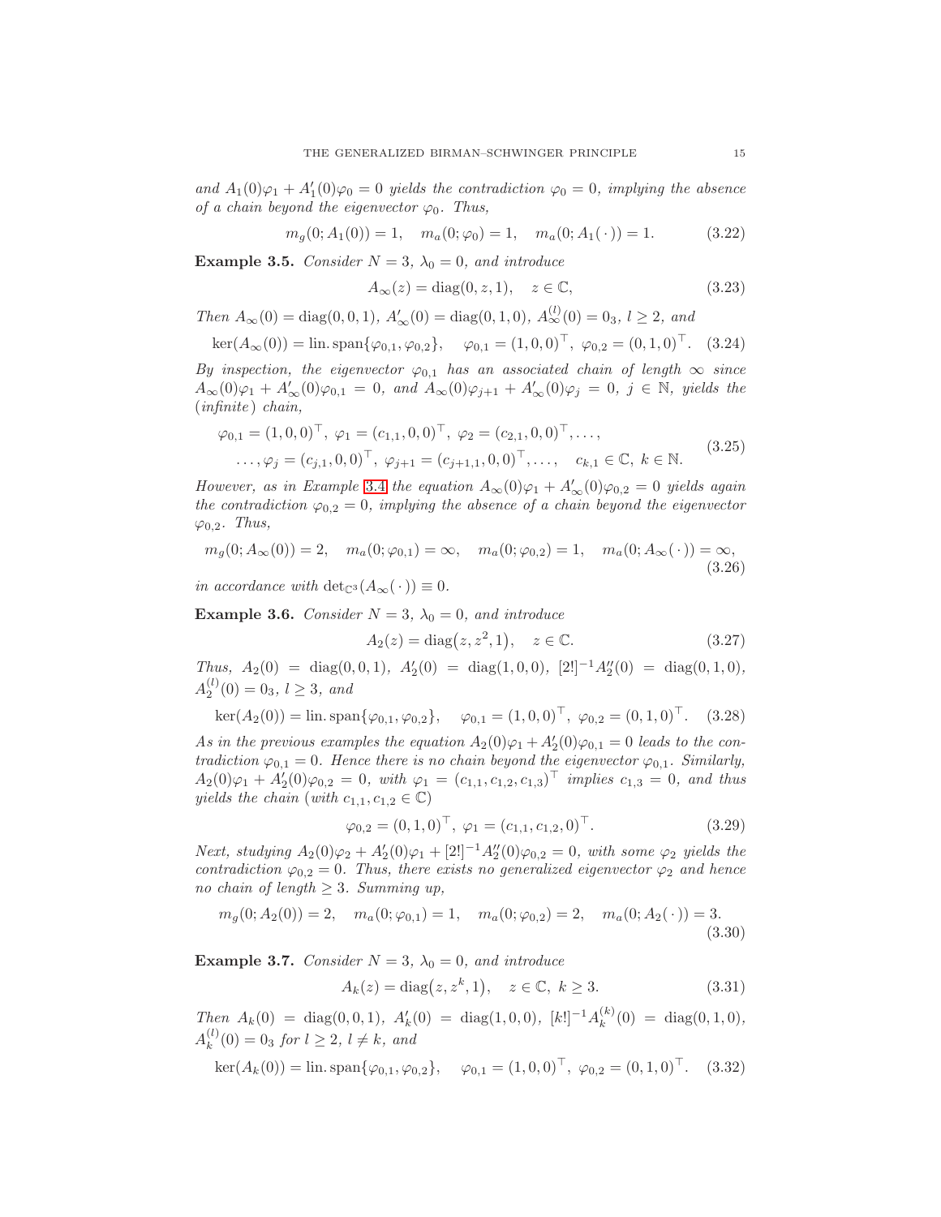*and $A_1(0)\varphi_1 + A_1'(0)\varphi_0 = 0$ yields the contradiction $\varphi_0 = 0$, implying the absence of a chain beyond the eigenvector $\varphi_0$. Thus,*

$$m_g(0; A_1(0)) = 1, \quad m_a(0; \varphi_0) = 1, \quad m_a(0; A_1(\,\cdot\,)) = 1. \tag{3.22}$$

**Example 3.5.** *Consider $N = 3$, $\lambda_0 = 0$, and introduce*

$$A_\infty(z) = \operatorname{diag}(0, z, 1), \quad z \in \mathbb{C}, \tag{3.23}$$

*Then $A_\infty(0) = \operatorname{diag}(0, 0, 1)$, $A_\infty'(0) = \operatorname{diag}(0, 1, 0)$, $A_\infty^{(l)}(0) = 0_3$, $l \geq 2$, and*

$$\ker(A_\infty(0)) = \operatorname{lin.span}\{\varphi_{0,1}, \varphi_{0,2}\}, \quad \varphi_{0,1} = (1, 0, 0)^\top, \ \varphi_{0,2} = (0, 1, 0)^\top. \tag{3.24}$$

*By inspection, the eigenvector $\varphi_{0,1}$ has an associated chain of length $\infty$ since $A_\infty(0)\varphi_1 + A_\infty'(0)\varphi_{0,1} = 0$, and $A_\infty(0)\varphi_{j+1} + A_\infty'(0)\varphi_j = 0$, $j \in \mathbb{N}$, yields the (infinite) chain,*

$$\begin{split} &\varphi_{0,1} = (1, 0, 0)^\top, \ \varphi_1 = (c_{1,1}, 0, 0)^\top, \ \varphi_2 = (c_{2,1}, 0, 0)^\top, \dots, \\ &\quad \dots, \varphi_j = (c_{j,1}, 0, 0)^\top, \ \varphi_{j+1} = (c_{j+1,1}, 0, 0)^\top, \dots, \quad c_{k,1} \in \mathbb{C}, \ k \in \mathbb{N}. \end{split} \tag{3.25}$$

*However, as in Example 3.4 the equation $A_\infty(0)\varphi_1 + A_\infty'(0)\varphi_{0,2} = 0$ yields again the contradiction $\varphi_{0,2} = 0$, implying the absence of a chain beyond the eigenvector $\varphi_{0,2}$. Thus,*

$$m_g(0; A_\infty(0)) = 2, \quad m_a(0; \varphi_{0,1}) = \infty, \quad m_a(0; \varphi_{0,2}) = 1, \quad m_a(0; A_\infty(\,\cdot\,)) = \infty, \tag{3.26}$$

*in accordance with $\det_{\mathbb{C}^3}(A_\infty(\,\cdot\,)) \equiv 0$.*

**Example 3.6.** *Consider $N = 3$, $\lambda_0 = 0$, and introduce*

$$A_2(z) = \operatorname{diag}\big(z, z^2, 1\big), \quad z \in \mathbb{C}. \tag{3.27}$$

*Thus, $A_2(0) = \operatorname{diag}(0, 0, 1)$, $A_2'(0) = \operatorname{diag}(1, 0, 0)$, $[2!]^{-1}A_2''(0) = \operatorname{diag}(0, 1, 0)$, $A_2^{(l)}(0) = 0_3$, $l \geq 3$, and*

$$\ker(A_2(0)) = \operatorname{lin.span}\{\varphi_{0,1}, \varphi_{0,2}\}, \quad \varphi_{0,1} = (1, 0, 0)^\top, \ \varphi_{0,2} = (0, 1, 0)^\top. \tag{3.28}$$

*As in the previous examples the equation $A_2(0)\varphi_1 + A_2'(0)\varphi_{0,1} = 0$ leads to the contradiction $\varphi_{0,1} = 0$. Hence there is no chain beyond the eigenvector $\varphi_{0,1}$. Similarly, $A_2(0)\varphi_1 + A_2'(0)\varphi_{0,2} = 0$, with $\varphi_1 = (c_{1,1}, c_{1,2}, c_{1,3})^\top$ implies $c_{1,3} = 0$, and thus yields the chain (with $c_{1,1}, c_{1,2} \in \mathbb{C}$)*

$$\varphi_{0,2} = (0, 1, 0)^\top, \ \varphi_1 = (c_{1,1}, c_{1,2}, 0)^\top. \tag{3.29}$$

*Next, studying $A_2(0)\varphi_2 + A_2'(0)\varphi_1 + [2!]^{-1}A_2''(0)\varphi_{0,2} = 0$, with some $\varphi_2$ yields the contradiction $\varphi_{0,2} = 0$. Thus, there exists no generalized eigenvector $\varphi_2$ and hence no chain of length $\geq 3$. Summing up,*

$$m_g(0; A_2(0)) = 2, \quad m_a(0; \varphi_{0,1}) = 1, \quad m_a(0; \varphi_{0,2}) = 2, \quad m_a(0; A_2(\,\cdot\,)) = 3. \tag{3.30}$$

**Example 3.7.** *Consider $N = 3$, $\lambda_0 = 0$, and introduce*

$$A_k(z) = \operatorname{diag}\big(z, z^k, 1\big), \quad z \in \mathbb{C}, \ k \geq 3. \tag{3.31}$$

*Then $A_k(0) = \operatorname{diag}(0, 0, 1)$, $A_k'(0) = \operatorname{diag}(1, 0, 0)$, $[k!]^{-1}A_k^{(k)}(0) = \operatorname{diag}(0, 1, 0)$, $A_k^{(l)}(0) = 0_3$ for $l \geq 2$, $l \neq k$, and*

$$\ker(A_k(0)) = \operatorname{lin.span}\{\varphi_{0,1}, \varphi_{0,2}\}, \quad \varphi_{0,1} = (1, 0, 0)^\top, \ \varphi_{0,2} = (0, 1, 0)^\top. \tag{3.32}$$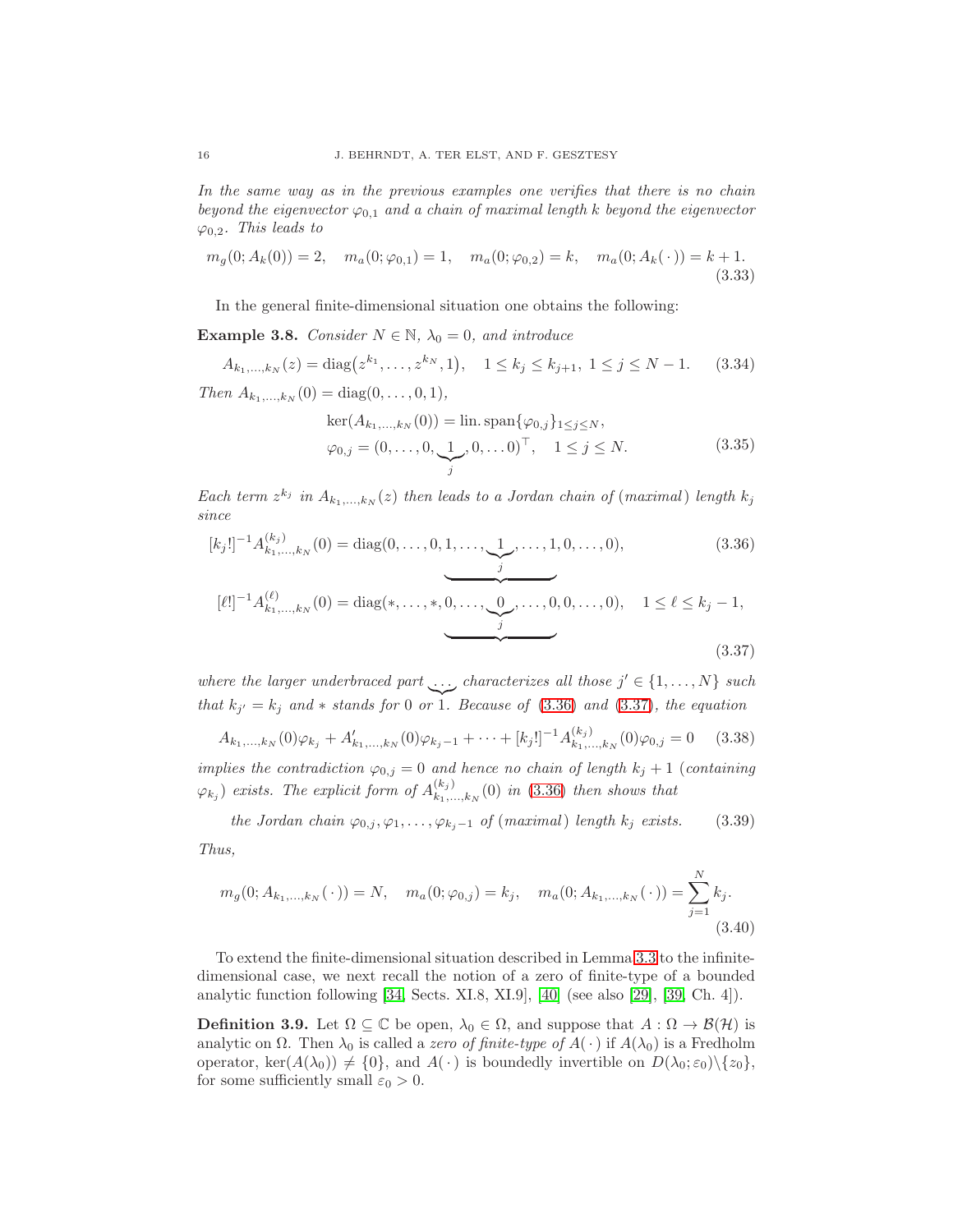*In the same way as in the previous examples one verifies that there is no chain beyond the eigenvector $\varphi_{0,1}$ and a chain of maximal length $k$ beyond the eigenvector $\varphi_{0,2}$. This leads to*

$$m_g(0; A_k(0)) = 2, \quad m_a(0; \varphi_{0,1}) = 1, \quad m_a(0; \varphi_{0,2}) = k, \quad m_a(0; A_k(\,\cdot\,)) = k + 1. \tag{3.33}$$

In the general finite-dimensional situation one obtains the following:

**Example 3.8.** *Consider $N \in \mathbb{N}$, $\lambda_0 = 0$, and introduce*

$$A_{k_1,\dots,k_N}(z) = \operatorname{diag}\big(z^{k_1}, \dots, z^{k_N}, 1\big), \quad 1 \leq k_j \leq k_{j+1},\ 1 \leq j \leq N-1. \tag{3.34}$$

*Then $A_{k_1,\dots,k_N}(0) = \operatorname{diag}(0, \dots, 0, 1)$,*

$$\begin{aligned} &\ker(A_{k_1,\dots,k_N}(0)) = \operatorname{lin.span}\{\varphi_{0,j}\}_{1 \leq j \leq N}, \\ &\varphi_{0,j} = (0, \dots, 0, \underbrace{1}_{j}, 0, \dots 0)^\top, \quad 1 \leq j \leq N. \end{aligned} \tag{3.35}$$

*Each term $z^{k_j}$ in $A_{k_1,\dots,k_N}(z)$ then leads to a Jordan chain of (maximal) length $k_j$ since*

$$[k_j!]^{-1} A^{(k_j)}_{k_1,\dots,k_N}(0) = \operatorname{diag}(0, \dots, 0, \underbrace{1, \dots, \underbrace{1}_{j}, \dots, 1}, 0, \dots, 0), \tag{3.36}$$

$$[\ell!]^{-1} A^{(\ell)}_{k_1,\dots,k_N}(0) = \operatorname{diag}(*, \dots, *, \underbrace{0, \dots, \underbrace{0}_{j}, \dots, 0}, 0, \dots, 0), \quad 1 \leq \ell \leq k_j - 1, \tag{3.37}$$

*where the larger underbraced part $\underbrace{\dots}$ characterizes all those $j' \in \{1, \dots, N\}$ such that $k_{j'} = k_j$ and $*$ stands for $0$ or $1$. Because of (3.36) and (3.37), the equation*

$$A_{k_1,\dots,k_N}(0)\varphi_{k_j} + A'_{k_1,\dots,k_N}(0)\varphi_{k_j - 1} + \cdots + [k_j!]^{-1} A^{(k_j)}_{k_1,\dots,k_N}(0)\varphi_{0,j} = 0 \tag{3.38}$$

*implies the contradiction $\varphi_{0,j} = 0$ and hence no chain of length $k_j + 1$ (containing $\varphi_{k_j}$) exists. The explicit form of $A^{(k_j)}_{k_1,\dots,k_N}(0)$ in (3.36) then shows that*

$$\text{the Jordan chain } \varphi_{0,j}, \varphi_1, \dots, \varphi_{k_j - 1} \text{ of (maximal) length } k_j \text{ exists.} \tag{3.39}$$

*Thus,*

$$m_g(0; A_{k_1,\dots,k_N}(\,\cdot\,)) = N, \quad m_a(0; \varphi_{0,j}) = k_j, \quad m_a(0; A_{k_1,\dots,k_N}(\,\cdot\,)) = \sum_{j=1}^{N} k_j. \tag{3.40}$$

To extend the finite-dimensional situation described in Lemma 3.3 to the infinite-dimensional case, we next recall the notion of a zero of finite-type of a bounded analytic function following [34, Sects. XI.8, XI.9], [40] (see also [29], [39, Ch. 4]).

**Definition 3.9.** Let $\Omega \subseteq \mathbb{C}$ be open, $\lambda_0 \in \Omega$, and suppose that $A : \Omega \to \mathcal{B}(\mathcal{H})$ is analytic on $\Omega$. Then $\lambda_0$ is called a *zero of finite-type of* $A(\,\cdot\,)$ if $A(\lambda_0)$ is a Fredholm operator, $\ker(A(\lambda_0)) \neq \{0\}$, and $A(\,\cdot\,)$ is boundedly invertible on $D(\lambda_0; \varepsilon_0)\backslash\{z_0\}$, for some sufficiently small $\varepsilon_0 > 0$.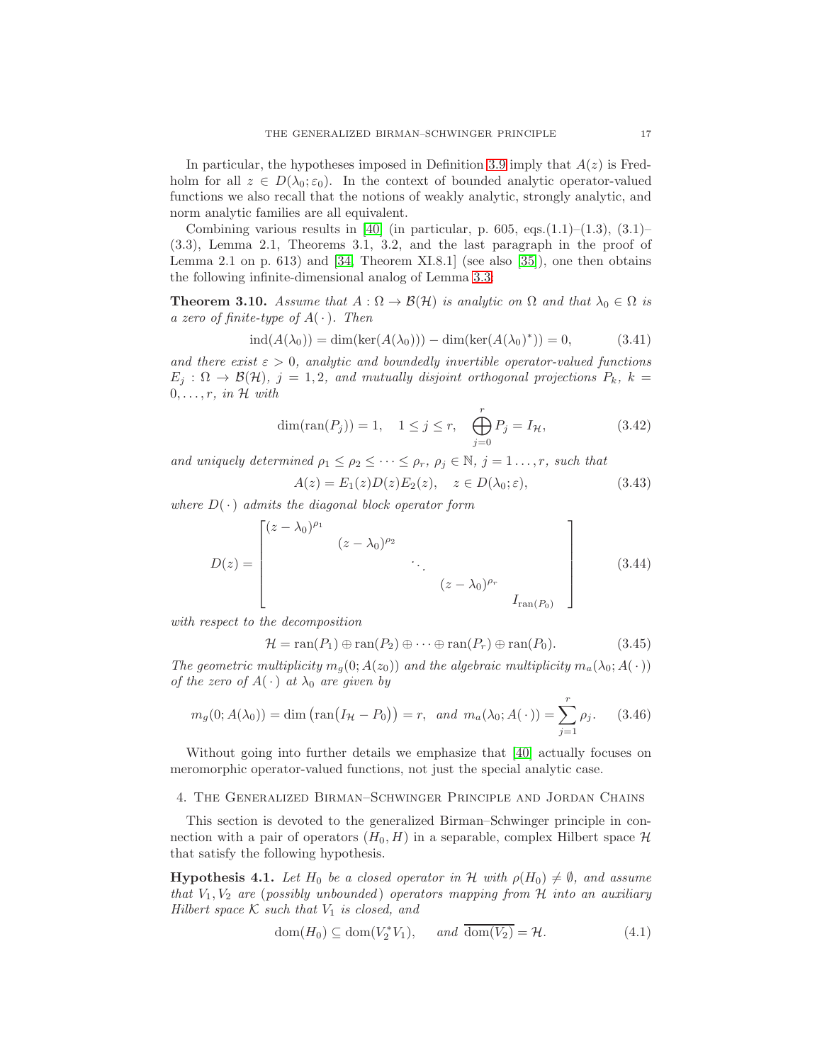In particular, the hypotheses imposed in Definition 3.9 imply that $A(z)$ is Fredholm for all $z \in D(\lambda_0; \varepsilon_0)$. In the context of bounded analytic operator-valued functions we also recall that the notions of weakly analytic, strongly analytic, and norm analytic families are all equivalent.

Combining various results in [40] (in particular, p. 605, eqs.(1.1)–(1.3), (3.1)–(3.3), Lemma 2.1, Theorems 3.1, 3.2, and the last paragraph in the proof of Lemma 2.1 on p. 613) and [34, Theorem XI.8.1] (see also [35]), one then obtains the following infinite-dimensional analog of Lemma 3.3:

**Theorem 3.10.** *Assume that $A : \Omega \to \mathcal{B}(\mathcal{H})$ is analytic on $\Omega$ and that $\lambda_0 \in \Omega$ is a zero of finite-type of $A(\,\cdot\,)$. Then*

$$\operatorname{ind}(A(\lambda_0)) = \dim(\ker(A(\lambda_0))) - \dim(\ker(A(\lambda_0)^*)) = 0, \tag{3.41}$$

*and there exist $\varepsilon > 0$, analytic and boundedly invertible operator-valued functions $E_j : \Omega \to \mathcal{B}(\mathcal{H})$, $j = 1, 2$, and mutually disjoint orthogonal projections $P_k$, $k = 0, \dots, r$, in $\mathcal{H}$ with*

$$\dim(\operatorname{ran}(P_j)) = 1, \quad 1 \leq j \leq r, \quad \bigoplus_{j=0}^{r} P_j = I_{\mathcal{H}}, \tag{3.42}$$

*and uniquely determined $\rho_1 \leq \rho_2 \leq \cdots \leq \rho_r$, $\rho_j \in \mathbb{N}$, $j = 1 \dots, r$, such that*

$$A(z) = E_1(z) D(z) E_2(z), \quad z \in D(\lambda_0; \varepsilon), \tag{3.43}$$

*where $D(\,\cdot\,)$ admits the diagonal block operator form*

$$D(z) = \begin{bmatrix} (z-\lambda_0)^{\rho_1} & & & & \\ & (z-\lambda_0)^{\rho_2} & & & \\ & & \ddots & & \\ & & & (z-\lambda_0)^{\rho_r} & \\ & & & & I_{\operatorname{ran}(P_0)} \end{bmatrix} \tag{3.44}$$

*with respect to the decomposition*

$$\mathcal{H} = \operatorname{ran}(P_1) \oplus \operatorname{ran}(P_2) \oplus \cdots \oplus \operatorname{ran}(P_r) \oplus \operatorname{ran}(P_0). \tag{3.45}$$

*The geometric multiplicity $m_g(0; A(z_0))$ and the algebraic multiplicity $m_a(\lambda_0; A(\,\cdot\,))$ of the zero of $A(\,\cdot\,)$ at $\lambda_0$ are given by*

$$m_g(0; A(\lambda_0)) = \dim\big(\operatorname{ran}\big(I_{\mathcal{H}} - P_0\big)\big) = r, \text{ and } m_a(\lambda_0; A(\,\cdot\,)) = \sum_{j=1}^{r} \rho_j. \tag{3.46}$$

Without going into further details we emphasize that [40] actually focuses on meromorphic operator-valued functions, not just the special analytic case.

## 4. The Generalized Birman–Schwinger Principle and Jordan Chains

This section is devoted to the generalized Birman–Schwinger principle in connection with a pair of operators $(H_0, H)$ in a separable, complex Hilbert space $\mathcal{H}$ that satisfy the following hypothesis.

**Hypothesis 4.1.** *Let $H_0$ be a closed operator in $\mathcal{H}$ with $\rho(H_0) \neq \emptyset$, and assume that $V_1, V_2$ are (possibly unbounded) operators mapping from $\mathcal{H}$ into an auxiliary Hilbert space $\mathcal{K}$ such that $V_1$ is closed, and*

$$\operatorname{dom}(H_0) \subseteq \operatorname{dom}(V_2^* V_1), \quad \text{and } \overline{\operatorname{dom}(V_2)} = \mathcal{H}. \tag{4.1}$$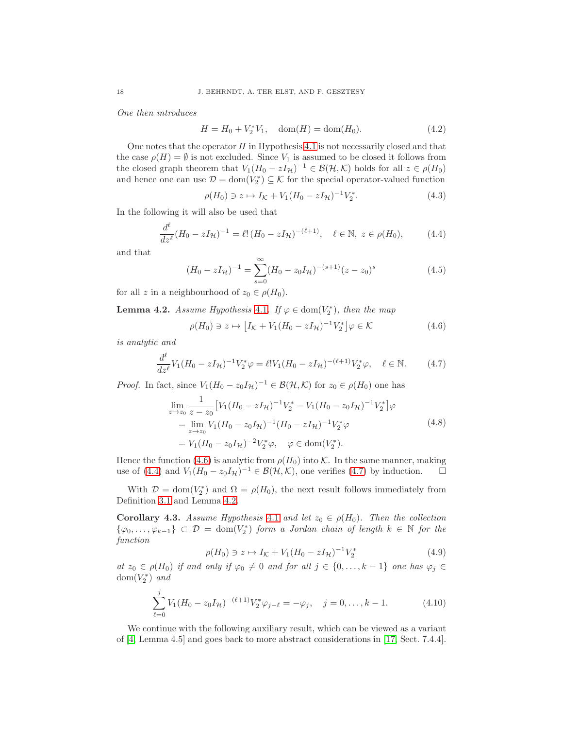*One then introduces*

$$H = H_0 + V_2^* V_1, \quad \operatorname{dom}(H) = \operatorname{dom}(H_0). \tag{4.2}$$

One notes that the operator $H$ in Hypothesis 4.1 is not necessarily closed and that the case $\rho(H) = \emptyset$ is not excluded. Since $V_1$ is assumed to be closed it follows from the closed graph theorem that $V_1(H_0 - zI_{\mathcal{H}})^{-1} \in \mathcal{B}(\mathcal{H}, \mathcal{K})$ holds for all $z \in \rho(H_0)$ and hence one can use $\mathcal{D} = \operatorname{dom}(V_2^*) \subseteq \mathcal{K}$ for the special operator-valued function

$$\rho(H_0) \ni z \mapsto I_{\mathcal{K}} + V_1(H_0 - zI_{\mathcal{H}})^{-1}V_2^*. \tag{4.3}$$

In the following it will also be used that

$$\frac{d^\ell}{dz^\ell}(H_0 - zI_{\mathcal{H}})^{-1} = \ell!\,(H_0 - zI_{\mathcal{H}})^{-(\ell+1)}, \quad \ell \in \mathbb{N},\ z \in \rho(H_0), \tag{4.4}$$

and that

$$(H_0 - zI_{\mathcal{H}})^{-1} = \sum_{s=0}^{\infty}(H_0 - z_0 I_{\mathcal{H}})^{-(s+1)}(z - z_0)^s \tag{4.5}$$

for all $z$ in a neighbourhood of $z_0 \in \rho(H_0)$.

**Lemma 4.2.** *Assume Hypothesis 4.1. If $\varphi \in \operatorname{dom}(V_2^*)$, then the map*

$$\rho(H_0) \ni z \mapsto \big[I_{\mathcal{K}} + V_1(H_0 - zI_{\mathcal{H}})^{-1}V_2^*\big]\varphi \in \mathcal{K} \tag{4.6}$$

*is analytic and*

$$\frac{d^\ell}{dz^\ell}V_1(H_0 - zI_{\mathcal{H}})^{-1}V_2^*\varphi = \ell! V_1(H_0 - zI_{\mathcal{H}})^{-(\ell+1)}V_2^*\varphi, \quad \ell \in \mathbb{N}. \tag{4.7}$$

*Proof.* In fact, since $V_1(H_0 - z_0 I_{\mathcal{H}})^{-1} \in \mathcal{B}(\mathcal{H}, \mathcal{K})$ for $z_0 \in \rho(H_0)$ one has

$$\begin{aligned}
&\lim_{z \to z_0} \frac{1}{z - z_0}\big[V_1(H_0 - zI_{\mathcal{H}})^{-1}V_2^* - V_1(H_0 - z_0 I_{\mathcal{H}})^{-1}V_2^*\big]\varphi \\
&\quad = \lim_{z \to z_0} V_1(H_0 - z_0 I_{\mathcal{H}})^{-1}(H_0 - zI_{\mathcal{H}})^{-1}V_2^*\varphi \\
&\quad = V_1(H_0 - z_0 I_{\mathcal{H}})^{-2}V_2^*\varphi, \quad \varphi \in \operatorname{dom}(V_2^*).
\end{aligned} \tag{4.8}$$

Hence the function (4.6) is analytic from $\rho(H_0)$ into $\mathcal{K}$. In the same manner, making use of (4.4) and $V_1(H_0 - z_0 I_{\mathcal{H}})^{-1} \in \mathcal{B}(\mathcal{H}, \mathcal{K})$, one verifies (4.7) by induction. $\square$

With $\mathcal{D} = \operatorname{dom}(V_2^*)$ and $\Omega = \rho(H_0)$, the next result follows immediately from Definition 3.1 and Lemma 4.2.

**Corollary 4.3.** *Assume Hypothesis 4.1 and let $z_0 \in \rho(H_0)$. Then the collection $\{\varphi_0, \dots, \varphi_{k-1}\} \subset \mathcal{D} = \operatorname{dom}(V_2^*)$ form a Jordan chain of length $k \in \mathbb{N}$ for the function*

$$\rho(H_0) \ni z \mapsto I_{\mathcal{K}} + V_1(H_0 - zI_{\mathcal{H}})^{-1}V_2^* \tag{4.9}$$

*at $z_0 \in \rho(H_0)$ if and only if $\varphi_0 \neq 0$ and for all $j \in \{0, \dots, k-1\}$ one has $\varphi_j \in \operatorname{dom}(V_2^*)$ and*

$$\sum_{\ell=0}^{j} V_1(H_0 - z_0 I_{\mathcal{H}})^{-(\ell+1)}V_2^*\varphi_{j-\ell} = -\varphi_j, \quad j = 0, \dots, k-1. \tag{4.10}$$

We continue with the following auxiliary result, which can be viewed as a variant of [4, Lemma 4.5] and goes back to more abstract considerations in [17, Sect. 7.4.4].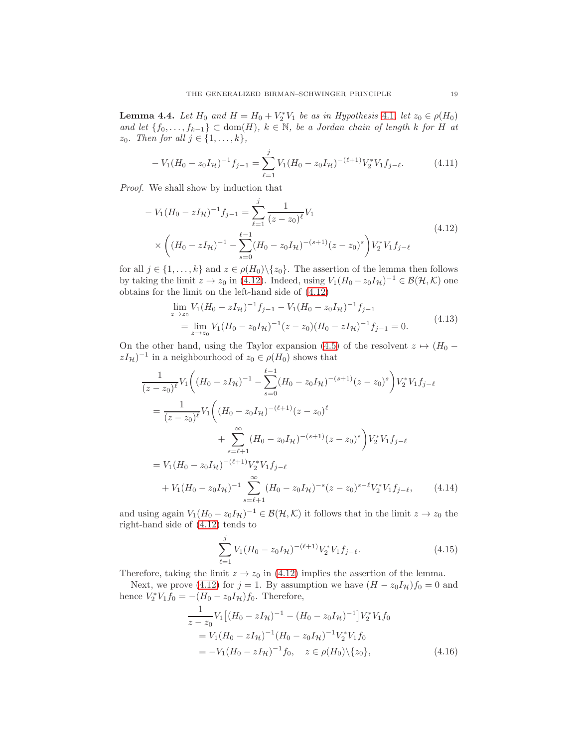**Lemma 4.4.** *Let $H_0$ and $H = H_0 + V_2^* V_1$ be as in Hypothesis 4.1, let $z_0 \in \rho(H_0)$ and let $\{f_0, \dots, f_{k-1}\} \subset \operatorname{dom}(H)$, $k \in \mathbb{N}$, be a Jordan chain of length $k$ for $H$ at $z_0$. Then for all $j \in \{1, \dots, k\}$,*

$$- V_1(H_0 - z_0 I_{\mathcal{H}})^{-1} f_{j-1} = \sum_{\ell=1}^{j} V_1 (H_0 - z_0 I_{\mathcal{H}})^{-(\ell+1)} V_2^* V_1 f_{j-\ell}. \tag{4.11}$$

*Proof.* We shall show by induction that

$$\begin{aligned} - V_1(H_0 - z I_{\mathcal{H}})^{-1} f_{j-1} &= \sum_{\ell=1}^{j} \frac{1}{(z - z_0)^\ell} V_1 \\ &\quad \times \bigg( (H_0 - z I_{\mathcal{H}})^{-1} - \sum_{s=0}^{\ell-1} (H_0 - z_0 I_{\mathcal{H}})^{-(s+1)} (z - z_0)^s \bigg) V_2^* V_1 f_{j-\ell} \end{aligned} \tag{4.12}$$

for all $j \in \{1, \dots, k\}$ and $z \in \rho(H_0) \backslash \{z_0\}$. The assertion of the lemma then follows by taking the limit $z \to z_0$ in (4.12). Indeed, using $V_1(H_0 - z_0 I_{\mathcal{H}})^{-1} \in \mathcal{B}(\mathcal{H}, \mathcal{K})$ one obtains for the limit on the left-hand side of (4.12)

$$\begin{aligned} &\lim_{z \to z_0} V_1(H_0 - z I_{\mathcal{H}})^{-1} f_{j-1} - V_1 (H_0 - z_0 I_{\mathcal{H}})^{-1} f_{j-1} \\ &\quad = \lim_{z \to z_0} V_1 (H_0 - z_0 I_{\mathcal{H}})^{-1} (z - z_0)(H_0 - z I_{\mathcal{H}})^{-1} f_{j-1} = 0. \end{aligned} \tag{4.13}$$

On the other hand, using the Taylor expansion (4.5) of the resolvent $z \mapsto (H_0 - z I_{\mathcal{H}})^{-1}$ in a neighbourhood of $z_0 \in \rho(H_0)$ shows that

$$\begin{aligned} &\frac{1}{(z - z_0)^\ell} V_1 \bigg( (H_0 - z I_{\mathcal{H}})^{-1} - \sum_{s=0}^{\ell-1} (H_0 - z_0 I_{\mathcal{H}})^{-(s+1)} (z - z_0)^s \bigg) V_2^* V_1 f_{j-\ell} \\ &\quad = \frac{1}{(z - z_0)^\ell} V_1 \bigg( (H_0 - z_0 I_{\mathcal{H}})^{-(\ell+1)} (z - z_0)^\ell \\ &\qquad\qquad + \sum_{s=\ell+1}^{\infty} (H_0 - z_0 I_{\mathcal{H}})^{-(s+1)} (z - z_0)^s \bigg) V_2^* V_1 f_{j-\ell} \\ &\quad = V_1 (H_0 - z_0 I_{\mathcal{H}})^{-(\ell+1)} V_2^* V_1 f_{j-\ell} \\ &\qquad + V_1 (H_0 - z_0 I_{\mathcal{H}})^{-1} \sum_{s=\ell+1}^{\infty} (H_0 - z_0 I_{\mathcal{H}})^{-s} (z - z_0)^{s-\ell} V_2^* V_1 f_{j-\ell}, \end{aligned} \tag{4.14}$$

and using again $V_1(H_0 - z_0 I_{\mathcal{H}})^{-1} \in \mathcal{B}(\mathcal{H}, \mathcal{K})$ it follows that in the limit $z \to z_0$ the right-hand side of (4.12) tends to

$$\sum_{\ell=1}^{j} V_1 (H_0 - z_0 I_{\mathcal{H}})^{-(\ell+1)} V_2^* V_1 f_{j-\ell}. \tag{4.15}$$

Therefore, taking the limit $z \to z_0$ in (4.12) implies the assertion of the lemma.

Next, we prove (4.12) for $j = 1$. By assumption we have $(H - z_0 I_{\mathcal{H}}) f_0 = 0$ and hence $V_2^* V_1 f_0 = -(H_0 - z_0 I_{\mathcal{H}}) f_0$. Therefore,

$$\begin{aligned} &\frac{1}{z - z_0} V_1 \big[ (H_0 - z I_{\mathcal{H}})^{-1} - (H_0 - z_0 I_{\mathcal{H}})^{-1} \big] V_2^* V_1 f_0 \\ &\quad = V_1 (H_0 - z I_{\mathcal{H}})^{-1} (H_0 - z_0 I_{\mathcal{H}})^{-1} V_2^* V_1 f_0 \\ &\quad = - V_1 (H_0 - z I_{\mathcal{H}})^{-1} f_0, \quad z \in \rho(H_0) \backslash \{z_0\}, \end{aligned} \tag{4.16}$$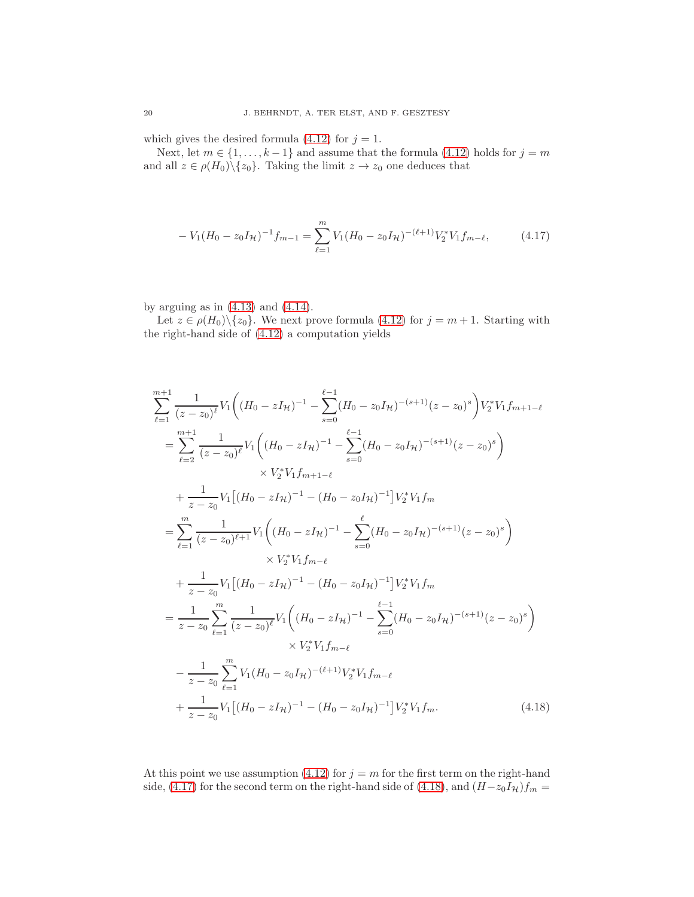which gives the desired formula (4.12) for $j = 1$.

Next, let $m \in \{1, \ldots, k-1\}$ and assume that the formula (4.12) holds for $j = m$ and all $z \in \rho(H_0)\backslash\{z_0\}$. Taking the limit $z \to z_0$ one deduces that

$$
- V_1(H_0 - z_0 I_{\mathcal{H}})^{-1} f_{m-1} = \sum_{\ell=1}^{m} V_1(H_0 - z_0 I_{\mathcal{H}})^{-(\ell+1)} V_2^* V_1 f_{m-\ell}, \tag{4.17}
$$

by arguing as in (4.13) and (4.14).

Let $z \in \rho(H_0)\backslash\{z_0\}$. We next prove formula (4.12) for $j = m+1$. Starting with the right-hand side of (4.12) a computation yields

$$
\begin{aligned}
&\sum_{\ell=1}^{m+1} \frac{1}{(z-z_0)^\ell} V_1 \bigg( (H_0 - z I_{\mathcal{H}})^{-1} - \sum_{s=0}^{\ell-1} (H_0 - z_0 I_{\mathcal{H}})^{-(s+1)} (z - z_0)^s \bigg) V_2^* V_1 f_{m+1-\ell} \\
&\quad = \sum_{\ell=2}^{m+1} \frac{1}{(z-z_0)^\ell} V_1 \bigg( (H_0 - z I_{\mathcal{H}})^{-1} - \sum_{s=0}^{\ell-1} (H_0 - z_0 I_{\mathcal{H}})^{-(s+1)} (z - z_0)^s \bigg) \\
&\qquad\qquad \times V_2^* V_1 f_{m+1-\ell} \\
&\qquad + \frac{1}{z-z_0} V_1 \big[ (H_0 - z I_{\mathcal{H}})^{-1} - (H_0 - z_0 I_{\mathcal{H}})^{-1} \big] V_2^* V_1 f_m \\
&\quad = \sum_{\ell=1}^{m} \frac{1}{(z-z_0)^{\ell+1}} V_1 \bigg( (H_0 - z I_{\mathcal{H}})^{-1} - \sum_{s=0}^{\ell} (H_0 - z_0 I_{\mathcal{H}})^{-(s+1)} (z - z_0)^s \bigg) \\
&\qquad\qquad \times V_2^* V_1 f_{m-\ell} \\
&\qquad + \frac{1}{z-z_0} V_1 \big[ (H_0 - z I_{\mathcal{H}})^{-1} - (H_0 - z_0 I_{\mathcal{H}})^{-1} \big] V_2^* V_1 f_m \\
&\quad = \frac{1}{z-z_0} \sum_{\ell=1}^{m} \frac{1}{(z-z_0)^\ell} V_1 \bigg( (H_0 - z I_{\mathcal{H}})^{-1} - \sum_{s=0}^{\ell-1} (H_0 - z_0 I_{\mathcal{H}})^{-(s+1)} (z - z_0)^s \bigg) \\
&\qquad\qquad \times V_2^* V_1 f_{m-\ell} \\
&\qquad - \frac{1}{z-z_0} \sum_{\ell=1}^{m} V_1 (H_0 - z_0 I_{\mathcal{H}})^{-(\ell+1)} V_2^* V_1 f_{m-\ell} \\
&\qquad + \frac{1}{z-z_0} V_1 \big[ (H_0 - z I_{\mathcal{H}})^{-1} - (H_0 - z_0 I_{\mathcal{H}})^{-1} \big] V_2^* V_1 f_m.
\end{aligned} \tag{4.18}
$$

At this point we use assumption (4.12) for $j = m$ for the first term on the right-hand side, (4.17) for the second term on the right-hand side of (4.18), and $(H - z_0 I_{\mathcal{H}}) f_m =$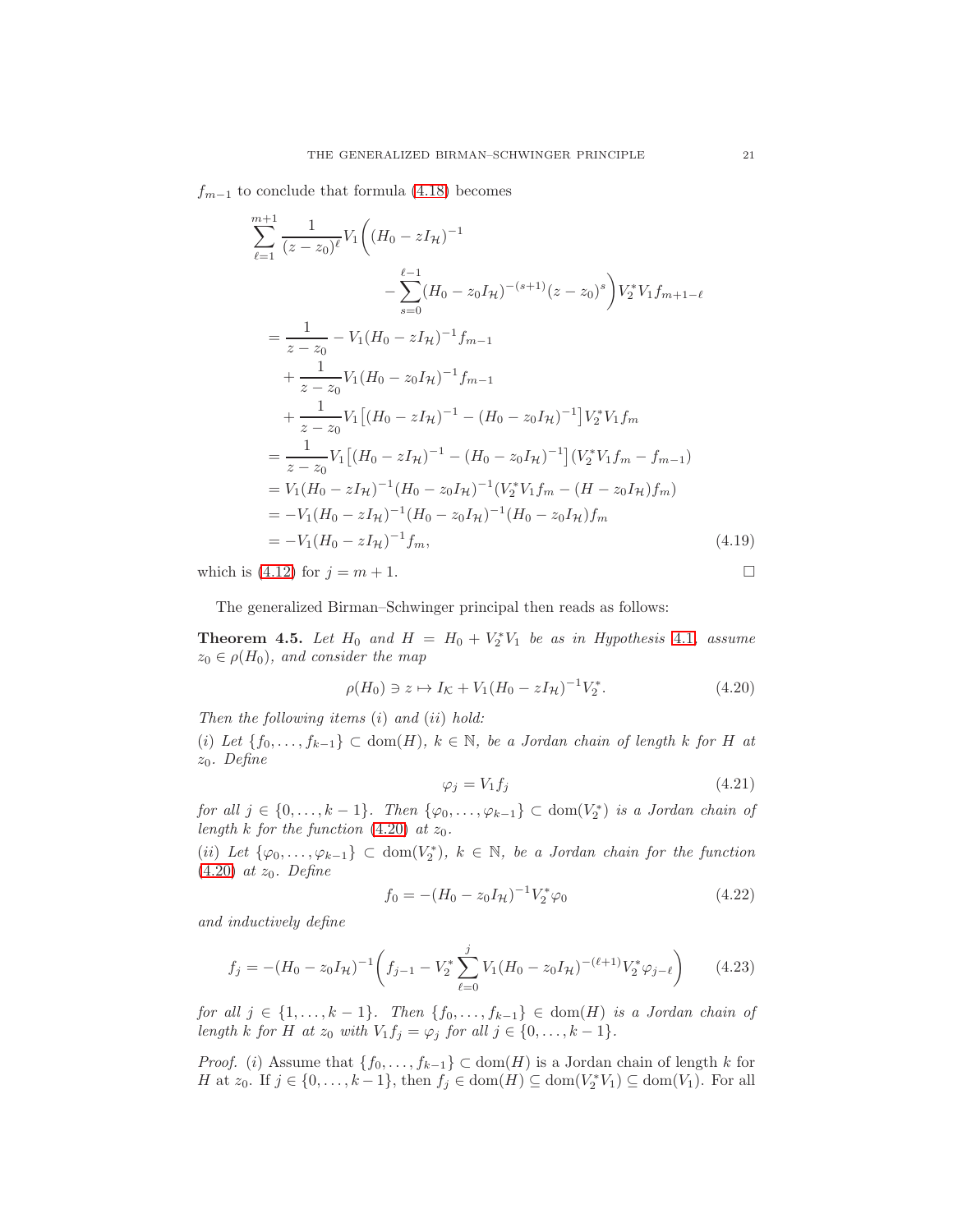$f_{m-1}$ to conclude that formula (4.18) becomes

$$
\begin{aligned}
&\sum_{\ell=1}^{m+1} \frac{1}{(z-z_0)^{\ell}} V_1 \bigg( (H_0 - zI_{\mathcal{H}})^{-1} \\
&\qquad\qquad - \sum_{s=0}^{\ell-1} (H_0 - z_0 I_{\mathcal{H}})^{-(s+1)} (z-z_0)^s \bigg) V_2^* V_1 f_{m+1-\ell} \\
&= \frac{1}{z-z_0} - V_1 (H_0 - zI_{\mathcal{H}})^{-1} f_{m-1} \\
&\quad + \frac{1}{z-z_0} V_1 (H_0 - z_0 I_{\mathcal{H}})^{-1} f_{m-1} \\
&\quad + \frac{1}{z-z_0} V_1 \big[ (H_0 - zI_{\mathcal{H}})^{-1} - (H_0 - z_0 I_{\mathcal{H}})^{-1} \big] V_2^* V_1 f_m \\
&= \frac{1}{z-z_0} V_1 \big[ (H_0 - zI_{\mathcal{H}})^{-1} - (H_0 - z_0 I_{\mathcal{H}})^{-1} \big] (V_2^* V_1 f_m - f_{m-1}) \\
&= V_1 (H_0 - zI_{\mathcal{H}})^{-1} (H_0 - z_0 I_{\mathcal{H}})^{-1} (V_2^* V_1 f_m - (H - z_0 I_{\mathcal{H}}) f_m) \\
&= -V_1 (H_0 - zI_{\mathcal{H}})^{-1} (H_0 - z_0 I_{\mathcal{H}})^{-1} (H_0 - z_0 I_{\mathcal{H}}) f_m \\
&= -V_1 (H_0 - zI_{\mathcal{H}})^{-1} f_m,
\end{aligned}
\tag{4.19}
$$

which is (4.12) for $j = m+1$. $\square$

The generalized Birman–Schwinger principal then reads as follows:

**Theorem 4.5.** *Let $H_0$ and $H = H_0 + V_2^* V_1$ be as in Hypothesis 4.1, assume $z_0 \in \rho(H_0)$, and consider the map*

$$
\rho(H_0) \ni z \mapsto I_{\mathcal{K}} + V_1 (H_0 - zI_{\mathcal{H}})^{-1} V_2^*. \tag{4.20}
$$

*Then the following items (i) and (ii) hold:*

*(i) Let $\{f_0, \dots, f_{k-1}\} \subset \operatorname{dom}(H)$, $k \in \mathbb{N}$, be a Jordan chain of length $k$ for $H$ at $z_0$. Define*

$$
\varphi_j = V_1 f_j \tag{4.21}
$$

*for all $j \in \{0, \dots, k-1\}$. Then $\{\varphi_0, \dots, \varphi_{k-1}\} \subset \operatorname{dom}(V_2^*)$ is a Jordan chain of length $k$ for the function (4.20) at $z_0$.*

*(ii) Let $\{\varphi_0, \dots, \varphi_{k-1}\} \subset \operatorname{dom}(V_2^*)$, $k \in \mathbb{N}$, be a Jordan chain for the function (4.20) at $z_0$. Define*

$$
f_0 = -(H_0 - z_0 I_{\mathcal{H}})^{-1} V_2^* \varphi_0 \tag{4.22}
$$

*and inductively define*

$$
f_j = -(H_0 - z_0 I_{\mathcal{H}})^{-1} \bigg( f_{j-1} - V_2^* \sum_{\ell=0}^{j} V_1 (H_0 - z_0 I_{\mathcal{H}})^{-(\ell+1)} V_2^* \varphi_{j-\ell} \bigg) \tag{4.23}
$$

*for all $j \in \{1, \dots, k-1\}$. Then $\{f_0, \dots, f_{k-1}\} \in \operatorname{dom}(H)$ is a Jordan chain of length $k$ for $H$ at $z_0$ with $V_1 f_j = \varphi_j$ for all $j \in \{0, \dots, k-1\}$.*

*Proof.* (i) Assume that $\{f_0, \dots, f_{k-1}\} \subset \operatorname{dom}(H)$ is a Jordan chain of length $k$ for $H$ at $z_0$. If $j \in \{0, \dots, k-1\}$, then $f_j \in \operatorname{dom}(H) \subseteq \operatorname{dom}(V_2^* V_1) \subseteq \operatorname{dom}(V_1)$. For all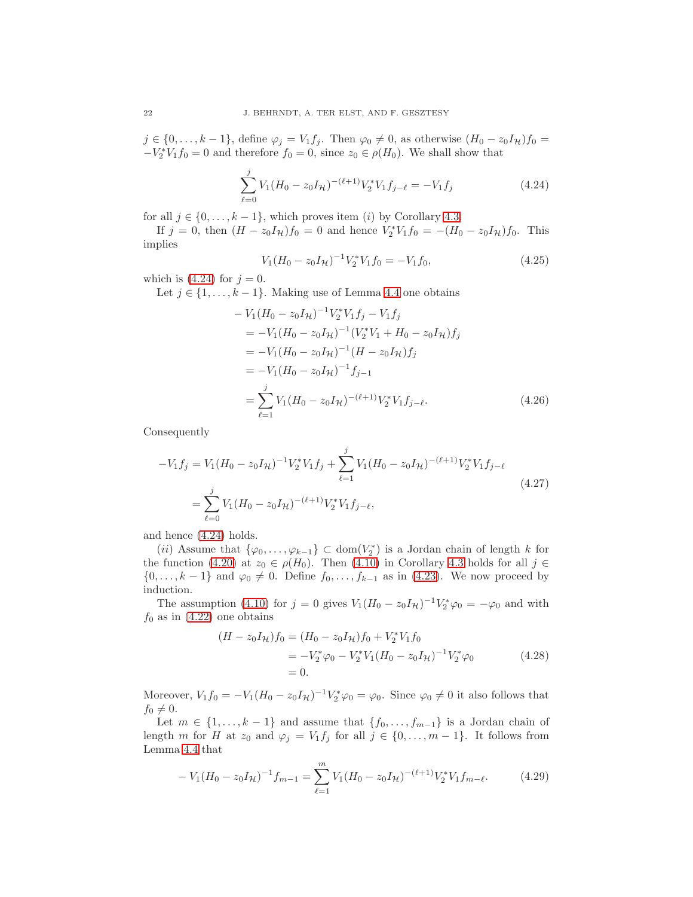$j \in \{0, \dots, k-1\}$, define $\varphi_j = V_1 f_j$. Then $\varphi_0 \neq 0$, as otherwise $(H_0 - z_0 I_{\mathcal{H}}) f_0 = -V_2^* V_1 f_0 = 0$ and therefore $f_0 = 0$, since $z_0 \in \rho(H_0)$. We shall show that

$$\sum_{\ell=0}^{j} V_1 (H_0 - z_0 I_{\mathcal{H}})^{-(\ell+1)} V_2^* V_1 f_{j-\ell} = -V_1 f_j \tag{4.24}$$

for all $j \in \{0, \dots, k-1\}$, which proves item $(i)$ by Corollary 4.3.

If $j = 0$, then $(H - z_0 I_{\mathcal{H}}) f_0 = 0$ and hence $V_2^* V_1 f_0 = -(H_0 - z_0 I_{\mathcal{H}}) f_0$. This implies

$$V_1 (H_0 - z_0 I_{\mathcal{H}})^{-1} V_2^* V_1 f_0 = -V_1 f_0, \tag{4.25}$$

which is (4.24) for $j = 0$.

Let $j \in \{1, \dots, k-1\}$. Making use of Lemma 4.4 one obtains

$$\begin{aligned}
&- V_1 (H_0 - z_0 I_{\mathcal{H}})^{-1} V_2^* V_1 f_j - V_1 f_j \\
&\quad = -V_1 (H_0 - z_0 I_{\mathcal{H}})^{-1} (V_2^* V_1 + H_0 - z_0 I_{\mathcal{H}}) f_j \\
&\quad = -V_1 (H_0 - z_0 I_{\mathcal{H}})^{-1} (H - z_0 I_{\mathcal{H}}) f_j \\
&\quad = -V_1 (H_0 - z_0 I_{\mathcal{H}})^{-1} f_{j-1} \\
&\quad = \sum_{\ell=1}^{j} V_1 (H_0 - z_0 I_{\mathcal{H}})^{-(\ell+1)} V_2^* V_1 f_{j-\ell}.
\end{aligned} \tag{4.26}$$

Consequently

$$\begin{aligned}
-V_1 f_j &= V_1 (H_0 - z_0 I_{\mathcal{H}})^{-1} V_2^* V_1 f_j + \sum_{\ell=1}^{j} V_1 (H_0 - z_0 I_{\mathcal{H}})^{-(\ell+1)} V_2^* V_1 f_{j-\ell} \\
&= \sum_{\ell=0}^{j} V_1 (H_0 - z_0 I_{\mathcal{H}})^{-(\ell+1)} V_2^* V_1 f_{j-\ell},
\end{aligned} \tag{4.27}$$

and hence (4.24) holds.

$(ii)$ Assume that $\{\varphi_0, \dots, \varphi_{k-1}\} \subset \operatorname{dom}(V_2^*)$ is a Jordan chain of length $k$ for the function (4.20) at $z_0 \in \rho(H_0)$. Then (4.10) in Corollary 4.3 holds for all $j \in \{0, \dots, k-1\}$ and $\varphi_0 \neq 0$. Define $f_0, \dots, f_{k-1}$ as in (4.23). We now proceed by induction.

The assumption (4.10) for $j = 0$ gives $V_1 (H_0 - z_0 I_{\mathcal{H}})^{-1} V_2^* \varphi_0 = -\varphi_0$ and with $f_0$ as in (4.22) one obtains

$$\begin{aligned}
(H - z_0 I_{\mathcal{H}}) f_0 &= (H_0 - z_0 I_{\mathcal{H}}) f_0 + V_2^* V_1 f_0 \\
&= -V_2^* \varphi_0 - V_2^* V_1 (H_0 - z_0 I_{\mathcal{H}})^{-1} V_2^* \varphi_0 \\
&= 0.
\end{aligned} \tag{4.28}$$

Moreover, $V_1 f_0 = -V_1 (H_0 - z_0 I_{\mathcal{H}})^{-1} V_2^* \varphi_0 = \varphi_0$. Since $\varphi_0 \neq 0$ it also follows that $f_0 \neq 0$.

Let $m \in \{1, \dots, k-1\}$ and assume that $\{f_0, \dots, f_{m-1}\}$ is a Jordan chain of length $m$ for $H$ at $z_0$ and $\varphi_j = V_1 f_j$ for all $j \in \{0, \dots, m-1\}$. It follows from Lemma 4.4 that

$$- V_1 (H_0 - z_0 I_{\mathcal{H}})^{-1} f_{m-1} = \sum_{\ell=1}^{m} V_1 (H_0 - z_0 I_{\mathcal{H}})^{-(\ell+1)} V_2^* V_1 f_{m-\ell}. \tag{4.29}$$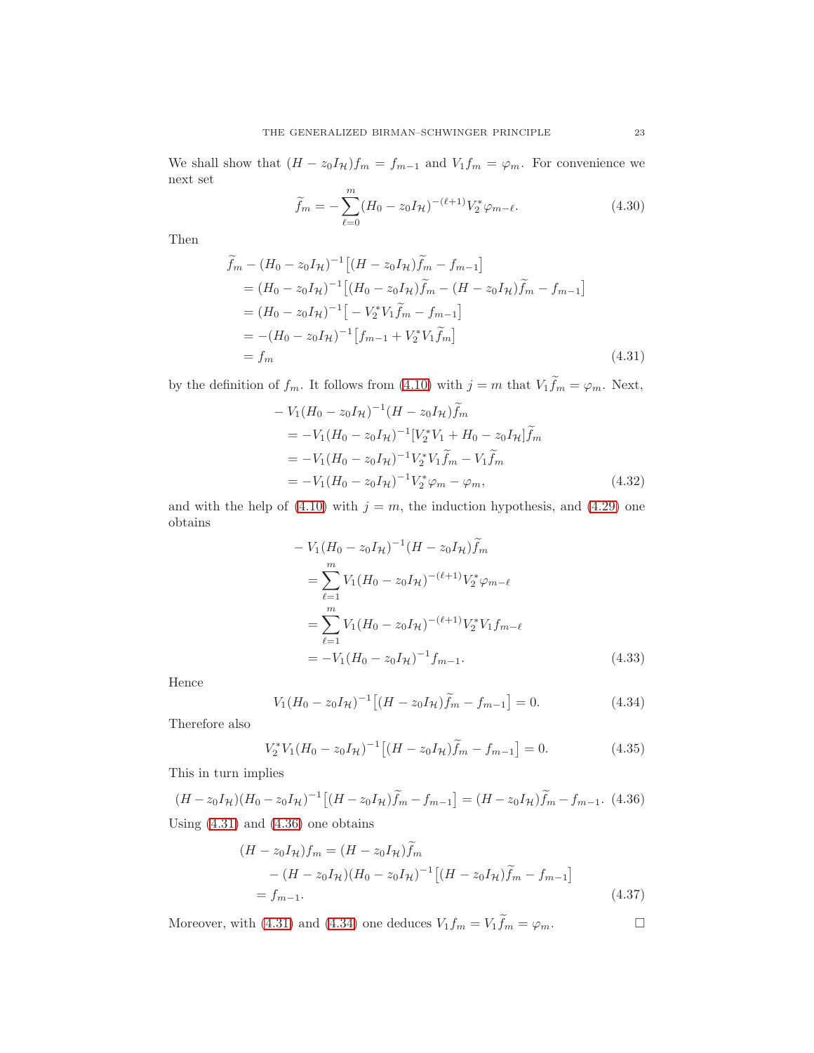We shall show that $(H - z_0 I_{\mathcal{H}}) f_m = f_{m-1}$ and $V_1 f_m = \varphi_m$. For convenience we next set

$$\widetilde{f}_m = -\sum_{\ell=0}^{m} (H_0 - z_0 I_{\mathcal{H}})^{-(\ell+1)} V_2^* \varphi_{m-\ell}. \tag{4.30}$$

Then

$$\begin{aligned}
&\widetilde{f}_m - (H_0 - z_0 I_{\mathcal{H}})^{-1} \big[ (H - z_0 I_{\mathcal{H}}) \widetilde{f}_m - f_{m-1} \big] \\
&\quad = (H_0 - z_0 I_{\mathcal{H}})^{-1} \big[ (H_0 - z_0 I_{\mathcal{H}}) \widetilde{f}_m - (H - z_0 I_{\mathcal{H}}) \widetilde{f}_m - f_{m-1} \big] \\
&\quad = (H_0 - z_0 I_{\mathcal{H}})^{-1} \big[ - V_2^* V_1 \widetilde{f}_m - f_{m-1} \big] \\
&\quad = -(H_0 - z_0 I_{\mathcal{H}})^{-1} \big[ f_{m-1} + V_2^* V_1 \widetilde{f}_m \big] \\
&\quad = f_m
\end{aligned} \tag{4.31}$$

by the definition of $f_m$. It follows from (4.10) with $j = m$ that $V_1 \widetilde{f}_m = \varphi_m$. Next,

$$\begin{aligned}
&- V_1 (H_0 - z_0 I_{\mathcal{H}})^{-1} (H - z_0 I_{\mathcal{H}}) \widetilde{f}_m \\
&\quad = -V_1 (H_0 - z_0 I_{\mathcal{H}})^{-1} [V_2^* V_1 + H_0 - z_0 I_{\mathcal{H}}] \widetilde{f}_m \\
&\quad = -V_1 (H_0 - z_0 I_{\mathcal{H}})^{-1} V_2^* V_1 \widetilde{f}_m - V_1 \widetilde{f}_m \\
&\quad = -V_1 (H_0 - z_0 I_{\mathcal{H}})^{-1} V_2^* \varphi_m - \varphi_m,
\end{aligned} \tag{4.32}$$

and with the help of (4.10) with $j = m$, the induction hypothesis, and (4.29) one obtains

$$\begin{aligned}
&- V_1 (H_0 - z_0 I_{\mathcal{H}})^{-1} (H - z_0 I_{\mathcal{H}}) \widetilde{f}_m \\
&\quad = \sum_{\ell=1}^{m} V_1 (H_0 - z_0 I_{\mathcal{H}})^{-(\ell+1)} V_2^* \varphi_{m-\ell} \\
&\quad = \sum_{\ell=1}^{m} V_1 (H_0 - z_0 I_{\mathcal{H}})^{-(\ell+1)} V_2^* V_1 f_{m-\ell} \\
&\quad = -V_1 (H_0 - z_0 I_{\mathcal{H}})^{-1} f_{m-1}.
\end{aligned} \tag{4.33}$$

Hence

$$V_1 (H_0 - z_0 I_{\mathcal{H}})^{-1} \big[ (H - z_0 I_{\mathcal{H}}) \widetilde{f}_m - f_{m-1} \big] = 0. \tag{4.34}$$

Therefore also

$$V_2^* V_1 (H_0 - z_0 I_{\mathcal{H}})^{-1} \big[ (H - z_0 I_{\mathcal{H}}) \widetilde{f}_m - f_{m-1} \big] = 0. \tag{4.35}$$

This in turn implies

$$(H - z_0 I_{\mathcal{H}})(H_0 - z_0 I_{\mathcal{H}})^{-1} \big[ (H - z_0 I_{\mathcal{H}}) \widetilde{f}_m - f_{m-1} \big] = (H - z_0 I_{\mathcal{H}}) \widetilde{f}_m - f_{m-1}. \tag{4.36}$$

Using (4.31) and (4.36) one obtains

$$\begin{aligned}
(H - z_0 I_{\mathcal{H}}) f_m &= (H - z_0 I_{\mathcal{H}}) \widetilde{f}_m \\
&\quad - (H - z_0 I_{\mathcal{H}})(H_0 - z_0 I_{\mathcal{H}})^{-1} \big[ (H - z_0 I_{\mathcal{H}}) \widetilde{f}_m - f_{m-1} \big] \\
&= f_{m-1}.
\end{aligned} \tag{4.37}$$

Moreover, with (4.31) and (4.34) one deduces $V_1 f_m = V_1 \widetilde{f}_m = \varphi_m$. $\square$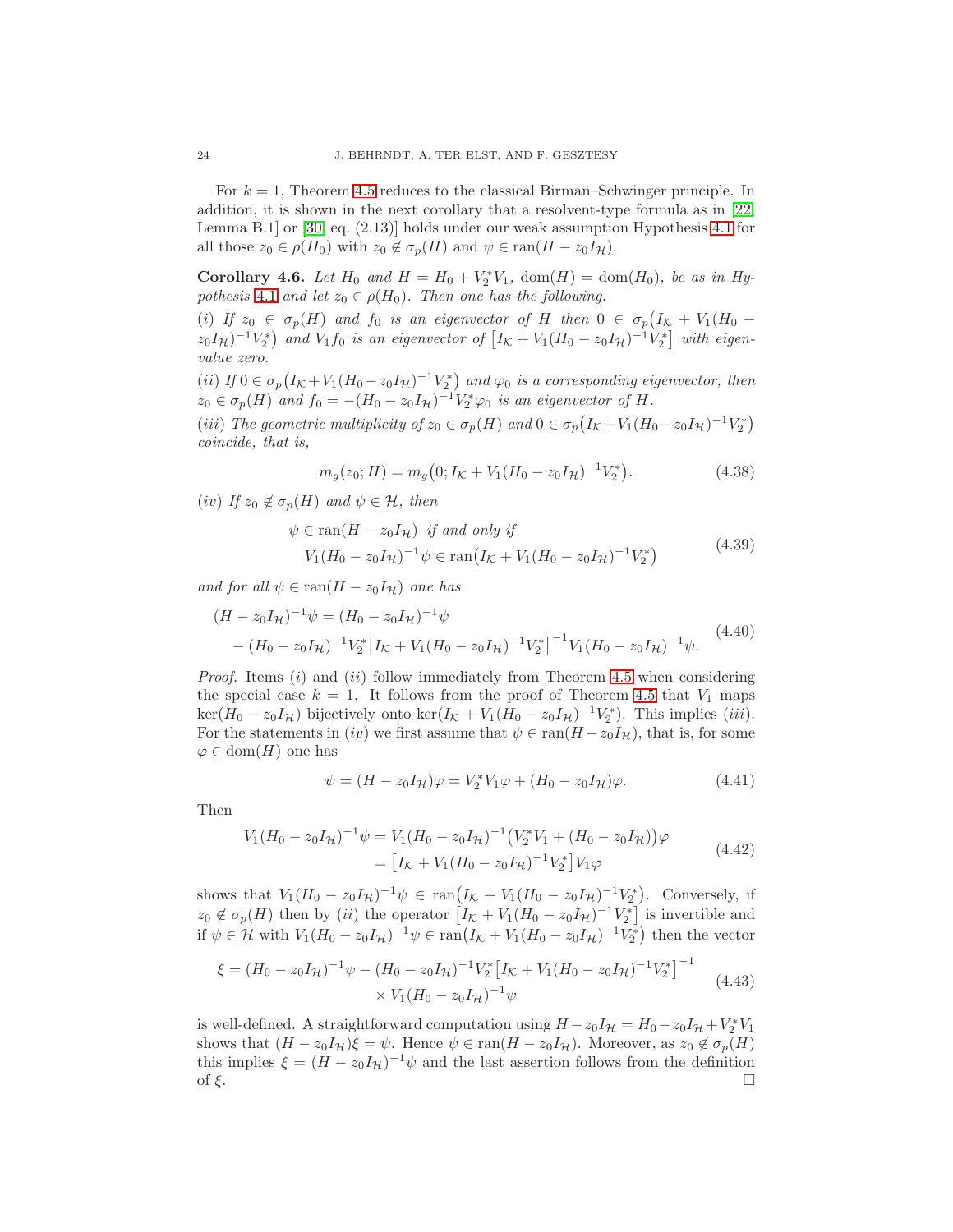For $k = 1$, Theorem 4.5 reduces to the classical Birman–Schwinger principle. In addition, it is shown in the next corollary that a resolvent-type formula as in [22, Lemma B.1] or [30, eq. (2.13)] holds under our weak assumption Hypothesis 4.1 for all those $z_0 \in \rho(H_0)$ with $z_0 \notin \sigma_p(H)$ and $\psi \in \operatorname{ran}(H - z_0 I_{\mathcal{H}})$.

**Corollary 4.6.** *Let $H_0$ and $H = H_0 + V_2^* V_1$, $\operatorname{dom}(H) = \operatorname{dom}(H_0)$, be as in Hypothesis 4.1 and let $z_0 \in \rho(H_0)$. Then one has the following.*

*(i) If $z_0 \in \sigma_p(H)$ and $f_0$ is an eigenvector of $H$ then $0 \in \sigma_p\big(I_{\mathcal{K}} + V_1(H_0 - z_0 I_{\mathcal{H}})^{-1} V_2^*\big)$ and $V_1 f_0$ is an eigenvector of $\big[I_{\mathcal{K}} + V_1(H_0 - z_0 I_{\mathcal{H}})^{-1} V_2^*\big]$ with eigenvalue zero.*

*(ii) If $0 \in \sigma_p\big(I_{\mathcal{K}} + V_1(H_0 - z_0 I_{\mathcal{H}})^{-1} V_2^*\big)$ and $\varphi_0$ is a corresponding eigenvector, then $z_0 \in \sigma_p(H)$ and $f_0 = -(H_0 - z_0 I_{\mathcal{H}})^{-1} V_2^* \varphi_0$ is an eigenvector of $H$.*

*(iii) The geometric multiplicity of $z_0 \in \sigma_p(H)$ and $0 \in \sigma_p\big(I_{\mathcal{K}} + V_1(H_0 - z_0 I_{\mathcal{H}})^{-1} V_2^*\big)$ coincide, that is,*

$$m_g(z_0; H) = m_g\big(0; I_{\mathcal{K}} + V_1(H_0 - z_0 I_{\mathcal{H}})^{-1} V_2^*\big). \tag{4.38}$$

*(iv) If $z_0 \notin \sigma_p(H)$ and $\psi \in \mathcal{H}$, then*

$$\begin{aligned} &\psi \in \operatorname{ran}(H - z_0 I_{\mathcal{H}}) \text{ if and only if} \\ &V_1(H_0 - z_0 I_{\mathcal{H}})^{-1} \psi \in \operatorname{ran}\big(I_{\mathcal{K}} + V_1(H_0 - z_0 I_{\mathcal{H}})^{-1} V_2^*\big) \end{aligned} \tag{4.39}$$

*and for all $\psi \in \operatorname{ran}(H - z_0 I_{\mathcal{H}})$ one has*

$$\begin{aligned} &(H - z_0 I_{\mathcal{H}})^{-1} \psi = (H_0 - z_0 I_{\mathcal{H}})^{-1} \psi \\ &\quad - (H_0 - z_0 I_{\mathcal{H}})^{-1} V_2^* \big[I_{\mathcal{K}} + V_1(H_0 - z_0 I_{\mathcal{H}})^{-1} V_2^*\big]^{-1} V_1 (H_0 - z_0 I_{\mathcal{H}})^{-1} \psi. \end{aligned} \tag{4.40}$$

*Proof.* Items $(i)$ and $(ii)$ follow immediately from Theorem 4.5 when considering the special case $k = 1$. It follows from the proof of Theorem 4.5 that $V_1$ maps $\ker(H_0 - z_0 I_{\mathcal{H}})$ bijectively onto $\ker(I_{\mathcal{K}} + V_1(H_0 - z_0 I_{\mathcal{H}})^{-1} V_2^*)$. This implies $(iii)$. For the statements in $(iv)$ we first assume that $\psi \in \operatorname{ran}(H - z_0 I_{\mathcal{H}})$, that is, for some $\varphi \in \operatorname{dom}(H)$ one has

$$\psi = (H - z_0 I_{\mathcal{H}})\varphi = V_2^* V_1 \varphi + (H_0 - z_0 I_{\mathcal{H}})\varphi. \tag{4.41}$$

Then

$$\begin{aligned} V_1(H_0 - z_0 I_{\mathcal{H}})^{-1} \psi &= V_1 (H_0 - z_0 I_{\mathcal{H}})^{-1} \big(V_2^* V_1 + (H_0 - z_0 I_{\mathcal{H}})\big)\varphi \\ &= \big[I_{\mathcal{K}} + V_1(H_0 - z_0 I_{\mathcal{H}})^{-1} V_2^*\big] V_1 \varphi \end{aligned} \tag{4.42}$$

shows that $V_1(H_0 - z_0 I_{\mathcal{H}})^{-1} \psi \in \operatorname{ran}\big(I_{\mathcal{K}} + V_1(H_0 - z_0 I_{\mathcal{H}})^{-1} V_2^*\big)$. Conversely, if $z_0 \notin \sigma_p(H)$ then by $(ii)$ the operator $\big[I_{\mathcal{K}} + V_1(H_0 - z_0 I_{\mathcal{H}})^{-1} V_2^*\big]$ is invertible and if $\psi \in \mathcal{H}$ with $V_1(H_0 - z_0 I_{\mathcal{H}})^{-1} \psi \in \operatorname{ran}\big(I_{\mathcal{K}} + V_1(H_0 - z_0 I_{\mathcal{H}})^{-1} V_2^*\big)$ then the vector

$$\begin{aligned} \xi = (H_0 - z_0 I_{\mathcal{H}})^{-1} \psi - (H_0 - z_0 I_{\mathcal{H}})^{-1} V_2^* \big[I_{\mathcal{K}} + V_1(H_0 - z_0 I_{\mathcal{H}})^{-1} V_2^*\big]^{-1} \\ \times V_1 (H_0 - z_0 I_{\mathcal{H}})^{-1} \psi \end{aligned} \tag{4.43}$$

is well-defined. A straightforward computation using $H - z_0 I_{\mathcal{H}} = H_0 - z_0 I_{\mathcal{H}} + V_2^* V_1$ shows that $(H - z_0 I_{\mathcal{H}})\xi = \psi$. Hence $\psi \in \operatorname{ran}(H - z_0 I_{\mathcal{H}})$. Moreover, as $z_0 \notin \sigma_p(H)$ this implies $\xi = (H - z_0 I_{\mathcal{H}})^{-1} \psi$ and the last assertion follows from the definition of $\xi$. $\square$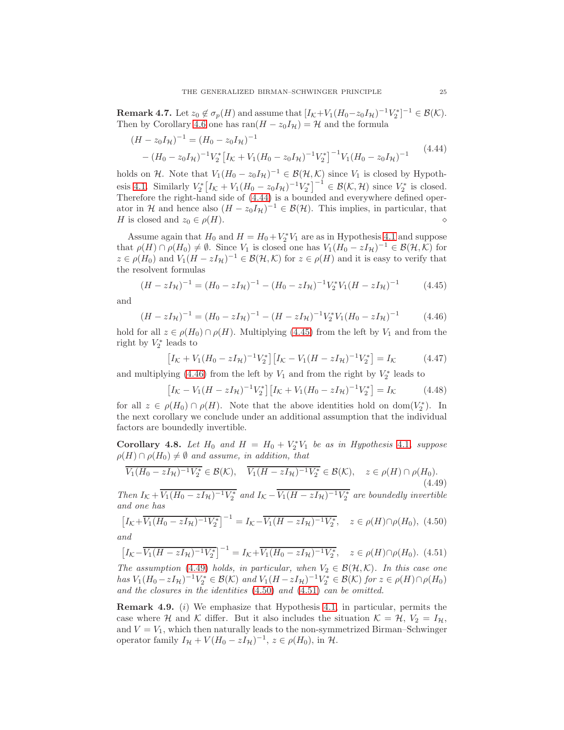**Remark 4.7.** Let $z_0 \notin \sigma_p(H)$ and assume that $[I_{\mathcal{K}}+V_1(H_0-z_0 I_{\mathcal{H}})^{-1}V_2^*]^{-1} \in \mathcal{B}(\mathcal{K})$. Then by Corollary 4.6 one has $\operatorname{ran}(H - z_0 I_{\mathcal{H}}) = \mathcal{H}$ and the formula

$$
\begin{aligned}
(H - z_0 I_{\mathcal{H}})^{-1} &= (H_0 - z_0 I_{\mathcal{H}})^{-1} \\
&\quad - (H_0 - z_0 I_{\mathcal{H}})^{-1} V_2^* \big[I_{\mathcal{K}} + V_1 (H_0 - z_0 I_{\mathcal{H}})^{-1} V_2^*\big]^{-1} V_1 (H_0 - z_0 I_{\mathcal{H}})^{-1}
\end{aligned} \tag{4.44}
$$

holds on $\mathcal{H}$. Note that $V_1(H_0 - z_0 I_{\mathcal{H}})^{-1} \in \mathcal{B}(\mathcal{H},\mathcal{K})$ since $V_1$ is closed by Hypothesis 4.1. Similarly $V_2^*\big[I_{\mathcal{K}} + V_1(H_0 - z_0 I_{\mathcal{H}})^{-1}V_2^*\big]^{-1} \in \mathcal{B}(\mathcal{K},\mathcal{H})$ since $V_2^*$ is closed. Therefore the right-hand side of (4.44) is a bounded and everywhere defined operator in $\mathcal{H}$ and hence also $(H - z_0 I_{\mathcal{H}})^{-1} \in \mathcal{B}(\mathcal{H})$. This implies, in particular, that $H$ is closed and $z_0 \in \rho(H)$. $\diamond$

Assume again that $H_0$ and $H = H_0 + V_2^* V_1$ are as in Hypothesis 4.1 and suppose that $\rho(H) \cap \rho(H_0) \neq \emptyset$. Since $V_1$ is closed one has $V_1(H_0 - zI_{\mathcal{H}})^{-1} \in \mathcal{B}(\mathcal{H},\mathcal{K})$ for $z \in \rho(H_0)$ and $V_1(H - zI_{\mathcal{H}})^{-1} \in \mathcal{B}(\mathcal{H},\mathcal{K})$ for $z \in \rho(H)$ and it is easy to verify that the resolvent formulas

$$
(H - zI_{\mathcal{H}})^{-1} = (H_0 - zI_{\mathcal{H}})^{-1} - (H_0 - zI_{\mathcal{H}})^{-1} V_2^* V_1 (H - zI_{\mathcal{H}})^{-1} \tag{4.45}
$$

and

$$
(H - zI_{\mathcal{H}})^{-1} = (H_0 - zI_{\mathcal{H}})^{-1} - (H - zI_{\mathcal{H}})^{-1} V_2^* V_1 (H_0 - zI_{\mathcal{H}})^{-1} \tag{4.46}
$$

hold for all $z \in \rho(H_0) \cap \rho(H)$. Multiplying (4.45) from the left by $V_1$ and from the right by $V_2^*$ leads to

$$
\big[I_{\mathcal{K}} + V_1(H_0 - zI_{\mathcal{H}})^{-1}V_2^*\big]\big[I_{\mathcal{K}} - V_1(H - zI_{\mathcal{H}})^{-1}V_2^*\big] = I_{\mathcal{K}} \tag{4.47}
$$

and multiplying (4.46) from the left by $V_1$ and from the right by $V_2^*$ leads to

$$
\big[I_{\mathcal{K}} - V_1(H - zI_{\mathcal{H}})^{-1}V_2^*\big]\big[I_{\mathcal{K}} + V_1(H_0 - zI_{\mathcal{H}})^{-1}V_2^*\big] = I_{\mathcal{K}} \tag{4.48}
$$

for all $z \in \rho(H_0) \cap \rho(H)$. Note that the above identities hold on $\operatorname{dom}(V_2^*)$. In the next corollary we conclude under an additional assumption that the individual factors are boundedly invertible.

**Corollary 4.8.** *Let $H_0$ and $H = H_0 + V_2^* V_1$ be as in Hypothesis 4.1, suppose $\rho(H) \cap \rho(H_0) \neq \emptyset$ and assume, in addition, that*

$$
\overline{V_1(H_0 - zI_{\mathcal{H}})^{-1}V_2^*} \in \mathcal{B}(\mathcal{K}), \quad \overline{V_1(H - zI_{\mathcal{H}})^{-1}V_2^*} \in \mathcal{B}(\mathcal{K}), \quad z \in \rho(H) \cap \rho(H_0). \tag{4.49}
$$

*Then $I_{\mathcal{K}} + \overline{V_1(H_0 - zI_{\mathcal{H}})^{-1}V_2^*}$ and $I_{\mathcal{K}} - \overline{V_1(H - zI_{\mathcal{H}})^{-1}V_2^*}$ are boundedly invertible and one has*

$$
\big[I_{\mathcal{K}} + \overline{V_1(H_0 - zI_{\mathcal{H}})^{-1}V_2^*}\big]^{-1} = I_{\mathcal{K}} - \overline{V_1(H - zI_{\mathcal{H}})^{-1}V_2^*}, \quad z \in \rho(H) \cap \rho(H_0), \tag{4.50}
$$

*and*

$$
\big[I_{\mathcal{K}} - \overline{V_1(H - zI_{\mathcal{H}})^{-1}V_2^*}\big]^{-1} = I_{\mathcal{K}} + \overline{V_1(H_0 - zI_{\mathcal{H}})^{-1}V_2^*}, \quad z \in \rho(H) \cap \rho(H_0). \tag{4.51}
$$

*The assumption (4.49) holds, in particular, when $V_2 \in \mathcal{B}(\mathcal{H},\mathcal{K})$. In this case one has $V_1(H_0 - zI_{\mathcal{H}})^{-1}V_2^* \in \mathcal{B}(\mathcal{K})$ and $V_1(H - zI_{\mathcal{H}})^{-1}V_2^* \in \mathcal{B}(\mathcal{K})$ for $z \in \rho(H) \cap \rho(H_0)$ and the closures in the identities (4.50) and (4.51) can be omitted.*

**Remark 4.9.** $(i)$ We emphasize that Hypothesis 4.1, in particular, permits the case where $\mathcal{H}$ and $\mathcal{K}$ differ. But it also includes the situation $\mathcal{K} = \mathcal{H}$, $V_2 = I_{\mathcal{H}}$, and $V = V_1$, which then naturally leads to the non-symmetrized Birman–Schwinger operator family $I_{\mathcal{H}} + V(H_0 - zI_{\mathcal{H}})^{-1}$, $z \in \rho(H_0)$, in $\mathcal{H}$.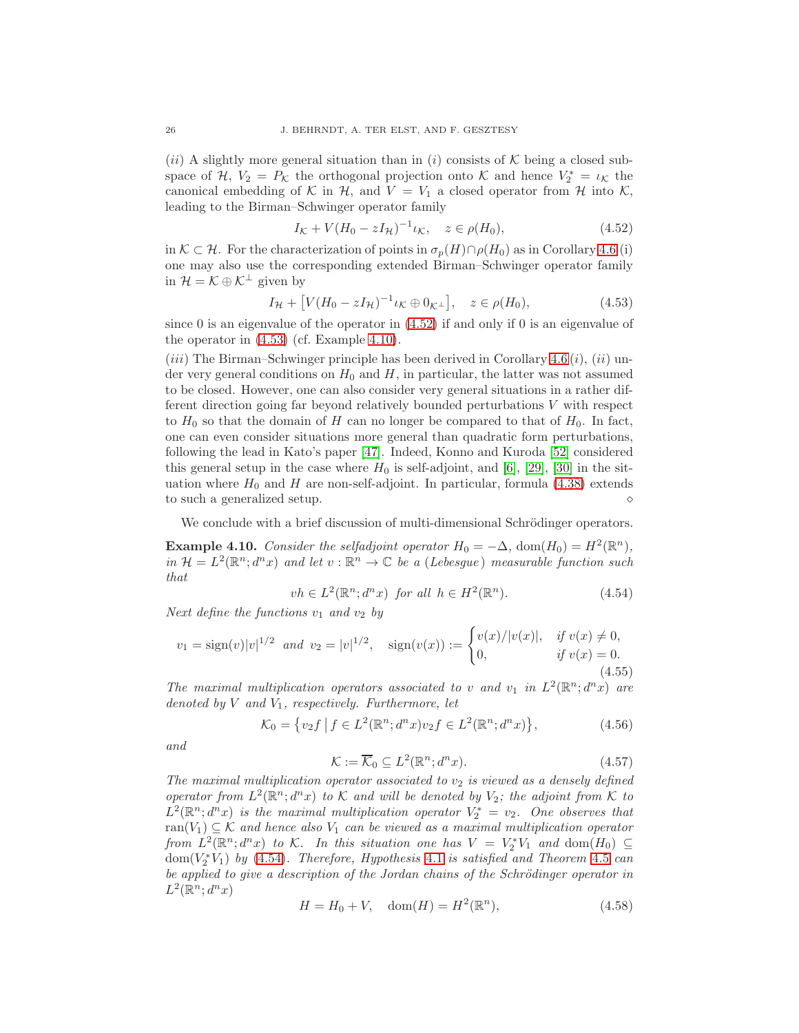$(ii)$ A slightly more general situation than in $(i)$ consists of $\mathcal{K}$ being a closed subspace of $\mathcal{H}$, $V_2 = P_{\mathcal{K}}$ the orthogonal projection onto $\mathcal{K}$ and hence $V_2^* = \iota_{\mathcal{K}}$ the canonical embedding of $\mathcal{K}$ in $\mathcal{H}$, and $V = V_1$ a closed operator from $\mathcal{H}$ into $\mathcal{K}$, leading to the Birman–Schwinger operator family

$$I_{\mathcal{K}} + V(H_0 - zI_{\mathcal{H}})^{-1}\iota_{\mathcal{K}}, \quad z \in \rho(H_0), \tag{4.52}$$

in $\mathcal{K} \subset \mathcal{H}$. For the characterization of points in $\sigma_p(H) \cap \rho(H_0)$ as in Corollary 4.6 (i) one may also use the corresponding extended Birman–Schwinger operator family in $\mathcal{H} = \mathcal{K} \oplus \mathcal{K}^\perp$ given by

$$I_{\mathcal{H}} + \big[V(H_0 - zI_{\mathcal{H}})^{-1}\iota_{\mathcal{K}} \oplus 0_{\mathcal{K}^\perp}\big], \quad z \in \rho(H_0), \tag{4.53}$$

since 0 is an eigenvalue of the operator in (4.52) if and only if 0 is an eigenvalue of the operator in (4.53) (cf. Example 4.10).

$(iii)$ The Birman–Schwinger principle has been derived in Corollary 4.6 $(i)$, $(ii)$ under very general conditions on $H_0$ and $H$, in particular, the latter was not assumed to be closed. However, one can also consider very general situations in a rather different direction going far beyond relatively bounded perturbations $V$ with respect to $H_0$ so that the domain of $H$ can no longer be compared to that of $H_0$. In fact, one can even consider situations more general than quadratic form perturbations, following the lead in Kato's paper [47]. Indeed, Konno and Kuroda [52] considered this general setup in the case where $H_0$ is self-adjoint, and [6], [29], [30] in the situation where $H_0$ and $H$ are non-self-adjoint. In particular, formula (4.38) extends to such a generalized setup. $\diamond$

We conclude with a brief discussion of multi-dimensional Schrödinger operators.

**Example 4.10.** *Consider the selfadjoint operator $H_0 = -\Delta$, $\operatorname{dom}(H_0) = H^2(\mathbb{R}^n)$, in $\mathcal{H} = L^2(\mathbb{R}^n; d^n x)$ and let $v : \mathbb{R}^n \to \mathbb{C}$ be a (Lebesgue) measurable function such that*

$$vh \in L^2(\mathbb{R}^n; d^n x) \text{ for all } h \in H^2(\mathbb{R}^n). \tag{4.54}$$

*Next define the functions $v_1$ and $v_2$ by*

$$v_1 = \operatorname{sign}(v)|v|^{1/2} \text{ and } v_2 = |v|^{1/2}, \quad \operatorname{sign}(v(x)) := \begin{cases} v(x)/|v(x)|, & \text{if } v(x) \neq 0, \\ 0, & \text{if } v(x) = 0. \end{cases} \tag{4.55}$$

*The maximal multiplication operators associated to $v$ and $v_1$ in $L^2(\mathbb{R}^n; d^n x)$ are denoted by $V$ and $V_1$, respectively. Furthermore, let*

$$\mathcal{K}_0 = \big\{ v_2 f \,\big|\, f \in L^2(\mathbb{R}^n; d^n x) v_2 f \in L^2(\mathbb{R}^n; d^n x) \big\}, \tag{4.56}$$

*and*

$$\mathcal{K} := \overline{\mathcal{K}_0} \subseteq L^2(\mathbb{R}^n; d^n x). \tag{4.57}$$

*The maximal multiplication operator associated to $v_2$ is viewed as a densely defined operator from $L^2(\mathbb{R}^n; d^n x)$ to $\mathcal{K}$ and will be denoted by $V_2$; the adjoint from $\mathcal{K}$ to $L^2(\mathbb{R}^n; d^n x)$ is the maximal multiplication operator $V_2^* = v_2$. One observes that $\operatorname{ran}(V_1) \subseteq \mathcal{K}$ and hence also $V_1$ can be viewed as a maximal multiplication operator from $L^2(\mathbb{R}^n; d^n x)$ to $\mathcal{K}$. In this situation one has $V = V_2^* V_1$ and $\operatorname{dom}(H_0) \subseteq \operatorname{dom}(V_2^* V_1)$ by (4.54). Therefore, Hypothesis 4.1 is satisfied and Theorem 4.5 can be applied to give a description of the Jordan chains of the Schrödinger operator in $L^2(\mathbb{R}^n; d^n x)$*

$$H = H_0 + V, \quad \operatorname{dom}(H) = H^2(\mathbb{R}^n), \tag{4.58}$$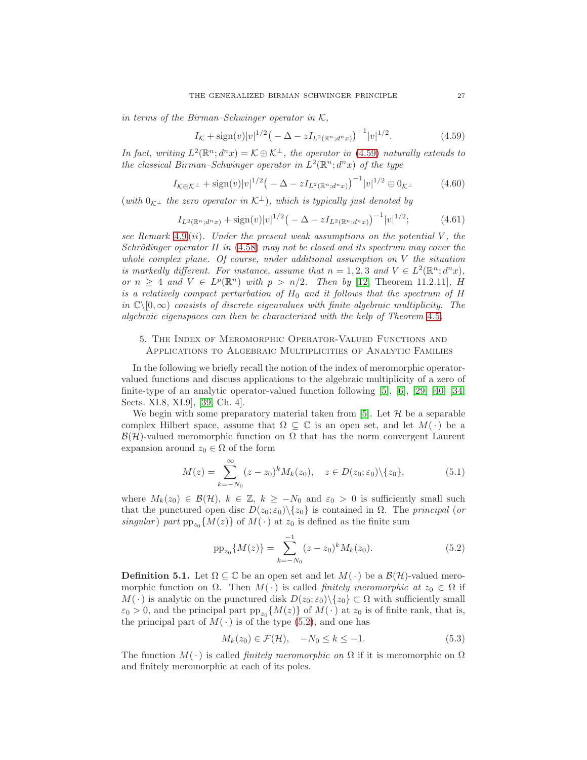*in terms of the Birman–Schwinger operator in $\mathcal{K}$,*

$$I_{\mathcal{K}} + \operatorname{sign}(v)|v|^{1/2}\big(-\Delta - zI_{L^2(\mathbb{R}^n;d^nx)}\big)^{-1}|v|^{1/2}. \tag{4.59}$$

*In fact, writing $L^2(\mathbb{R}^n;d^nx) = \mathcal{K}\oplus\mathcal{K}^\perp$, the operator in (4.59) naturally extends to the classical Birman–Schwinger operator in $L^2(\mathbb{R}^n;d^nx)$ of the type*

$$I_{\mathcal{K}\oplus\mathcal{K}^\perp} + \operatorname{sign}(v)|v|^{1/2}\big(-\Delta - zI_{L^2(\mathbb{R}^n;d^nx)}\big)^{-1}|v|^{1/2} \oplus 0_{\mathcal{K}^\perp} \tag{4.60}$$

*(with $0_{\mathcal{K}^\perp}$ the zero operator in $\mathcal{K}^\perp$), which is typically just denoted by*

$$I_{L^2(\mathbb{R}^n;d^nx)} + \operatorname{sign}(v)|v|^{1/2}\big(-\Delta - zI_{L^2(\mathbb{R}^n;d^nx)}\big)^{-1}|v|^{1/2}; \tag{4.61}$$

*see Remark 4.9 (ii). Under the present weak assumptions on the potential $V$, the Schrödinger operator $H$ in (4.58) may not be closed and its spectrum may cover the whole complex plane. Of course, under additional assumption on $V$ the situation is markedly different. For instance, assume that $n = 1,2,3$ and $V \in L^2(\mathbb{R}^n;d^nx)$, or $n \geq 4$ and $V \in L^p(\mathbb{R}^n)$ with $p > n/2$. Then by [12, Theorem 11.2.11], $H$ is a relatively compact perturbation of $H_0$ and it follows that the spectrum of $H$ in $\mathbb{C}\backslash[0,\infty)$ consists of discrete eigenvalues with finite algebraic multiplicity. The algebraic eigenspaces can then be characterized with the help of Theorem 4.5.*

## 5. The Index of Meromorphic Operator-Valued Functions and Applications to Algebraic Multiplicities of Analytic Families

In the following we briefly recall the notion of the index of meromorphic operator-valued functions and discuss applications to the algebraic multiplicity of a zero of finite-type of an analytic operator-valued function following [5], [6], [29] [40] [34, Sects. XI.8, XI.9], [39, Ch. 4].

We begin with some preparatory material taken from [5]. Let $\mathcal{H}$ be a separable complex Hilbert space, assume that $\Omega \subseteq \mathbb{C}$ is an open set, and let $M(\,\cdot\,)$ be a $\mathcal{B}(\mathcal{H})$-valued meromorphic function on $\Omega$ that has the norm convergent Laurent expansion around $z_0 \in \Omega$ of the form

$$M(z) = \sum_{k=-N_0}^{\infty} (z-z_0)^k M_k(z_0), \quad z \in D(z_0;\varepsilon_0)\backslash\{z_0\}, \tag{5.1}$$

where $M_k(z_0) \in \mathcal{B}(\mathcal{H})$, $k \in \mathbb{Z}$, $k \geq -N_0$ and $\varepsilon_0 > 0$ is sufficiently small such that the punctured open disc $D(z_0;\varepsilon_0)\backslash\{z_0\}$ is contained in $\Omega$. The *principal* (*or singular*) *part* $\operatorname{pp}_{z_0}\{M(z)\}$ of $M(\,\cdot\,)$ at $z_0$ is defined as the finite sum

$$\operatorname{pp}_{z_0}\{M(z)\} = \sum_{k=-N_0}^{-1} (z-z_0)^k M_k(z_0). \tag{5.2}$$

**Definition 5.1.** Let $\Omega \subseteq \mathbb{C}$ be an open set and let $M(\,\cdot\,)$ be a $\mathcal{B}(\mathcal{H})$-valued meromorphic function on $\Omega$. Then $M(\,\cdot\,)$ is called *finitely meromorphic at* $z_0 \in \Omega$ if $M(\,\cdot\,)$ is analytic on the punctured disk $D(z_0;\varepsilon_0)\backslash\{z_0\} \subset \Omega$ with sufficiently small $\varepsilon_0 > 0$, and the principal part $\operatorname{pp}_{z_0}\{M(z)\}$ of $M(\,\cdot\,)$ at $z_0$ is of finite rank, that is, the principal part of $M(\,\cdot\,)$ is of the type (5.2), and one has

$$M_k(z_0) \in \mathcal{F}(\mathcal{H}), \quad -N_0 \leq k \leq -1. \tag{5.3}$$

The function $M(\,\cdot\,)$ is called *finitely meromorphic on* $\Omega$ if it is meromorphic on $\Omega$ and finitely meromorphic at each of its poles.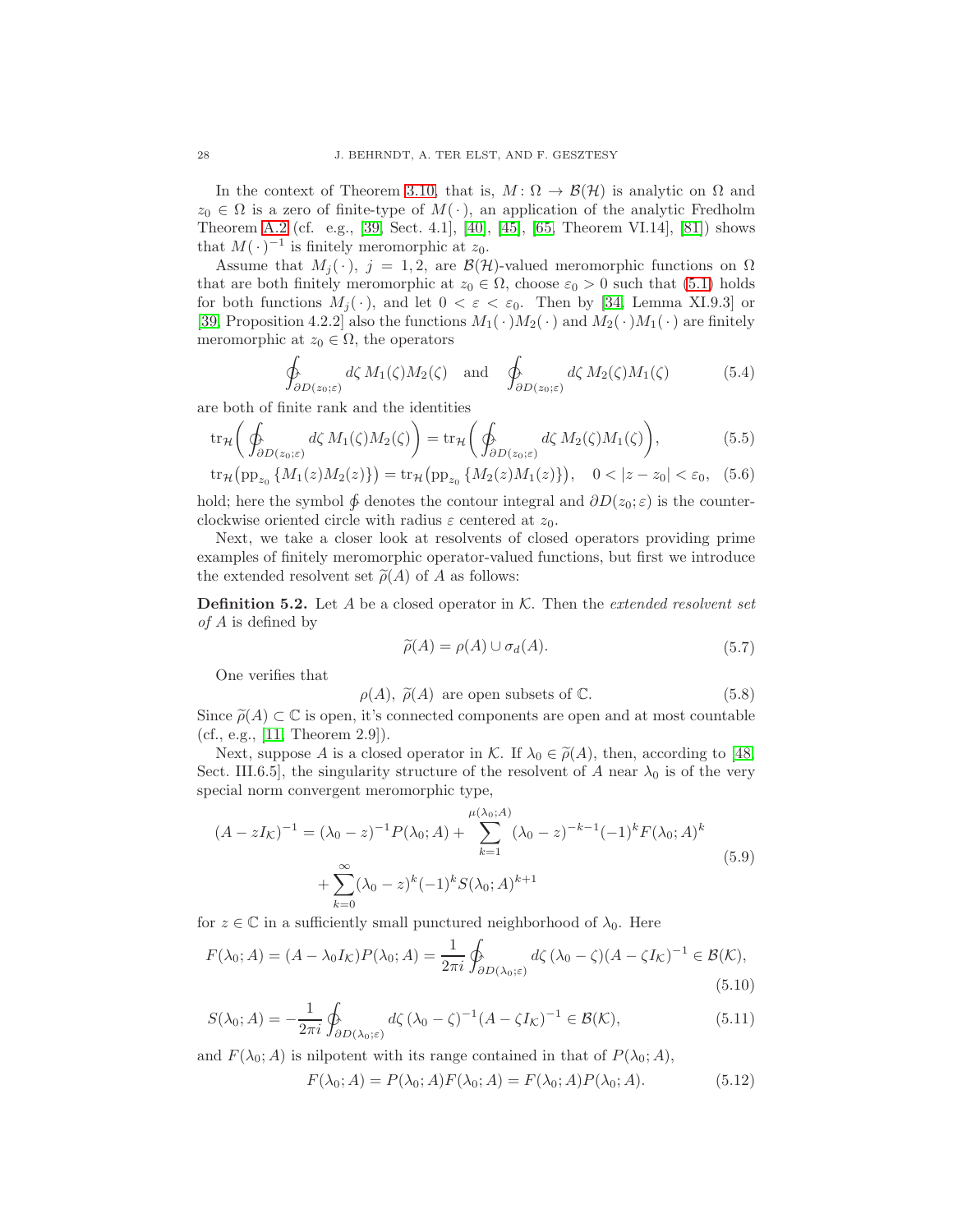In the context of Theorem 3.10, that is, $M\colon \Omega \to \mathcal{B}(\mathcal{H})$ is analytic on $\Omega$ and $z_0 \in \Omega$ is a zero of finite-type of $M(\,\cdot\,)$, an application of the analytic Fredholm Theorem A.2 (cf. e.g., [39, Sect. 4.1], [40], [45], [65, Theorem VI.14], [81]) shows that $M(\,\cdot\,)^{-1}$ is finitely meromorphic at $z_0$.

Assume that $M_j(\,\cdot\,)$, $j = 1, 2$, are $\mathcal{B}(\mathcal{H})$-valued meromorphic functions on $\Omega$ that are both finitely meromorphic at $z_0 \in \Omega$, choose $\varepsilon_0 > 0$ such that (5.1) holds for both functions $M_j(\,\cdot\,)$, and let $0 < \varepsilon < \varepsilon_0$. Then by [34, Lemma XI.9.3] or [39, Proposition 4.2.2] also the functions $M_1(\,\cdot\,)M_2(\,\cdot\,)$ and $M_2(\,\cdot\,)M_1(\,\cdot\,)$ are finitely meromorphic at $z_0 \in \Omega$, the operators

$$\oint_{\partial D(z_0;\varepsilon)} d\zeta\, M_1(\zeta)M_2(\zeta) \quad \text{and} \quad \oint_{\partial D(z_0;\varepsilon)} d\zeta\, M_2(\zeta)M_1(\zeta) \tag{5.4}$$

are both of finite rank and the identities

$$\operatorname{tr}_{\mathcal{H}}\bigg(\oint_{\partial D(z_0;\varepsilon)} d\zeta\, M_1(\zeta)M_2(\zeta)\bigg) = \operatorname{tr}_{\mathcal{H}}\bigg(\oint_{\partial D(z_0;\varepsilon)} d\zeta\, M_2(\zeta)M_1(\zeta)\bigg), \tag{5.5}$$

$$\operatorname{tr}_{\mathcal{H}}\big(\operatorname{pp}_{z_0}\{M_1(z)M_2(z)\}\big) = \operatorname{tr}_{\mathcal{H}}\big(\operatorname{pp}_{z_0}\{M_2(z)M_1(z)\}\big), \quad 0 < |z - z_0| < \varepsilon_0, \tag{5.6}$$

hold; here the symbol $\oint$ denotes the contour integral and $\partial D(z_0;\varepsilon)$ is the counterclockwise oriented circle with radius $\varepsilon$ centered at $z_0$.

Next, we take a closer look at resolvents of closed operators providing prime examples of finitely meromorphic operator-valued functions, but first we introduce the extended resolvent set $\widetilde{\rho}(A)$ of $A$ as follows:

**Definition 5.2.** Let $A$ be a closed operator in $\mathcal{K}$. Then the *extended resolvent set of* $A$ is defined by

$$\widetilde{\rho}(A) = \rho(A) \cup \sigma_d(A). \tag{5.7}$$

One verifies that

$$\rho(A),\ \widetilde{\rho}(A) \text{ are open subsets of } \mathbb{C}. \tag{5.8}$$

Since $\widetilde{\rho}(A) \subset \mathbb{C}$ is open, it's connected components are open and at most countable (cf., e.g., [11, Theorem 2.9]).

Next, suppose $A$ is a closed operator in $\mathcal{K}$. If $\lambda_0 \in \widetilde{\rho}(A)$, then, according to [48, Sect. III.6.5], the singularity structure of the resolvent of $A$ near $\lambda_0$ is of the very special norm convergent meromorphic type,

$$\begin{aligned}
(A - zI_{\mathcal{K}})^{-1} = (\lambda_0 - z)^{-1}P(\lambda_0;A) &+ \sum_{k=1}^{\mu(\lambda_0;A)} (\lambda_0 - z)^{-k-1}(-1)^k F(\lambda_0;A)^k \\
&+ \sum_{k=0}^{\infty} (\lambda_0 - z)^k (-1)^k S(\lambda_0;A)^{k+1}
\end{aligned} \tag{5.9}$$

for $z \in \mathbb{C}$ in a sufficiently small punctured neighborhood of $\lambda_0$. Here

$$F(\lambda_0;A) = (A - \lambda_0 I_{\mathcal{K}})P(\lambda_0;A) = \frac{1}{2\pi i}\oint_{\partial D(\lambda_0;\varepsilon)} d\zeta\,(\lambda_0 - \zeta)(A - \zeta I_{\mathcal{K}})^{-1} \in \mathcal{B}(\mathcal{K}), \tag{5.10}$$

$$S(\lambda_0;A) = -\frac{1}{2\pi i}\oint_{\partial D(\lambda_0;\varepsilon)} d\zeta\,(\lambda_0 - \zeta)^{-1}(A - \zeta I_{\mathcal{K}})^{-1} \in \mathcal{B}(\mathcal{K}), \tag{5.11}$$

and $F(\lambda_0;A)$ is nilpotent with its range contained in that of $P(\lambda_0;A)$,

$$F(\lambda_0;A) = P(\lambda_0;A)F(\lambda_0;A) = F(\lambda_0;A)P(\lambda_0;A). \tag{5.12}$$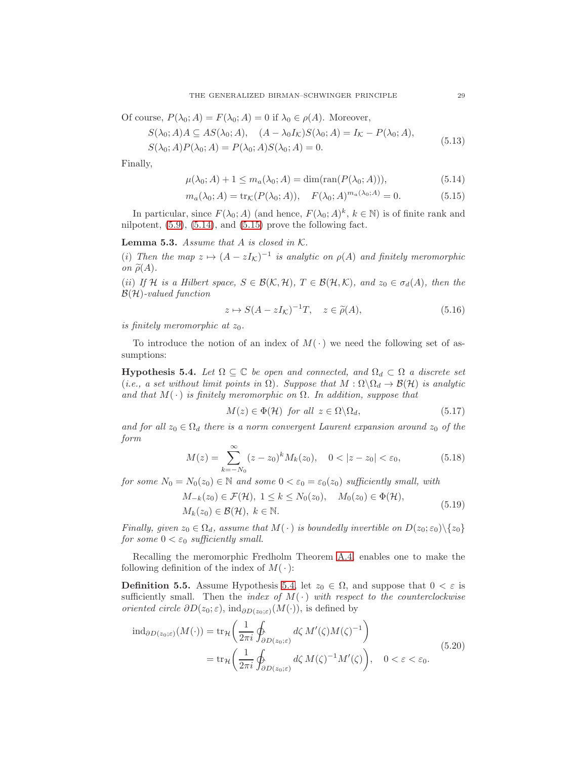Of course, $P(\lambda_0; A) = F(\lambda_0; A) = 0$ if $\lambda_0 \in \rho(A)$. Moreover,

$$
\begin{aligned}
&S(\lambda_0; A)A \subseteq AS(\lambda_0; A), \quad (A - \lambda_0 I_{\mathcal{K}})S(\lambda_0; A) = I_{\mathcal{K}} - P(\lambda_0; A), \\
&S(\lambda_0; A)P(\lambda_0; A) = P(\lambda_0; A)S(\lambda_0; A) = 0.
\end{aligned} \tag{5.13}
$$

Finally,

$$
\mu(\lambda_0; A) + 1 \leq m_a(\lambda_0; A) = \dim(\operatorname{ran}(P(\lambda_0; A))), \tag{5.14}
$$

$$
m_a(\lambda_0; A) = \operatorname{tr}_{\mathcal{K}}(P(\lambda_0; A)), \quad F(\lambda_0; A)^{m_a(\lambda_0; A)} = 0. \tag{5.15}
$$

In particular, since $F(\lambda_0; A)$ (and hence, $F(\lambda_0; A)^k$, $k \in \mathbb{N}$) is of finite rank and nilpotent, (5.9), (5.14), and (5.15) prove the following fact.

**Lemma 5.3.** *Assume that $A$ is closed in $\mathcal{K}$.*

*(i) Then the map $z \mapsto (A - zI_{\mathcal{K}})^{-1}$ is analytic on $\rho(A)$ and finitely meromorphic on $\widetilde{\rho}(A)$.*

*(ii) If $\mathcal{H}$ is a Hilbert space, $S \in \mathcal{B}(\mathcal{K}, \mathcal{H})$, $T \in \mathcal{B}(\mathcal{H}, \mathcal{K})$, and $z_0 \in \sigma_d(A)$, then the $\mathcal{B}(\mathcal{H})$-valued function*

$$
z \mapsto S(A - zI_{\mathcal{K}})^{-1}T, \quad z \in \widetilde{\rho}(A), \tag{5.16}
$$

*is finitely meromorphic at $z_0$.*

To introduce the notion of an index of $M(\,\cdot\,)$ we need the following set of assumptions:

**Hypothesis 5.4.** *Let $\Omega \subseteq \mathbb{C}$ be open and connected, and $\Omega_d \subset \Omega$ a discrete set (i.e., a set without limit points in $\Omega$). Suppose that $M : \Omega \backslash \Omega_d \to \mathcal{B}(\mathcal{H})$ is analytic and that $M(\,\cdot\,)$ is finitely meromorphic on $\Omega$. In addition, suppose that*

$$
M(z) \in \Phi(\mathcal{H}) \text{ for all } z \in \Omega \backslash \Omega_d, \tag{5.17}
$$

*and for all $z_0 \in \Omega_d$ there is a norm convergent Laurent expansion around $z_0$ of the form*

$$
M(z) = \sum_{k=-N_0}^{\infty} (z - z_0)^k M_k(z_0), \quad 0 < |z - z_0| < \varepsilon_0, \tag{5.18}
$$

*for some $N_0 = N_0(z_0) \in \mathbb{N}$ and some $0 < \varepsilon_0 = \varepsilon_0(z_0)$ sufficiently small, with*

$$
\begin{aligned}
&M_{-k}(z_0) \in \mathcal{F}(\mathcal{H}),\ 1 \leq k \leq N_0(z_0), \quad M_0(z_0) \in \Phi(\mathcal{H}), \\
&M_k(z_0) \in \mathcal{B}(\mathcal{H}),\ k \in \mathbb{N}.
\end{aligned} \tag{5.19}
$$

*Finally, given $z_0 \in \Omega_d$, assume that $M(\,\cdot\,)$ is boundedly invertible on $D(z_0; \varepsilon_0) \backslash \{z_0\}$ for some $0 < \varepsilon_0$ sufficiently small.*

Recalling the meromorphic Fredholm Theorem A.4, enables one to make the following definition of the index of $M(\,\cdot\,)$:

**Definition 5.5.** Assume Hypothesis 5.4, let $z_0 \in \Omega$, and suppose that $0 < \varepsilon$ is sufficiently small. Then the *index of $M(\,\cdot\,)$ with respect to the counterclockwise oriented circle $\partial D(z_0; \varepsilon)$*, $\operatorname{ind}_{\partial D(z_0;\varepsilon)}(M(\cdot))$, is defined by

$$
\begin{aligned}
\operatorname{ind}_{\partial D(z_0;\varepsilon)}(M(\cdot)) &= \operatorname{tr}_{\mathcal{H}}\bigg(\frac{1}{2\pi i} \oint_{\partial D(z_0;\varepsilon)} d\zeta\, M'(\zeta) M(\zeta)^{-1}\bigg) \\
&= \operatorname{tr}_{\mathcal{H}}\bigg(\frac{1}{2\pi i} \oint_{\partial D(z_0;\varepsilon)} d\zeta\, M(\zeta)^{-1} M'(\zeta)\bigg), \quad 0 < \varepsilon < \varepsilon_0.
\end{aligned} \tag{5.20}
$$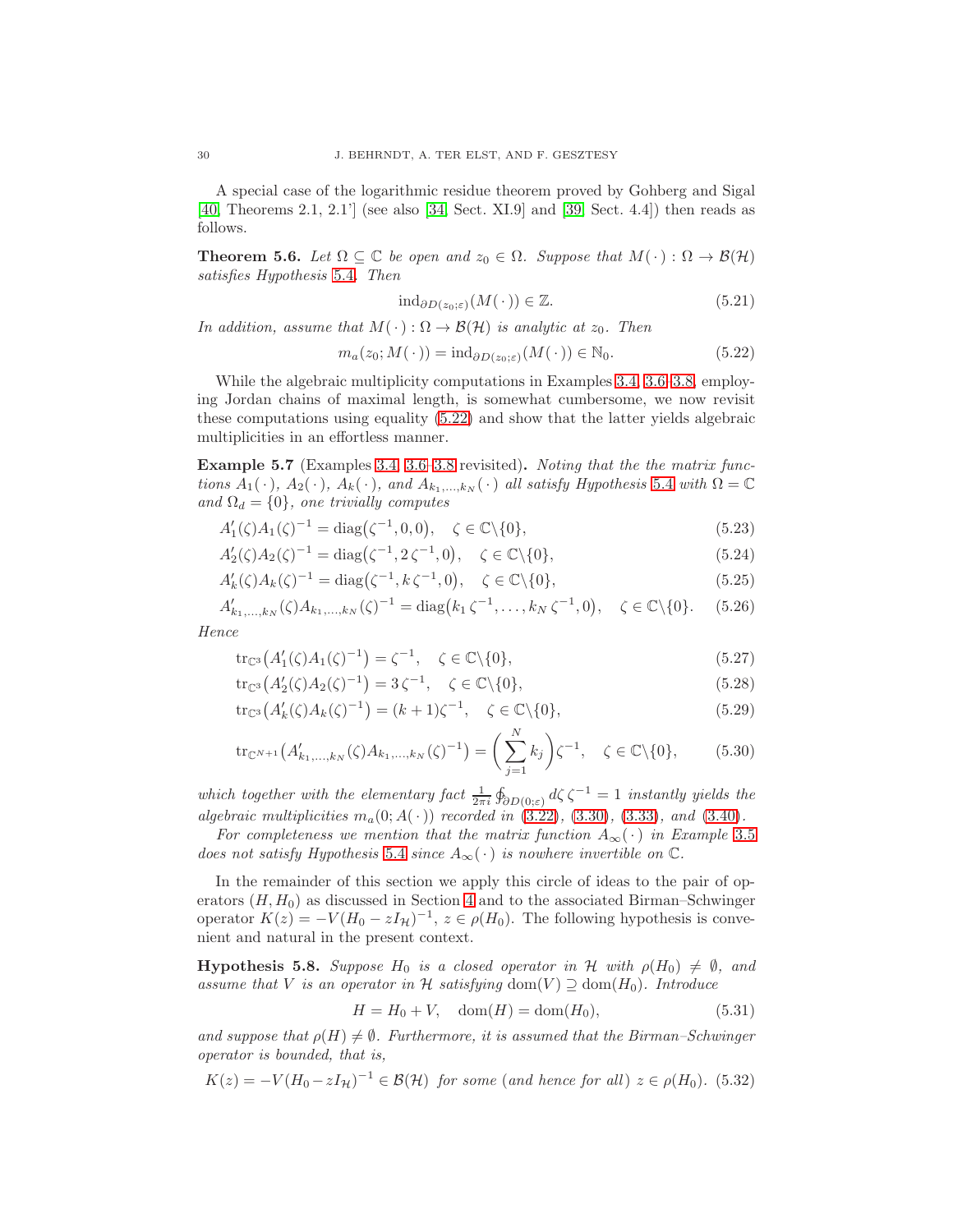A special case of the logarithmic residue theorem proved by Gohberg and Sigal [40, Theorems 2.1, 2.1'] (see also [34, Sect. XI.9] and [39, Sect. 4.4]) then reads as follows.

**Theorem 5.6.** *Let $\Omega \subseteq \mathbb{C}$ be open and $z_0 \in \Omega$. Suppose that $M(\,\cdot\,) : \Omega \to \mathcal{B}(\mathcal{H})$ satisfies Hypothesis 5.4. Then*

$$\operatorname{ind}_{\partial D(z_0;\varepsilon)}(M(\,\cdot\,)) \in \mathbb{Z}. \tag{5.21}$$

*In addition, assume that $M(\,\cdot\,) : \Omega \to \mathcal{B}(\mathcal{H})$ is analytic at $z_0$. Then*

$$m_a(z_0; M(\,\cdot\,)) = \operatorname{ind}_{\partial D(z_0;\varepsilon)}(M(\,\cdot\,)) \in \mathbb{N}_0. \tag{5.22}$$

While the algebraic multiplicity computations in Examples 3.4, 3.6–3.8, employing Jordan chains of maximal length, is somewhat cumbersome, we now revisit these computations using equality (5.22) and show that the latter yields algebraic multiplicities in an effortless manner.

**Example 5.7** (Examples 3.4, 3.6–3.8 revisited)**.** *Noting that the the matrix functions $A_1(\,\cdot\,)$, $A_2(\,\cdot\,)$, $A_k(\,\cdot\,)$, and $A_{k_1,\dots,k_N}(\,\cdot\,)$ all satisfy Hypothesis 5.4 with $\Omega = \mathbb{C}$ and $\Omega_d = \{0\}$, one trivially computes*

$$A_1'(\zeta)A_1(\zeta)^{-1} = \operatorname{diag}\big(\zeta^{-1}, 0, 0\big), \quad \zeta \in \mathbb{C}\backslash\{0\}, \tag{5.23}$$

$$A_2'(\zeta)A_2(\zeta)^{-1} = \operatorname{diag}\big(\zeta^{-1}, 2\,\zeta^{-1}, 0\big), \quad \zeta \in \mathbb{C}\backslash\{0\}, \tag{5.24}$$

$$A_k'(\zeta)A_k(\zeta)^{-1} = \operatorname{diag}\big(\zeta^{-1}, k\,\zeta^{-1}, 0\big), \quad \zeta \in \mathbb{C}\backslash\{0\}, \tag{5.25}$$

$$A_{k_1,\dots,k_N}'(\zeta)A_{k_1,\dots,k_N}(\zeta)^{-1} = \operatorname{diag}\big(k_1\,\zeta^{-1}, \dots, k_N\,\zeta^{-1}, 0\big), \quad \zeta \in \mathbb{C}\backslash\{0\}. \tag{5.26}$$

*Hence*

$$\operatorname{tr}_{\mathbb{C}^3}\big(A_1'(\zeta)A_1(\zeta)^{-1}\big) = \zeta^{-1}, \quad \zeta \in \mathbb{C}\backslash\{0\}, \tag{5.27}$$

$$\operatorname{tr}_{\mathbb{C}^3}\big(A_2'(\zeta)A_2(\zeta)^{-1}\big) = 3\,\zeta^{-1}, \quad \zeta \in \mathbb{C}\backslash\{0\}, \tag{5.28}$$

$$\operatorname{tr}_{\mathbb{C}^3}\big(A_k'(\zeta)A_k(\zeta)^{-1}\big) = (k+1)\zeta^{-1}, \quad \zeta \in \mathbb{C}\backslash\{0\}, \tag{5.29}$$

$$\operatorname{tr}_{\mathbb{C}^{N+1}}\big(A_{k_1,\dots,k_N}'(\zeta)A_{k_1,\dots,k_N}(\zeta)^{-1}\big) = \bigg(\sum_{j=1}^N k_j\bigg)\zeta^{-1}, \quad \zeta \in \mathbb{C}\backslash\{0\}, \tag{5.30}$$

*which together with the elementary fact $\frac{1}{2\pi i}\oint_{\partial D(0;\varepsilon)} d\zeta\,\zeta^{-1} = 1$ instantly yields the algebraic multiplicities $m_a(0; A(\,\cdot\,))$ recorded in (3.22), (3.30), (3.33), and (3.40).*

*For completeness we mention that the matrix function $A_\infty(\,\cdot\,)$ in Example 3.5 does not satisfy Hypothesis 5.4 since $A_\infty(\,\cdot\,)$ is nowhere invertible on $\mathbb{C}$.*

In the remainder of this section we apply this circle of ideas to the pair of operators $(H, H_0)$ as discussed in Section 4 and to the associated Birman–Schwinger operator $K(z) = -V(H_0 - zI_{\mathcal{H}})^{-1}$, $z \in \rho(H_0)$. The following hypothesis is convenient and natural in the present context.

**Hypothesis 5.8.** *Suppose $H_0$ is a closed operator in $\mathcal{H}$ with $\rho(H_0) \neq \emptyset$, and assume that $V$ is an operator in $\mathcal{H}$ satisfying $\operatorname{dom}(V) \supseteq \operatorname{dom}(H_0)$. Introduce*

$$H = H_0 + V, \quad \operatorname{dom}(H) = \operatorname{dom}(H_0), \tag{5.31}$$

*and suppose that $\rho(H) \neq \emptyset$. Furthermore, it is assumed that the Birman–Schwinger operator is bounded, that is,*

$$K(z) = -V(H_0 - zI_{\mathcal{H}})^{-1} \in \mathcal{B}(\mathcal{H}) \text{ for some (and hence for all) } z \in \rho(H_0). \tag{5.32}$$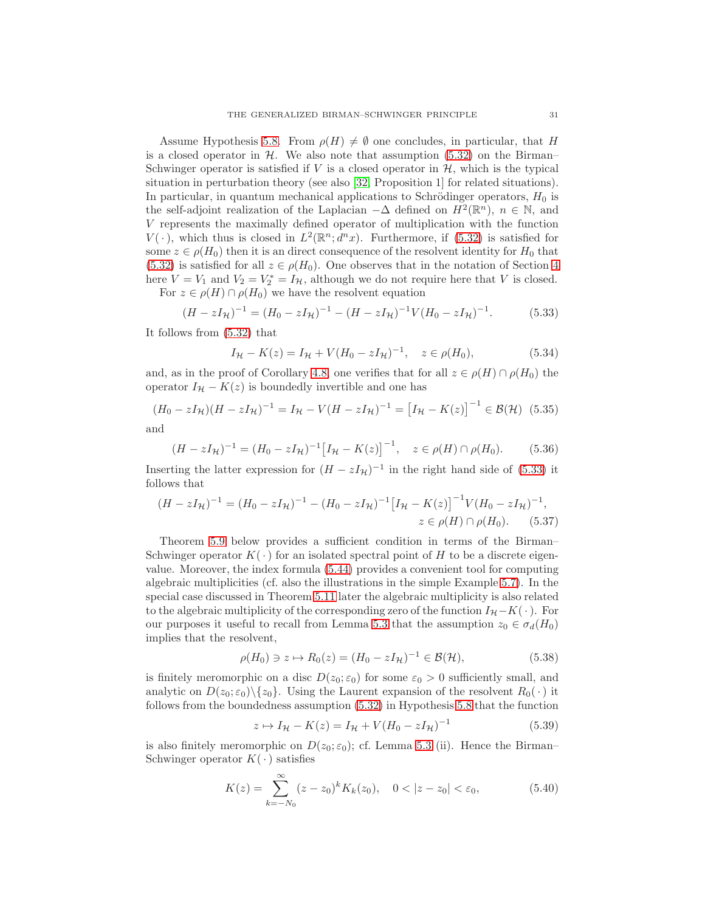Assume Hypothesis 5.8. From $\rho(H) \neq \emptyset$ one concludes, in particular, that $H$ is a closed operator in $\mathcal{H}$. We also note that assumption (5.32) on the Birman–Schwinger operator is satisfied if $V$ is a closed operator in $\mathcal{H}$, which is the typical situation in perturbation theory (see also [32, Proposition 1] for related situations). In particular, in quantum mechanical applications to Schrödinger operators, $H_0$ is the self-adjoint realization of the Laplacian $-\Delta$ defined on $H^2(\mathbb{R}^n)$, $n \in \mathbb{N}$, and $V$ represents the maximally defined operator of multiplication with the function $V(\,\cdot\,)$, which thus is closed in $L^2(\mathbb{R}^n; d^n x)$. Furthermore, if (5.32) is satisfied for some $z \in \rho(H_0)$ then it is an direct consequence of the resolvent identity for $H_0$ that (5.32) is satisfied for all $z \in \rho(H_0)$. One observes that in the notation of Section 4 here $V = V_1$ and $V_2 = V_2^* = I_{\mathcal{H}}$, although we do not require here that $V$ is closed.

For $z \in \rho(H) \cap \rho(H_0)$ we have the resolvent equation

$$(H - zI_{\mathcal{H}})^{-1} = (H_0 - zI_{\mathcal{H}})^{-1} - (H - zI_{\mathcal{H}})^{-1} V (H_0 - zI_{\mathcal{H}})^{-1}. \tag{5.33}$$

It follows from (5.32) that

$$I_{\mathcal{H}} - K(z) = I_{\mathcal{H}} + V(H_0 - zI_{\mathcal{H}})^{-1}, \quad z \in \rho(H_0), \tag{5.34}$$

and, as in the proof of Corollary 4.8, one verifies that for all $z \in \rho(H) \cap \rho(H_0)$ the operator $I_{\mathcal{H}} - K(z)$ is boundedly invertible and one has

$$(H_0 - zI_{\mathcal{H}})(H - zI_{\mathcal{H}})^{-1} = I_{\mathcal{H}} - V(H - zI_{\mathcal{H}})^{-1} = \big[I_{\mathcal{H}} - K(z)\big]^{-1} \in \mathcal{B}(\mathcal{H}) \tag{5.35}$$

and

$$(H - zI_{\mathcal{H}})^{-1} = (H_0 - zI_{\mathcal{H}})^{-1} \big[I_{\mathcal{H}} - K(z)\big]^{-1}, \quad z \in \rho(H) \cap \rho(H_0). \tag{5.36}$$

Inserting the latter expression for $(H - zI_{\mathcal{H}})^{-1}$ in the right hand side of (5.33) it follows that

$$\begin{aligned}(H - zI_{\mathcal{H}})^{-1} = (H_0 - zI_{\mathcal{H}})^{-1} - (H_0 - zI_{\mathcal{H}})^{-1} \big[I_{\mathcal{H}} - K(z)\big]^{-1} V (H_0 - zI_{\mathcal{H}})^{-1}&, \\ z \in \rho(H) \cap \rho(H_0)&. \end{aligned} \tag{5.37}$$

Theorem 5.9 below provides a sufficient condition in terms of the Birman–Schwinger operator $K(\,\cdot\,)$ for an isolated spectral point of $H$ to be a discrete eigenvalue. Moreover, the index formula (5.44) provides a convenient tool for computing algebraic multiplicities (cf. also the illustrations in the simple Example 5.7). In the special case discussed in Theorem 5.11 later the algebraic multiplicity is also related to the algebraic multiplicity of the corresponding zero of the function $I_{\mathcal{H}} - K(\,\cdot\,)$. For our purposes it useful to recall from Lemma 5.3 that the assumption $z_0 \in \sigma_d(H_0)$ implies that the resolvent,

$$\rho(H_0) \ni z \mapsto R_0(z) = (H_0 - zI_{\mathcal{H}})^{-1} \in \mathcal{B}(\mathcal{H}), \tag{5.38}$$

is finitely meromorphic on a disc $D(z_0; \varepsilon_0)$ for some $\varepsilon_0 > 0$ sufficiently small, and analytic on $D(z_0; \varepsilon_0) \backslash \{z_0\}$. Using the Laurent expansion of the resolvent $R_0(\,\cdot\,)$ it follows from the boundedness assumption (5.32) in Hypothesis 5.8 that the function

$$z \mapsto I_{\mathcal{H}} - K(z) = I_{\mathcal{H}} + V(H_0 - zI_{\mathcal{H}})^{-1} \tag{5.39}$$

is also finitely meromorphic on $D(z_0; \varepsilon_0)$; cf. Lemma 5.3 (ii). Hence the Birman–Schwinger operator $K(\,\cdot\,)$ satisfies

$$K(z) = \sum_{k=-N_0}^{\infty} (z - z_0)^k K_k(z_0), \quad 0 < |z - z_0| < \varepsilon_0, \tag{5.40}$$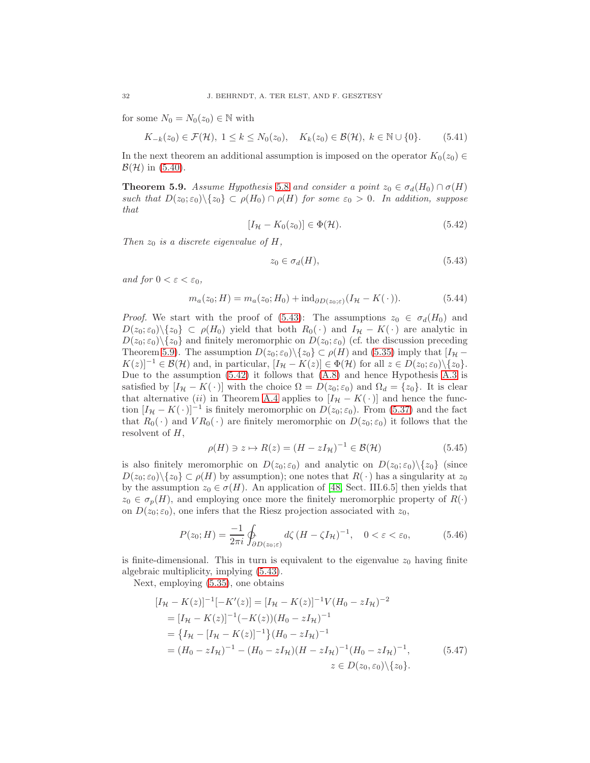for some $N_0 = N_0(z_0) \in \mathbb{N}$ with

$$K_{-k}(z_0) \in \mathcal{F}(\mathcal{H}),\ 1 \leq k \leq N_0(z_0), \quad K_k(z_0) \in \mathcal{B}(\mathcal{H}),\ k \in \mathbb{N} \cup \{0\}. \tag{5.41}$$

In the next theorem an additional assumption is imposed on the operator $K_0(z_0) \in \mathcal{B}(\mathcal{H})$ in (5.40).

**Theorem 5.9.** *Assume Hypothesis 5.8 and consider a point $z_0 \in \sigma_d(H_0) \cap \sigma(H)$ such that $D(z_0; \varepsilon_0)\backslash\{z_0\} \subset \rho(H_0) \cap \rho(H)$ for some $\varepsilon_0 > 0$. In addition, suppose that*

$$[I_{\mathcal{H}} - K_0(z_0)] \in \Phi(\mathcal{H}). \tag{5.42}$$

*Then $z_0$ is a discrete eigenvalue of $H$,*

$$z_0 \in \sigma_d(H), \tag{5.43}$$

*and for $0 < \varepsilon < \varepsilon_0$,*

$$m_a(z_0; H) = m_a(z_0; H_0) + \operatorname{ind}_{\partial D(z_0;\varepsilon)}(I_{\mathcal{H}} - K(\,\cdot\,)). \tag{5.44}$$

*Proof.* We start with the proof of (5.43): The assumptions $z_0 \in \sigma_d(H_0)$ and $D(z_0; \varepsilon_0)\backslash\{z_0\} \subset \rho(H_0)$ yield that both $R_0(\,\cdot\,)$ and $I_{\mathcal{H}} - K(\,\cdot\,)$ are analytic in $D(z_0; \varepsilon_0)\backslash\{z_0\}$ and finitely meromorphic on $D(z_0; \varepsilon_0)$ (cf. the discussion preceding Theorem 5.9). The assumption $D(z_0; \varepsilon_0)\backslash\{z_0\} \subset \rho(H)$ and (5.35) imply that $[I_{\mathcal{H}} - K(z)]^{-1} \in \mathcal{B}(\mathcal{H})$ and, in particular, $[I_{\mathcal{H}} - K(z)] \in \Phi(\mathcal{H})$ for all $z \in D(z_0; \varepsilon_0)\backslash\{z_0\}$. Due to the assumption (5.42) it follows that (A.8) and hence Hypothesis A.3 is satisfied by $[I_{\mathcal{H}} - K(\,\cdot\,)]$ with the choice $\Omega = D(z_0; \varepsilon_0)$ and $\Omega_d = \{z_0\}$. It is clear that alternative $(ii)$ in Theorem A.4 applies to $[I_{\mathcal{H}} - K(\,\cdot\,)]$ and hence the function $[I_{\mathcal{H}} - K(\,\cdot\,)]^{-1}$ is finitely meromorphic on $D(z_0; \varepsilon_0)$. From (5.37) and the fact that $R_0(\,\cdot\,)$ and $VR_0(\,\cdot\,)$ are finitely meromorphic on $D(z_0; \varepsilon_0)$ it follows that the resolvent of $H$,

$$\rho(H) \ni z \mapsto R(z) = (H - zI_{\mathcal{H}})^{-1} \in \mathcal{B}(\mathcal{H}) \tag{5.45}$$

is also finitely meromorphic on $D(z_0; \varepsilon_0)$ and analytic on $D(z_0; \varepsilon_0)\backslash\{z_0\}$ (since $D(z_0; \varepsilon_0)\backslash\{z_0\} \subset \rho(H)$ by assumption); one notes that $R(\,\cdot\,)$ has a singularity at $z_0$ by the assumption $z_0 \in \sigma(H)$. An application of [48, Sect. III.6.5] then yields that $z_0 \in \sigma_p(H)$, and employing once more the finitely meromorphic property of $R(\cdot)$ on $D(z_0; \varepsilon_0)$, one infers that the Riesz projection associated with $z_0$,

$$P(z_0; H) = \frac{-1}{2\pi i} \oint_{\partial D(z_0;\varepsilon)} d\zeta\, (H - \zeta I_{\mathcal{H}})^{-1}, \quad 0 < \varepsilon < \varepsilon_0, \tag{5.46}$$

is finite-dimensional. This in turn is equivalent to the eigenvalue $z_0$ having finite algebraic multiplicity, implying (5.43).

Next, employing (5.35), one obtains

$$\begin{aligned}
[I_{\mathcal{H}} - K(z)]^{-1}[-K'(z)] &= [I_{\mathcal{H}} - K(z)]^{-1} V (H_0 - zI_{\mathcal{H}})^{-2} \\
&= [I_{\mathcal{H}} - K(z)]^{-1}(-K(z))(H_0 - zI_{\mathcal{H}})^{-1} \\
&= \big\{I_{\mathcal{H}} - [I_{\mathcal{H}} - K(z)]^{-1}\big\}(H_0 - zI_{\mathcal{H}})^{-1} \\
&= (H_0 - zI_{\mathcal{H}})^{-1} - (H_0 - zI_{\mathcal{H}})(H - zI_{\mathcal{H}})^{-1}(H_0 - zI_{\mathcal{H}})^{-1}, \\
&\hspace{6cm} z \in D(z_0, \varepsilon_0)\backslash\{z_0\}.
\end{aligned} \tag{5.47}$$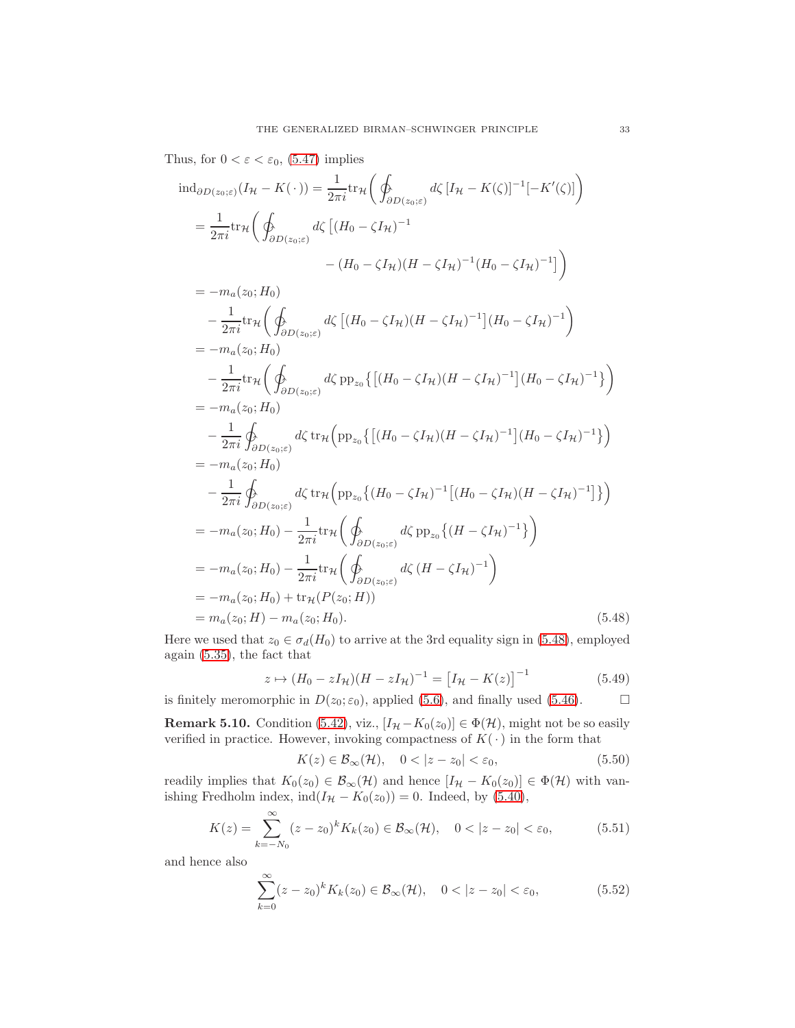Thus, for $0 < \varepsilon < \varepsilon_0$, (5.47) implies

$$
\begin{aligned}
&\operatorname{ind}_{\partial D(z_0;\varepsilon)}(I_{\mathcal{H}} - K(\,\cdot\,)) = \frac{1}{2\pi i}\operatorname{tr}_{\mathcal{H}}\bigg(\oint_{\partial D(z_0;\varepsilon)} d\zeta\, [I_{\mathcal{H}} - K(\zeta)]^{-1}[-K'(\zeta)]\bigg) \\
&\quad = \frac{1}{2\pi i}\operatorname{tr}_{\mathcal{H}}\bigg(\oint_{\partial D(z_0;\varepsilon)} d\zeta\, \big[(H_0 - \zeta I_{\mathcal{H}})^{-1} \\
&\qquad\qquad\qquad - (H_0 - \zeta I_{\mathcal{H}})(H - \zeta I_{\mathcal{H}})^{-1}(H_0 - \zeta I_{\mathcal{H}})^{-1}\big]\bigg) \\
&\quad = -m_a(z_0; H_0) \\
&\qquad - \frac{1}{2\pi i}\operatorname{tr}_{\mathcal{H}}\bigg(\oint_{\partial D(z_0;\varepsilon)} d\zeta\, \big[(H_0 - \zeta I_{\mathcal{H}})(H - \zeta I_{\mathcal{H}})^{-1}\big](H_0 - \zeta I_{\mathcal{H}})^{-1}\bigg) \\
&\quad = -m_a(z_0; H_0) \\
&\qquad - \frac{1}{2\pi i}\operatorname{tr}_{\mathcal{H}}\bigg(\oint_{\partial D(z_0;\varepsilon)} d\zeta\, \operatorname{pp}_{z_0}\big\{\big[(H_0 - \zeta I_{\mathcal{H}})(H - \zeta I_{\mathcal{H}})^{-1}\big](H_0 - \zeta I_{\mathcal{H}})^{-1}\big\}\bigg) \\
&\quad = -m_a(z_0; H_0) \\
&\qquad - \frac{1}{2\pi i}\oint_{\partial D(z_0;\varepsilon)} d\zeta\, \operatorname{tr}_{\mathcal{H}}\Big(\operatorname{pp}_{z_0}\big\{\big[(H_0 - \zeta I_{\mathcal{H}})(H - \zeta I_{\mathcal{H}})^{-1}\big](H_0 - \zeta I_{\mathcal{H}})^{-1}\big\}\Big) \\
&\quad = -m_a(z_0; H_0) \\
&\qquad - \frac{1}{2\pi i}\oint_{\partial D(z_0;\varepsilon)} d\zeta\, \operatorname{tr}_{\mathcal{H}}\Big(\operatorname{pp}_{z_0}\big\{(H_0 - \zeta I_{\mathcal{H}})^{-1}\big[(H_0 - \zeta I_{\mathcal{H}})(H - \zeta I_{\mathcal{H}})^{-1}\big]\big\}\Big) \\
&\quad = -m_a(z_0; H_0) - \frac{1}{2\pi i}\operatorname{tr}_{\mathcal{H}}\bigg(\oint_{\partial D(z_0;\varepsilon)} d\zeta\, \operatorname{pp}_{z_0}\big\{(H - \zeta I_{\mathcal{H}})^{-1}\big\}\bigg) \\
&\quad = -m_a(z_0; H_0) - \frac{1}{2\pi i}\operatorname{tr}_{\mathcal{H}}\bigg(\oint_{\partial D(z_0;\varepsilon)} d\zeta\, (H - \zeta I_{\mathcal{H}})^{-1}\bigg) \\
&\quad = -m_a(z_0; H_0) + \operatorname{tr}_{\mathcal{H}}(P(z_0; H)) \\
&\quad = m_a(z_0; H) - m_a(z_0; H_0).
\end{aligned} \tag{5.48}
$$

Here we used that $z_0 \in \sigma_d(H_0)$ to arrive at the 3rd equality sign in (5.48), employed again (5.35), the fact that

$$
z \mapsto (H_0 - zI_{\mathcal{H}})(H - zI_{\mathcal{H}})^{-1} = \big[I_{\mathcal{H}} - K(z)\big]^{-1} \tag{5.49}
$$

is finitely meromorphic in $D(z_0; \varepsilon_0)$, applied (5.6), and finally used (5.46). $\square$

**Remark 5.10.** Condition (5.42), viz., $[I_{\mathcal{H}} - K_0(z_0)] \in \Phi(\mathcal{H})$, might not be so easily verified in practice. However, invoking compactness of $K(\,\cdot\,)$ in the form that

$$
K(z) \in \mathcal{B}_\infty(\mathcal{H}), \quad 0 < |z - z_0| < \varepsilon_0, \tag{5.50}
$$

readily implies that $K_0(z_0) \in \mathcal{B}_\infty(\mathcal{H})$ and hence $[I_{\mathcal{H}} - K_0(z_0)] \in \Phi(\mathcal{H})$ with vanishing Fredholm index, $\operatorname{ind}(I_{\mathcal{H}} - K_0(z_0)) = 0$. Indeed, by (5.40),

$$
K(z) = \sum_{k=-N_0}^{\infty} (z - z_0)^k K_k(z_0) \in \mathcal{B}_\infty(\mathcal{H}), \quad 0 < |z - z_0| < \varepsilon_0, \tag{5.51}
$$

and hence also

$$
\sum_{k=0}^{\infty} (z - z_0)^k K_k(z_0) \in \mathcal{B}_\infty(\mathcal{H}), \quad 0 < |z - z_0| < \varepsilon_0, \tag{5.52}
$$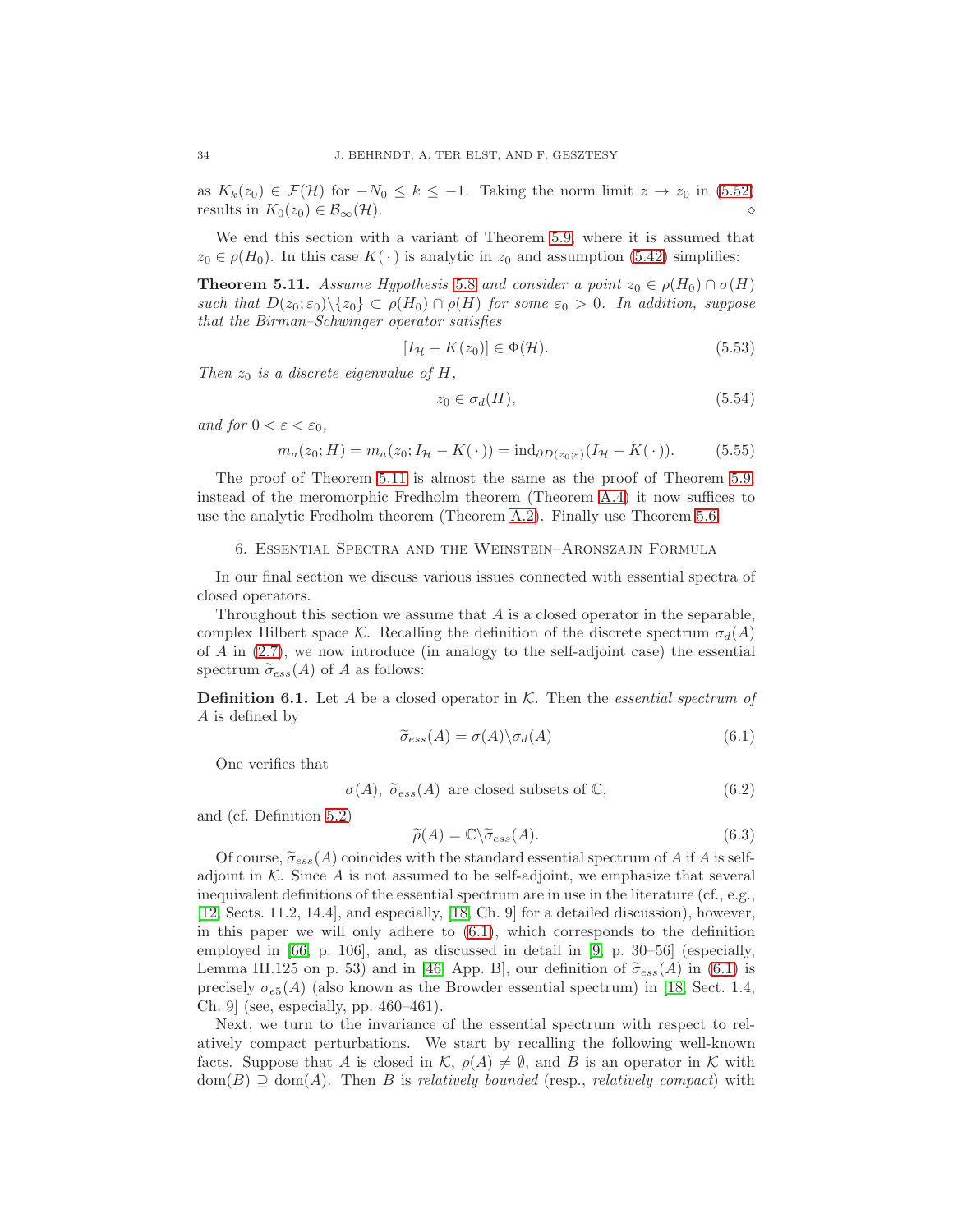as $K_k(z_0) \in \mathcal{F}(\mathcal{H})$ for $-N_0 \leq k \leq -1$. Taking the norm limit $z \to z_0$ in (5.52) results in $K_0(z_0) \in \mathcal{B}_\infty(\mathcal{H})$. $\diamond$

We end this section with a variant of Theorem 5.9, where it is assumed that $z_0 \in \rho(H_0)$. In this case $K(\,\cdot\,)$ is analytic in $z_0$ and assumption (5.42) simplifies:

**Theorem 5.11.** *Assume Hypothesis 5.8 and consider a point $z_0 \in \rho(H_0) \cap \sigma(H)$ such that $D(z_0; \varepsilon_0)\backslash\{z_0\} \subset \rho(H_0) \cap \rho(H)$ for some $\varepsilon_0 > 0$. In addition, suppose that the Birman–Schwinger operator satisfies*

$$[I_{\mathcal{H}} - K(z_0)] \in \Phi(\mathcal{H}). \tag{5.53}$$

*Then $z_0$ is a discrete eigenvalue of $H$,*

$$z_0 \in \sigma_d(H), \tag{5.54}$$

*and for $0 < \varepsilon < \varepsilon_0$,*

$$m_a(z_0; H) = m_a(z_0; I_{\mathcal{H}} - K(\,\cdot\,)) = \operatorname{ind}_{\partial D(z_0;\varepsilon)}(I_{\mathcal{H}} - K(\,\cdot\,)). \tag{5.55}$$

The proof of Theorem 5.11 is almost the same as the proof of Theorem 5.9; instead of the meromorphic Fredholm theorem (Theorem A.4) it now suffices to use the analytic Fredholm theorem (Theorem A.2). Finally use Theorem 5.6.

## 6. Essential Spectra and the Weinstein–Aronszajn Formula

In our final section we discuss various issues connected with essential spectra of closed operators.

Throughout this section we assume that $A$ is a closed operator in the separable, complex Hilbert space $\mathcal{K}$. Recalling the definition of the discrete spectrum $\sigma_d(A)$ of $A$ in (2.7), we now introduce (in analogy to the self-adjoint case) the essential spectrum $\widetilde{\sigma}_{ess}(A)$ of $A$ as follows:

**Definition 6.1.** Let $A$ be a closed operator in $\mathcal{K}$. Then the *essential spectrum of $A$* is defined by

$$\widetilde{\sigma}_{ess}(A) = \sigma(A)\backslash\sigma_d(A) \tag{6.1}$$

One verifies that

$$\sigma(A),\ \widetilde{\sigma}_{ess}(A) \text{ are closed subsets of } \mathbb{C}, \tag{6.2}$$

and (cf. Definition 5.2)

$$\widetilde{\rho}(A) = \mathbb{C}\backslash\widetilde{\sigma}_{ess}(A). \tag{6.3}$$

Of course, $\widetilde{\sigma}_{ess}(A)$ coincides with the standard essential spectrum of $A$ if $A$ is self-adjoint in $\mathcal{K}$. Since $A$ is not assumed to be self-adjoint, we emphasize that several inequivalent definitions of the essential spectrum are in use in the literature (cf., e.g., [12, Sects. 11.2, 14.4], and especially, [18, Ch. 9] for a detailed discussion), however, in this paper we will only adhere to (6.1), which corresponds to the definition employed in [66, p. 106], and, as discussed in detail in [9, p. 30–56] (especially, Lemma III.125 on p. 53) and in [46, App. B], our definition of $\widetilde{\sigma}_{ess}(A)$ in (6.1) is precisely $\sigma_{e5}(A)$ (also known as the Browder essential spectrum) in [18, Sect. 1.4, Ch. 9] (see, especially, pp. 460–461).

Next, we turn to the invariance of the essential spectrum with respect to relatively compact perturbations. We start by recalling the following well-known facts. Suppose that $A$ is closed in $\mathcal{K}$, $\rho(A) \neq \emptyset$, and $B$ is an operator in $\mathcal{K}$ with $\operatorname{dom}(B) \supseteq \operatorname{dom}(A)$. Then $B$ is *relatively bounded* (resp., *relatively compact*) with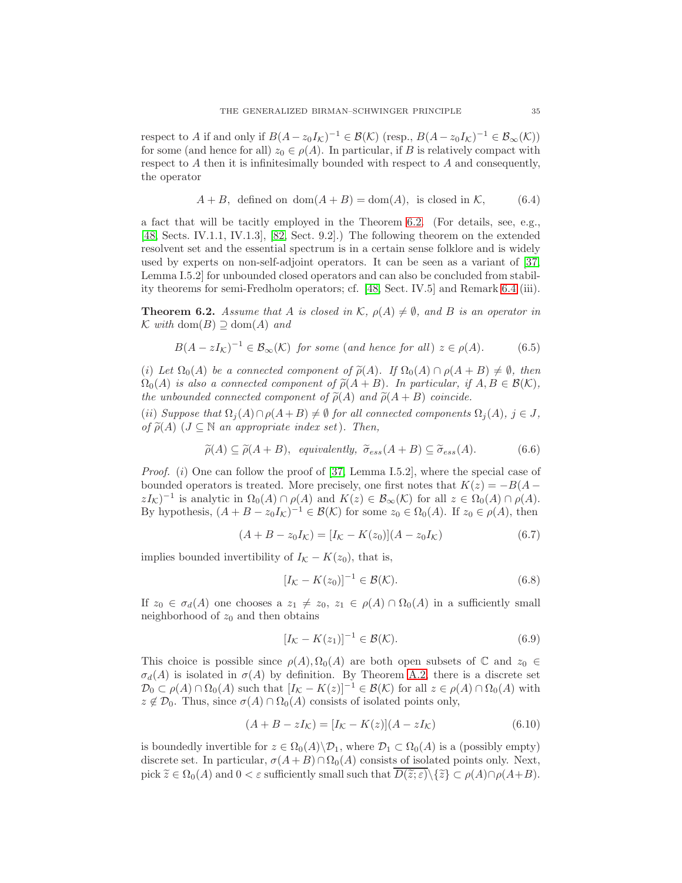respect to $A$ if and only if $B(A - z_0 I_{\mathcal{K}})^{-1} \in \mathcal{B}(\mathcal{K})$ (resp., $B(A - z_0 I_{\mathcal{K}})^{-1} \in \mathcal{B}_\infty(\mathcal{K})$) for some (and hence for all) $z_0 \in \rho(A)$. In particular, if $B$ is relatively compact with respect to $A$ then it is infinitesimally bounded with respect to $A$ and consequently, the operator

$$A + B, \text{ defined on } \operatorname{dom}(A + B) = \operatorname{dom}(A), \text{ is closed in } \mathcal{K}, \tag{6.4}$$

a fact that will be tacitly employed in the Theorem 6.2. (For details, see, e.g., [48, Sects. IV.1.1, IV.1.3], [82, Sect. 9.2].) The following theorem on the extended resolvent set and the essential spectrum is in a certain sense folklore and is widely used by experts on non-self-adjoint operators. It can be seen as a variant of [37, Lemma I.5.2] for unbounded closed operators and can also be concluded from stability theorems for semi-Fredholm operators; cf. [48, Sect. IV.5] and Remark 6.4 (iii).

**Theorem 6.2.** *Assume that $A$ is closed in $\mathcal{K}$, $\rho(A) \neq \emptyset$, and $B$ is an operator in $\mathcal{K}$ with $\operatorname{dom}(B) \supseteq \operatorname{dom}(A)$ and*

$$B(A - zI_{\mathcal{K}})^{-1} \in \mathcal{B}_\infty(\mathcal{K}) \text{ for some (and hence for all) } z \in \rho(A). \tag{6.5}$$

*(i) Let $\Omega_0(A)$ be a connected component of $\widetilde{\rho}(A)$. If $\Omega_0(A) \cap \rho(A+B) \neq \emptyset$, then $\Omega_0(A)$ is also a connected component of $\widetilde{\rho}(A+B)$. In particular, if $A, B \in \mathcal{B}(\mathcal{K})$, the unbounded connected component of $\widetilde{\rho}(A)$ and $\widetilde{\rho}(A+B)$ coincide.*

*(ii) Suppose that $\Omega_j(A) \cap \rho(A+B) \neq \emptyset$ for all connected components $\Omega_j(A)$, $j \in J$, of $\widetilde{\rho}(A)$ ($J \subseteq \mathbb{N}$ an appropriate index set). Then,*

$$\widetilde{\rho}(A) \subseteq \widetilde{\rho}(A+B), \text{ equivalently, } \widetilde{\sigma}_{ess}(A+B) \subseteq \widetilde{\sigma}_{ess}(A). \tag{6.6}$$

*Proof.* (i) One can follow the proof of [37, Lemma I.5.2], where the special case of bounded operators is treated. More precisely, one first notes that $K(z) = -B(A - zI_{\mathcal{K}})^{-1}$ is analytic in $\Omega_0(A) \cap \rho(A)$ and $K(z) \in \mathcal{B}_\infty(\mathcal{K})$ for all $z \in \Omega_0(A) \cap \rho(A)$. By hypothesis, $(A + B - z_0 I_{\mathcal{K}})^{-1} \in \mathcal{B}(\mathcal{K})$ for some $z_0 \in \Omega_0(A)$. If $z_0 \in \rho(A)$, then

$$(A + B - z_0 I_{\mathcal{K}}) = [I_{\mathcal{K}} - K(z_0)](A - z_0 I_{\mathcal{K}}) \tag{6.7}$$

implies bounded invertibility of $I_{\mathcal{K}} - K(z_0)$, that is,

$$[I_{\mathcal{K}} - K(z_0)]^{-1} \in \mathcal{B}(\mathcal{K}). \tag{6.8}$$

If $z_0 \in \sigma_d(A)$ one chooses a $z_1 \neq z_0$, $z_1 \in \rho(A) \cap \Omega_0(A)$ in a sufficiently small neighborhood of $z_0$ and then obtains

$$[I_{\mathcal{K}} - K(z_1)]^{-1} \in \mathcal{B}(\mathcal{K}). \tag{6.9}$$

This choice is possible since $\rho(A), \Omega_0(A)$ are both open subsets of $\mathbb{C}$ and $z_0 \in \sigma_d(A)$ is isolated in $\sigma(A)$ by definition. By Theorem A.2, there is a discrete set $\mathcal{D}_0 \subset \rho(A) \cap \Omega_0(A)$ such that $[I_{\mathcal{K}} - K(z)]^{-1} \in \mathcal{B}(\mathcal{K})$ for all $z \in \rho(A) \cap \Omega_0(A)$ with $z \notin \mathcal{D}_0$. Thus, since $\sigma(A) \cap \Omega_0(A)$ consists of isolated points only,

$$(A + B - zI_{\mathcal{K}}) = [I_{\mathcal{K}} - K(z)](A - zI_{\mathcal{K}}) \tag{6.10}$$

is boundedly invertible for $z \in \Omega_0(A) \backslash \mathcal{D}_1$, where $\mathcal{D}_1 \subset \Omega_0(A)$ is a (possibly empty) discrete set. In particular, $\sigma(A+B) \cap \Omega_0(A)$ consists of isolated points only. Next, pick $\widetilde{z} \in \Omega_0(A)$ and $0 < \varepsilon$ sufficiently small such that $\overline{D(\widetilde{z}; \varepsilon)} \backslash \{\widetilde{z}\} \subset \rho(A) \cap \rho(A+B)$.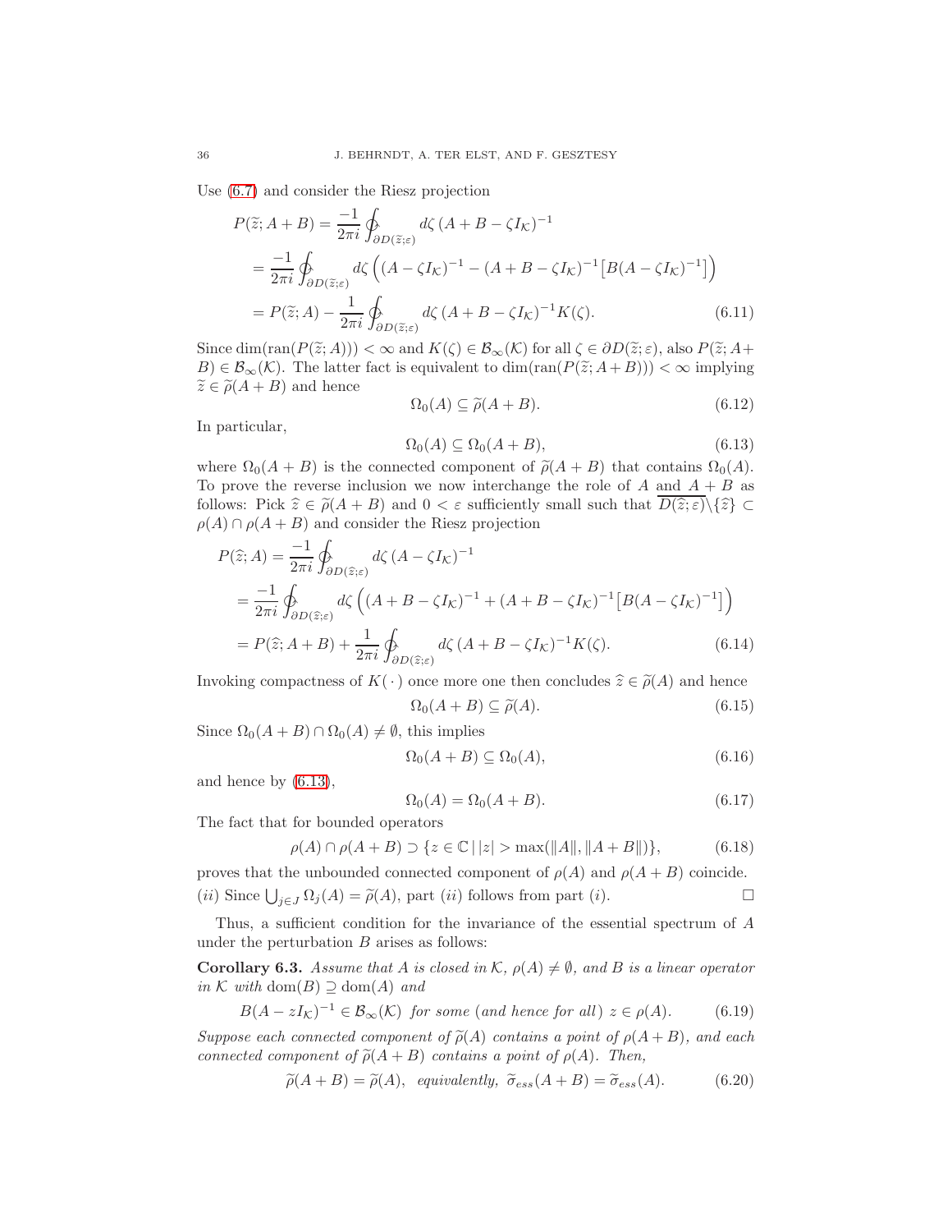Use (6.7) and consider the Riesz projection

$$
\begin{aligned}
P(\widetilde{z}; A+B) &= \frac{-1}{2\pi i} \oint_{\partial D(\widetilde{z};\varepsilon)} d\zeta \, (A+B-\zeta I_{\mathcal{K}})^{-1} \\
&= \frac{-1}{2\pi i} \oint_{\partial D(\widetilde{z};\varepsilon)} d\zeta \, \Big( (A-\zeta I_{\mathcal{K}})^{-1} - (A+B-\zeta I_{\mathcal{K}})^{-1} \big[ B(A-\zeta I_{\mathcal{K}})^{-1} \big] \Big) \\
&= P(\widetilde{z}; A) - \frac{1}{2\pi i} \oint_{\partial D(\widetilde{z};\varepsilon)} d\zeta \, (A+B-\zeta I_{\mathcal{K}})^{-1} K(\zeta).
\end{aligned} \tag{6.11}
$$

Since $\dim(\operatorname{ran}(P(\widetilde{z}; A))) < \infty$ and $K(\zeta) \in \mathcal{B}_\infty(\mathcal{K})$ for all $\zeta \in \partial D(\widetilde{z}; \varepsilon)$, also $P(\widetilde{z}; A+B) \in \mathcal{B}_\infty(\mathcal{K})$. The latter fact is equivalent to $\dim(\operatorname{ran}(P(\widetilde{z}; A+B))) < \infty$ implying $\widetilde{z} \in \widetilde{\rho}(A+B)$ and hence

$$
\Omega_0(A) \subseteq \widetilde{\rho}(A+B). \tag{6.12}
$$

In particular,

$$
\Omega_0(A) \subseteq \Omega_0(A+B), \tag{6.13}
$$

where $\Omega_0(A+B)$ is the connected component of $\widetilde{\rho}(A+B)$ that contains $\Omega_0(A)$. To prove the reverse inclusion we now interchange the role of $A$ and $A+B$ as follows: Pick $\widehat{z} \in \widetilde{\rho}(A+B)$ and $0 < \varepsilon$ sufficiently small such that $\overline{D(\widehat{z}; \varepsilon)} \backslash \{\widehat{z}\} \subset \rho(A) \cap \rho(A+B)$ and consider the Riesz projection

$$
\begin{aligned}
P(\widehat{z}; A) &= \frac{-1}{2\pi i} \oint_{\partial D(\widehat{z};\varepsilon)} d\zeta \, (A-\zeta I_{\mathcal{K}})^{-1} \\
&= \frac{-1}{2\pi i} \oint_{\partial D(\widehat{z};\varepsilon)} d\zeta \, \Big( (A+B-\zeta I_{\mathcal{K}})^{-1} + (A+B-\zeta I_{\mathcal{K}})^{-1} \big[ B(A-\zeta I_{\mathcal{K}})^{-1} \big] \Big) \\
&= P(\widehat{z}; A+B) + \frac{1}{2\pi i} \oint_{\partial D(\widehat{z};\varepsilon)} d\zeta \, (A+B-\zeta I_{\mathcal{K}})^{-1} K(\zeta).
\end{aligned} \tag{6.14}
$$

Invoking compactness of $K(\,\cdot\,)$ once more one then concludes $\widehat{z} \in \widetilde{\rho}(A)$ and hence

$$
\Omega_0(A+B) \subseteq \widetilde{\rho}(A). \tag{6.15}
$$

Since $\Omega_0(A+B) \cap \Omega_0(A) \neq \emptyset$, this implies

$$
\Omega_0(A+B) \subseteq \Omega_0(A), \tag{6.16}
$$

and hence by (6.13),

$$
\Omega_0(A) = \Omega_0(A+B). \tag{6.17}
$$

The fact that for bounded operators

$$
\rho(A) \cap \rho(A+B) \supset \{z \in \mathbb{C} \,|\, |z| > \max(\|A\|, \|A+B\|)\}, \tag{6.18}
$$

proves that the unbounded connected component of $\rho(A)$ and $\rho(A+B)$ coincide.

$(ii)$ Since $\bigcup_{j \in J} \Omega_j(A) = \widetilde{\rho}(A)$, part $(ii)$ follows from part $(i)$. $\square$

Thus, a sufficient condition for the invariance of the essential spectrum of $A$ under the perturbation $B$ arises as follows:

**Corollary 6.3.** *Assume that $A$ is closed in $\mathcal{K}$, $\rho(A) \neq \emptyset$, and $B$ is a linear operator in $\mathcal{K}$ with $\operatorname{dom}(B) \supseteq \operatorname{dom}(A)$ and*

$$
B(A - zI_{\mathcal{K}})^{-1} \in \mathcal{B}_\infty(\mathcal{K}) \ \text{ for some (and hence for all) } z \in \rho(A). \tag{6.19}
$$

*Suppose each connected component of $\widetilde{\rho}(A)$ contains a point of $\rho(A+B)$, and each connected component of $\widetilde{\rho}(A+B)$ contains a point of $\rho(A)$. Then,*

$$
\widetilde{\rho}(A+B) = \widetilde{\rho}(A), \ \text{ equivalently, } \ \widetilde{\sigma}_{ess}(A+B) = \widetilde{\sigma}_{ess}(A). \tag{6.20}
$$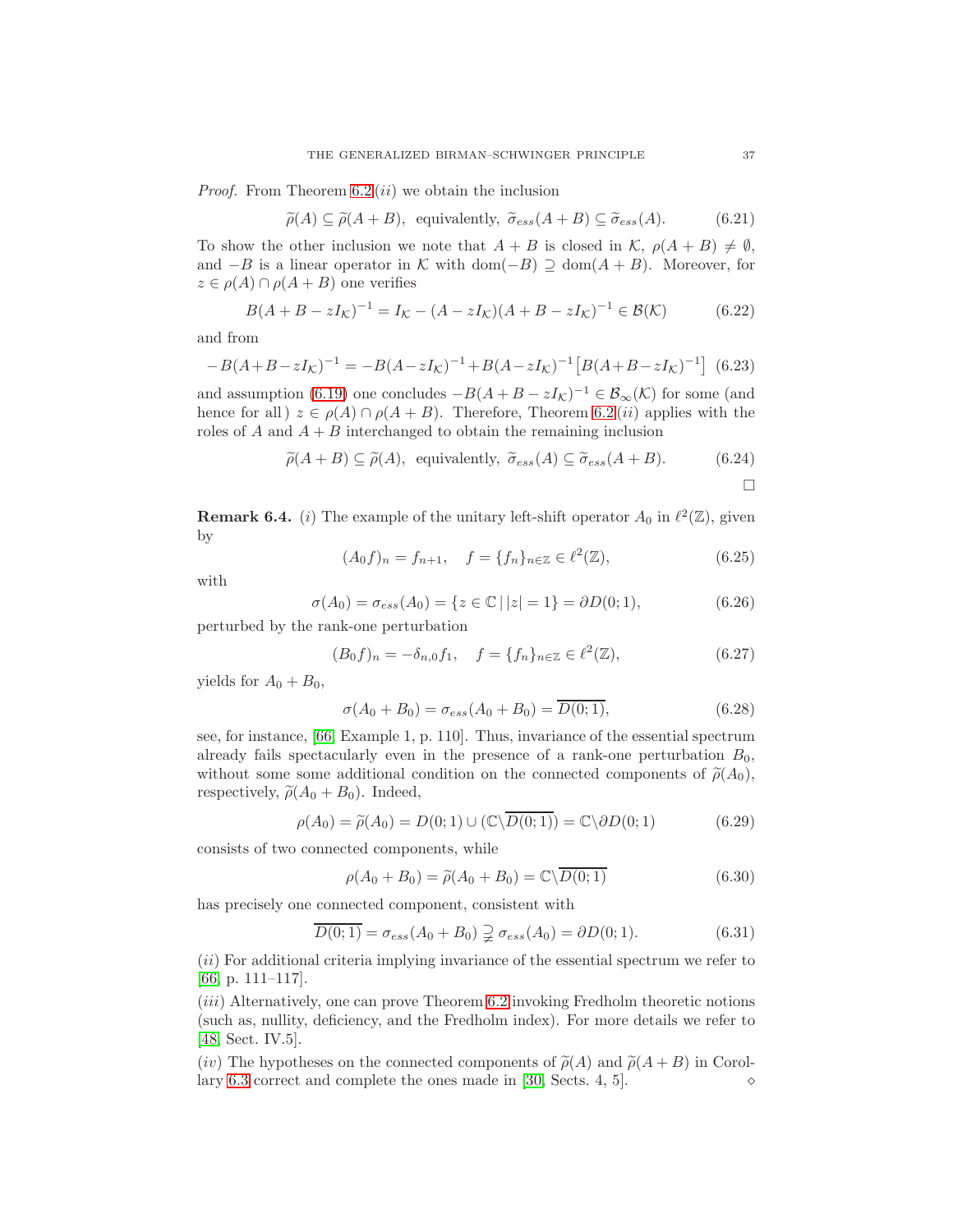*Proof.* From Theorem 6.2$(ii)$ we obtain the inclusion

$$\widetilde{\rho}(A) \subseteq \widetilde{\rho}(A+B), \text{ equivalently, } \widetilde{\sigma}_{ess}(A+B) \subseteq \widetilde{\sigma}_{ess}(A). \tag{6.21}$$

To show the other inclusion we note that $A+B$ is closed in $\mathcal{K}$, $\rho(A+B) \neq \emptyset$, and $-B$ is a linear operator in $\mathcal{K}$ with $\operatorname{dom}(-B) \supseteq \operatorname{dom}(A+B)$. Moreover, for $z \in \rho(A) \cap \rho(A+B)$ one verifies

$$B(A+B-zI_{\mathcal{K}})^{-1} = I_{\mathcal{K}} - (A-zI_{\mathcal{K}})(A+B-zI_{\mathcal{K}})^{-1} \in \mathcal{B}(\mathcal{K}) \tag{6.22}$$

and from

$$-B(A+B-zI_{\mathcal{K}})^{-1} = -B(A-zI_{\mathcal{K}})^{-1} + B(A-zI_{\mathcal{K}})^{-1}\big[B(A+B-zI_{\mathcal{K}})^{-1}\big] \tag{6.23}$$

and assumption (6.19) one concludes $-B(A+B-zI_{\mathcal{K}})^{-1} \in \mathcal{B}_\infty(\mathcal{K})$ for some (and hence for all) $z \in \rho(A) \cap \rho(A+B)$. Therefore, Theorem 6.2$(ii)$ applies with the roles of $A$ and $A+B$ interchanged to obtain the remaining inclusion

$$\widetilde{\rho}(A+B) \subseteq \widetilde{\rho}(A), \text{ equivalently, } \widetilde{\sigma}_{ess}(A) \subseteq \widetilde{\sigma}_{ess}(A+B). \tag{6.24}$$

$\square$

**Remark 6.4.** $(i)$ The example of the unitary left-shift operator $A_0$ in $\ell^2(\mathbb{Z})$, given by

$$(A_0 f)_n = f_{n+1}, \quad f = \{f_n\}_{n\in\mathbb{Z}} \in \ell^2(\mathbb{Z}), \tag{6.25}$$

with

$$\sigma(A_0) = \sigma_{ess}(A_0) = \{z \in \mathbb{C} \,|\, |z| = 1\} = \partial D(0;1), \tag{6.26}$$

perturbed by the rank-one perturbation

$$(B_0 f)_n = -\delta_{n,0} f_1, \quad f = \{f_n\}_{n\in\mathbb{Z}} \in \ell^2(\mathbb{Z}), \tag{6.27}$$

yields for $A_0 + B_0$,

$$\sigma(A_0+B_0) = \sigma_{ess}(A_0+B_0) = \overline{D(0;1)}, \tag{6.28}$$

see, for instance, [66, Example 1, p. 110]. Thus, invariance of the essential spectrum already fails spectacularly even in the presence of a rank-one perturbation $B_0$, without some some additional condition on the connected components of $\widetilde{\rho}(A_0)$, respectively, $\widetilde{\rho}(A_0+B_0)$. Indeed,

$$\rho(A_0) = \widetilde{\rho}(A_0) = D(0;1) \cup (\mathbb{C}\backslash\overline{D(0;1)}) = \mathbb{C}\backslash\partial D(0;1) \tag{6.29}$$

consists of two connected components, while

$$\rho(A_0+B_0) = \widetilde{\rho}(A_0+B_0) = \mathbb{C}\backslash\overline{D(0;1)} \tag{6.30}$$

has precisely one connected component, consistent with

$$\overline{D(0;1)} = \sigma_{ess}(A_0+B_0) \supsetneqq \sigma_{ess}(A_0) = \partial D(0;1). \tag{6.31}$$

$(ii)$ For additional criteria implying invariance of the essential spectrum we refer to [66, p. 111–117].

$(iii)$ Alternatively, one can prove Theorem 6.2 invoking Fredholm theoretic notions (such as, nullity, deficiency, and the Fredholm index). For more details we refer to [48, Sect. IV.5].

$(iv)$ The hypotheses on the connected components of $\widetilde{\rho}(A)$ and $\widetilde{\rho}(A+B)$ in Corollary 6.3 correct and complete the ones made in [30, Sects. 4, 5]. $\diamond$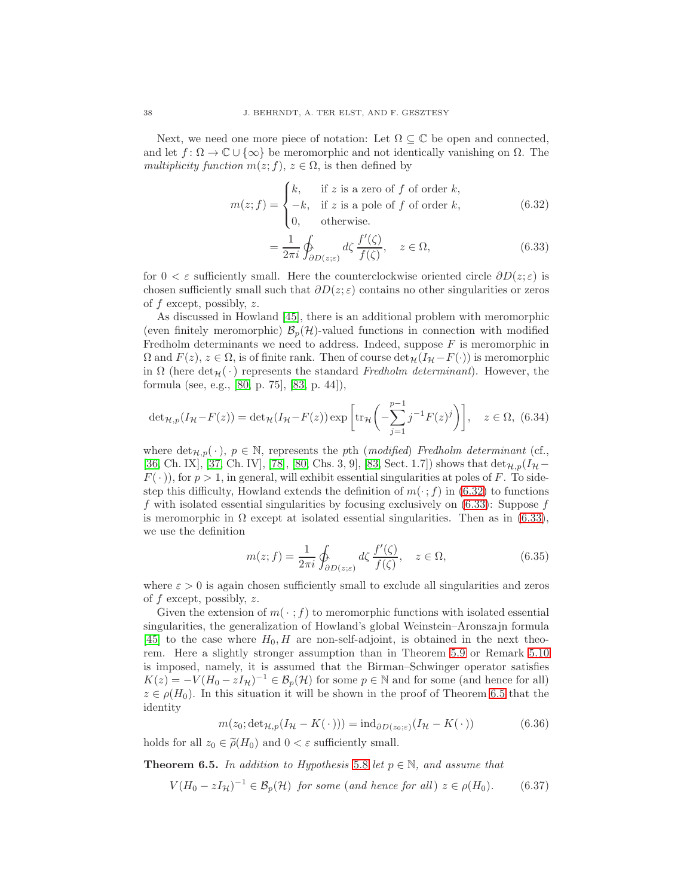Next, we need one more piece of notation: Let $\Omega \subseteq \mathbb{C}$ be open and connected, and let $f\colon \Omega \to \mathbb{C} \cup \{\infty\}$ be meromorphic and not identically vanishing on $\Omega$. The *multiplicity function* $m(z; f)$, $z \in \Omega$, is then defined by

$$
\begin{aligned}
m(z;f) &= \begin{cases} k, & \text{if } z \text{ is a zero of } f \text{ of order } k, \\ -k, & \text{if } z \text{ is a pole of } f \text{ of order } k, \\ 0, & \text{otherwise.} \end{cases} \qquad (6.32)\\
&= \frac{1}{2\pi i} \oint_{\partial D(z;\varepsilon)} d\zeta \, \frac{f'(\zeta)}{f(\zeta)}, \quad z \in \Omega, \qquad (6.33)
\end{aligned}
$$

for $0 < \varepsilon$ sufficiently small. Here the counterclockwise oriented circle $\partial D(z; \varepsilon)$ is chosen sufficiently small such that $\partial D(z; \varepsilon)$ contains no other singularities or zeros of $f$ except, possibly, $z$.

As discussed in Howland [45], there is an additional problem with meromorphic (even finitely meromorphic) $\mathcal{B}_p(\mathcal{H})$-valued functions in connection with modified Fredholm determinants we need to address. Indeed, suppose $F$ is meromorphic in $\Omega$ and $F(z)$, $z \in \Omega$, is of finite rank. Then of course ${\det}_{\mathcal{H}}(I_{\mathcal{H}} - F(\cdot))$ is meromorphic in $\Omega$ (here ${\det}_{\mathcal{H}}(\,\cdot\,)$ represents the standard *Fredholm determinant*). However, the formula (see, e.g., [80, p. 75], [83, p. 44]),

$$
{\det}_{\mathcal{H},p}(I_{\mathcal{H}} - F(z)) = {\det}_{\mathcal{H}}(I_{\mathcal{H}} - F(z)) \exp\bigg[ \operatorname{tr}_{\mathcal{H}}\bigg( -\sum_{j=1}^{p-1} j^{-1} F(z)^j \bigg)\bigg], \quad z \in \Omega, \quad (6.34)
$$

where ${\det}_{\mathcal{H},p}(\,\cdot\,)$, $p \in \mathbb{N}$, represents the $p$th (*modified*) *Fredholm determinant* (cf., [36, Ch. IX], [37, Ch. IV], [78], [80, Chs. 3, 9], [83, Sect. 1.7]) shows that ${\det}_{\mathcal{H},p}(I_{\mathcal{H}} - F(\,\cdot\,))$, for $p > 1$, in general, will exhibit essential singularities at poles of $F$. To sidestep this difficulty, Howland extends the definition of $m(\cdot\,; f)$ in (6.32) to functions $f$ with isolated essential singularities by focusing exclusively on (6.33): Suppose $f$ is meromorphic in $\Omega$ except at isolated essential singularities. Then as in (6.33), we use the definition

$$
m(z;f) = \frac{1}{2\pi i} \oint_{\partial D(z;\varepsilon)} d\zeta \, \frac{f'(\zeta)}{f(\zeta)}, \quad z \in \Omega, \qquad (6.35)
$$

where $\varepsilon > 0$ is again chosen sufficiently small to exclude all singularities and zeros of $f$ except, possibly, $z$.

Given the extension of $m(\,\cdot\,; f)$ to meromorphic functions with isolated essential singularities, the generalization of Howland's global Weinstein–Aronszajn formula [45] to the case where $H_0, H$ are non-self-adjoint, is obtained in the next theorem. Here a slightly stronger assumption than in Theorem 5.9 or Remark 5.10 is imposed, namely, it is assumed that the Birman–Schwinger operator satisfies $K(z) = -V(H_0 - zI_{\mathcal{H}})^{-1} \in \mathcal{B}_p(\mathcal{H})$ for some $p \in \mathbb{N}$ and for some (and hence for all) $z \in \rho(H_0)$. In this situation it will be shown in the proof of Theorem 6.5 that the identity

$$
m(z_0; {\det}_{\mathcal{H},p}(I_{\mathcal{H}} - K(\,\cdot\,))) = \operatorname{ind}_{\partial D(z_0;\varepsilon)}(I_{\mathcal{H}} - K(\,\cdot\,)) \qquad (6.36)
$$

holds for all $z_0 \in \widetilde{\rho}(H_0)$ and $0 < \varepsilon$ sufficiently small.

**Theorem 6.5.** *In addition to Hypothesis 5.8 let $p \in \mathbb{N}$, and assume that*

$$
V(H_0 - zI_{\mathcal{H}})^{-1} \in \mathcal{B}_p(\mathcal{H}) \ \text{ for some (and hence for all) } z \in \rho(H_0). \qquad (6.37)
$$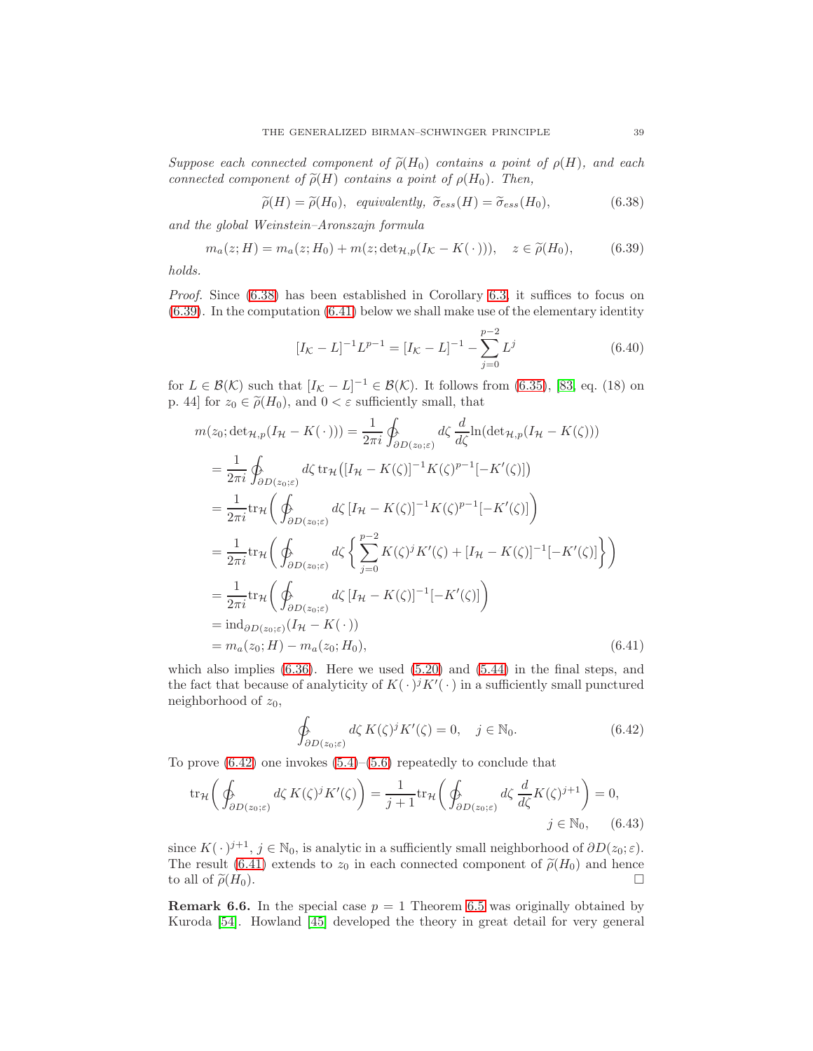*Suppose each connected component of $\widetilde{\rho}(H_0)$ contains a point of $\rho(H)$, and each connected component of $\widetilde{\rho}(H)$ contains a point of $\rho(H_0)$. Then,*

$$\widetilde{\rho}(H) = \widetilde{\rho}(H_0), \ \ \textit{equivalently,} \ \ \widetilde{\sigma}_{ess}(H) = \widetilde{\sigma}_{ess}(H_0), \tag{6.38}$$

*and the global Weinstein–Aronszajn formula*

$$m_a(z; H) = m_a(z; H_0) + m(z; \det{}_{\mathcal{H},p}(I_{\mathcal{K}} - K(\,\cdot\,))), \quad z \in \widetilde{\rho}(H_0), \tag{6.39}$$

*holds.*

*Proof.* Since (6.38) has been established in Corollary 6.3, it suffices to focus on (6.39). In the computation (6.41) below we shall make use of the elementary identity

$$[I_{\mathcal{K}} - L]^{-1} L^{p-1} = [I_{\mathcal{K}} - L]^{-1} - \sum_{j=0}^{p-2} L^j \tag{6.40}$$

for $L \in \mathcal{B}(\mathcal{K})$ such that $[I_{\mathcal{K}} - L]^{-1} \in \mathcal{B}(\mathcal{K})$. It follows from (6.35), [83, eq. (18) on p. 44] for $z_0 \in \widetilde{\rho}(H_0)$, and $0 < \varepsilon$ sufficiently small, that

$$\begin{aligned}
m(z_0; \det{}_{\mathcal{H},p}(I_{\mathcal{H}} - K(\,\cdot\,))) &= \frac{1}{2\pi i} \oint_{\partial D(z_0;\varepsilon)} d\zeta \, \frac{d}{d\zeta} \ln(\det{}_{\mathcal{H},p}(I_{\mathcal{H}} - K(\zeta))) \\
&= \frac{1}{2\pi i} \oint_{\partial D(z_0;\varepsilon)} d\zeta \, \operatorname{tr}_{\mathcal{H}}\big([I_{\mathcal{H}} - K(\zeta)]^{-1} K(\zeta)^{p-1} [-K'(\zeta)]\big) \\
&= \frac{1}{2\pi i} \operatorname{tr}_{\mathcal{H}}\bigg( \oint_{\partial D(z_0;\varepsilon)} d\zeta \, [I_{\mathcal{H}} - K(\zeta)]^{-1} K(\zeta)^{p-1} [-K'(\zeta)] \bigg) \\
&= \frac{1}{2\pi i} \operatorname{tr}_{\mathcal{H}}\bigg( \oint_{\partial D(z_0;\varepsilon)} d\zeta \, \bigg\{ \sum_{j=0}^{p-2} K(\zeta)^j K'(\zeta) + [I_{\mathcal{H}} - K(\zeta)]^{-1} [-K'(\zeta)] \bigg\} \bigg) \\
&= \frac{1}{2\pi i} \operatorname{tr}_{\mathcal{H}}\bigg( \oint_{\partial D(z_0;\varepsilon)} d\zeta \, [I_{\mathcal{H}} - K(\zeta)]^{-1} [-K'(\zeta)] \bigg) \\
&= \operatorname{ind}_{\partial D(z_0;\varepsilon)}(I_{\mathcal{H}} - K(\,\cdot\,)) \\
&= m_a(z_0; H) - m_a(z_0; H_0),
\end{aligned} \tag{6.41}$$

which also implies (6.36). Here we used (5.20) and (5.44) in the final steps, and the fact that because of analyticity of $K(\,\cdot\,)^j K'(\,\cdot\,)$ in a sufficiently small punctured neighborhood of $z_0$,

$$\oint_{\partial D(z_0;\varepsilon)} d\zeta \, K(\zeta)^j K'(\zeta) = 0, \quad j \in \mathbb{N}_0. \tag{6.42}$$

To prove (6.42) one invokes (5.4)–(5.6) repeatedly to conclude that

$$\operatorname{tr}_{\mathcal{H}}\bigg( \oint_{\partial D(z_0;\varepsilon)} d\zeta \, K(\zeta)^j K'(\zeta) \bigg) = \frac{1}{j+1} \operatorname{tr}_{\mathcal{H}}\bigg( \oint_{\partial D(z_0;\varepsilon)} d\zeta \, \frac{d}{d\zeta} K(\zeta)^{j+1} \bigg) = 0, \quad j \in \mathbb{N}_0, \tag{6.43}$$

since $K(\,\cdot\,)^{j+1}$, $j \in \mathbb{N}_0$, is analytic in a sufficiently small neighborhood of $\partial D(z_0;\varepsilon)$. The result (6.41) extends to $z_0$ in each connected component of $\widetilde{\rho}(H_0)$ and hence to all of $\widetilde{\rho}(H_0)$. $\square$

**Remark 6.6.** In the special case $p = 1$ Theorem 6.5 was originally obtained by Kuroda [54]. Howland [45] developed the theory in great detail for very general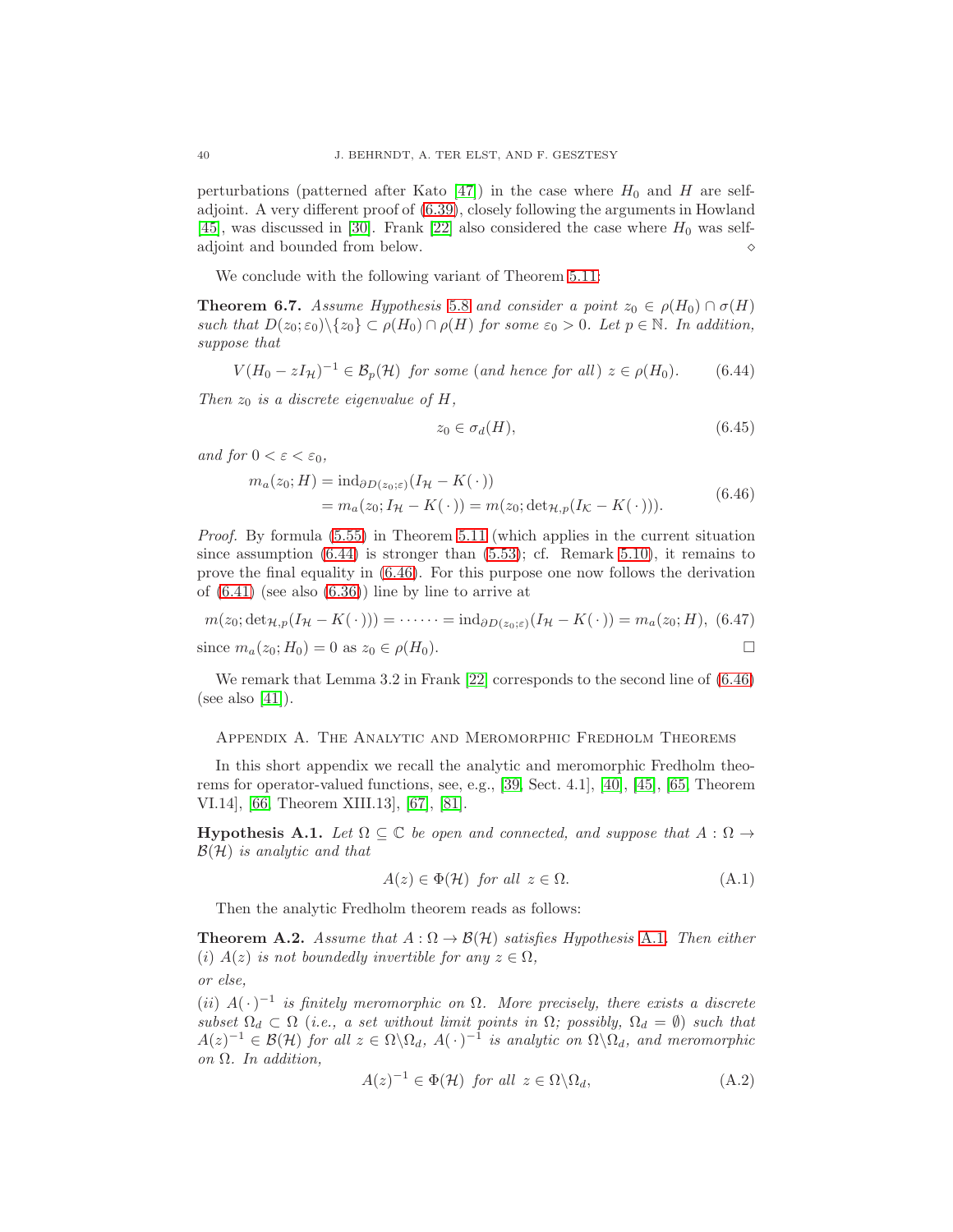perturbations (patterned after Kato [47]) in the case where $H_0$ and $H$ are self-adjoint. A very different proof of (6.39), closely following the arguments in Howland [45], was discussed in [30]. Frank [22] also considered the case where $H_0$ was self-adjoint and bounded from below. $\diamond$

We conclude with the following variant of Theorem 5.11:

**Theorem 6.7.** *Assume Hypothesis 5.8 and consider a point $z_0 \in \rho(H_0) \cap \sigma(H)$ such that $D(z_0; \varepsilon_0)\backslash\{z_0\} \subset \rho(H_0) \cap \rho(H)$ for some $\varepsilon_0 > 0$. Let $p \in \mathbb{N}$. In addition, suppose that*

$$V(H_0 - zI_{\mathcal{H}})^{-1} \in \mathcal{B}_p(\mathcal{H}) \text{ for some (and hence for all) } z \in \rho(H_0). \tag{6.44}$$

*Then $z_0$ is a discrete eigenvalue of $H$,*

$$z_0 \in \sigma_d(H), \tag{6.45}$$

*and for $0 < \varepsilon < \varepsilon_0$,*

$$\begin{aligned} m_a(z_0; H) &= \operatorname{ind}_{\partial D(z_0;\varepsilon)}(I_{\mathcal{H}} - K(\,\cdot\,)) \\ &= m_a(z_0; I_{\mathcal{H}} - K(\,\cdot\,)) = m(z_0; {\det}_{\mathcal{H},p}(I_{\mathcal{K}} - K(\,\cdot\,))). \end{aligned} \tag{6.46}$$

*Proof.* By formula (5.55) in Theorem 5.11 (which applies in the current situation since assumption (6.44) is stronger than (5.53); cf. Remark 5.10), it remains to prove the final equality in (6.46). For this purpose one now follows the derivation of (6.41) (see also (6.36)) line by line to arrive at

$$m(z_0; {\det}_{\mathcal{H},p}(I_{\mathcal{H}} - K(\,\cdot\,))) = \cdots\cdots = \operatorname{ind}_{\partial D(z_0;\varepsilon)}(I_{\mathcal{H}} - K(\,\cdot\,)) = m_a(z_0; H), \tag{6.47}$$

since $m_a(z_0; H_0) = 0$ as $z_0 \in \rho(H_0)$. $\square$

We remark that Lemma 3.2 in Frank [22] corresponds to the second line of (6.46) (see also [41]).

## Appendix A. The Analytic and Meromorphic Fredholm Theorems

In this short appendix we recall the analytic and meromorphic Fredholm theorems for operator-valued functions, see, e.g., [39, Sect. 4.1], [40], [45], [65, Theorem VI.14], [66, Theorem XIII.13], [67], [81].

**Hypothesis A.1.** *Let $\Omega \subseteq \mathbb{C}$ be open and connected, and suppose that $A : \Omega \to \mathcal{B}(\mathcal{H})$ is analytic and that*

$$A(z) \in \Phi(\mathcal{H}) \text{ for all } z \in \Omega. \tag{A.1}$$

Then the analytic Fredholm theorem reads as follows:

**Theorem A.2.** *Assume that $A : \Omega \to \mathcal{B}(\mathcal{H})$ satisfies Hypothesis A.1. Then either*
*$(i)$ $A(z)$ is not boundedly invertible for any $z \in \Omega$,*

*or else,*

*$(ii)$ $A(\,\cdot\,)^{-1}$ is finitely meromorphic on $\Omega$. More precisely, there exists a discrete subset $\Omega_d \subset \Omega$ (i.e., a set without limit points in $\Omega$; possibly, $\Omega_d = \emptyset$) such that $A(z)^{-1} \in \mathcal{B}(\mathcal{H})$ for all $z \in \Omega\backslash\Omega_d$, $A(\,\cdot\,)^{-1}$ is analytic on $\Omega\backslash\Omega_d$, and meromorphic on $\Omega$. In addition,*

$$A(z)^{-1} \in \Phi(\mathcal{H}) \text{ for all } z \in \Omega\backslash\Omega_d, \tag{A.2}$$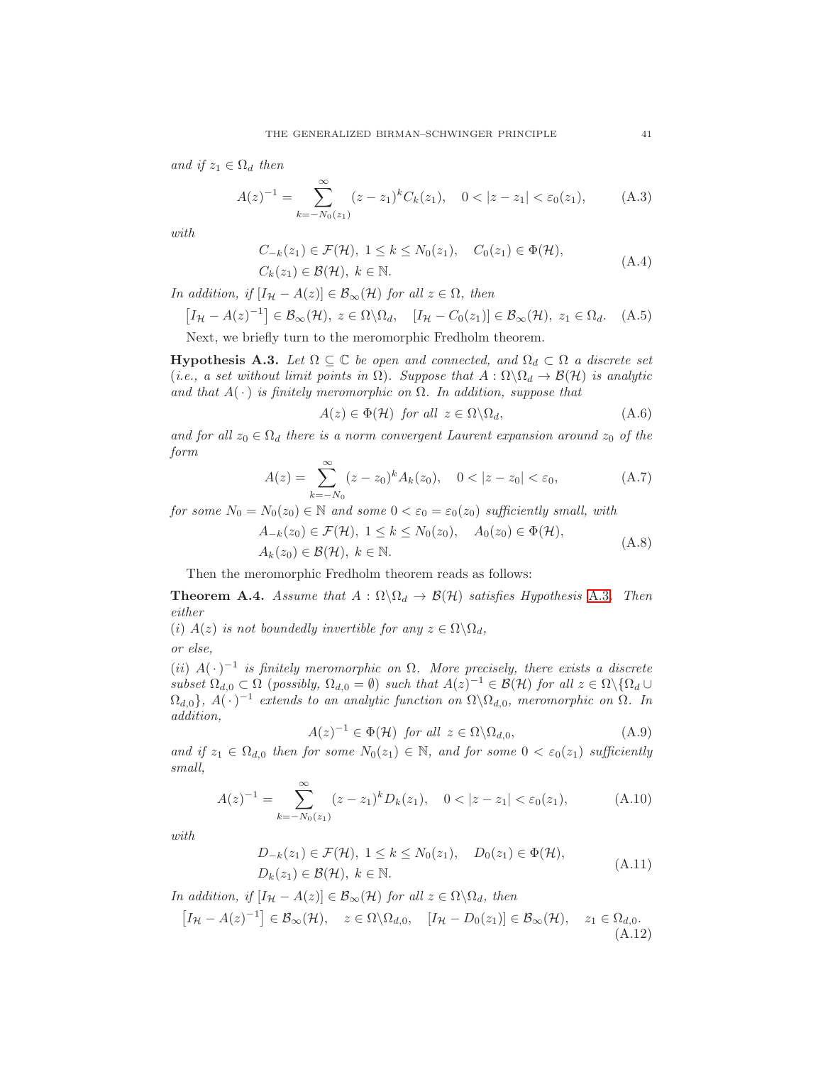*and if* $z_1 \in \Omega_d$ *then*

$$A(z)^{-1} = \sum_{k=-N_0(z_1)}^{\infty} (z - z_1)^k C_k(z_1), \quad 0 < |z - z_1| < \varepsilon_0(z_1), \tag{A.3}$$

*with*

$$\begin{aligned} &C_{-k}(z_1) \in \mathcal{F}(\mathcal{H}),\ 1 \leq k \leq N_0(z_1), \quad C_0(z_1) \in \Phi(\mathcal{H}), \\ &C_k(z_1) \in \mathcal{B}(\mathcal{H}),\ k \in \mathbb{N}. \end{aligned} \tag{A.4}$$

*In addition, if* $[I_{\mathcal{H}} - A(z)] \in \mathcal{B}_\infty(\mathcal{H})$ *for all* $z \in \Omega$*, then*

$$\left[I_{\mathcal{H}} - A(z)^{-1}\right] \in \mathcal{B}_\infty(\mathcal{H}),\ z \in \Omega\backslash\Omega_d, \quad [I_{\mathcal{H}} - C_0(z_1)] \in \mathcal{B}_\infty(\mathcal{H}),\ z_1 \in \Omega_d. \tag{A.5}$$

Next, we briefly turn to the meromorphic Fredholm theorem.

**Hypothesis A.3.** *Let* $\Omega \subseteq \mathbb{C}$ *be open and connected, and* $\Omega_d \subset \Omega$ *a discrete set (i.e., a set without limit points in* $\Omega$*). Suppose that* $A : \Omega\backslash\Omega_d \to \mathcal{B}(\mathcal{H})$ *is analytic and that* $A(\,\cdot\,)$ *is finitely meromorphic on* $\Omega$*. In addition, suppose that*

$$A(z) \in \Phi(\mathcal{H}) \text{ for all } z \in \Omega\backslash\Omega_d, \tag{A.6}$$

*and for all* $z_0 \in \Omega_d$ *there is a norm convergent Laurent expansion around* $z_0$ *of the form*

$$A(z) = \sum_{k=-N_0}^{\infty} (z - z_0)^k A_k(z_0), \quad 0 < |z - z_0| < \varepsilon_0, \tag{A.7}$$

*for some* $N_0 = N_0(z_0) \in \mathbb{N}$ *and some* $0 < \varepsilon_0 = \varepsilon_0(z_0)$ *sufficiently small, with*

$$\begin{aligned} &A_{-k}(z_0) \in \mathcal{F}(\mathcal{H}),\ 1 \leq k \leq N_0(z_0), \quad A_0(z_0) \in \Phi(\mathcal{H}), \\ &A_k(z_0) \in \mathcal{B}(\mathcal{H}),\ k \in \mathbb{N}. \end{aligned} \tag{A.8}$$

Then the meromorphic Fredholm theorem reads as follows:

**Theorem A.4.** *Assume that* $A : \Omega\backslash\Omega_d \to \mathcal{B}(\mathcal{H})$ *satisfies Hypothesis A.3. Then either*

*(i)* $A(z)$ *is not boundedly invertible for any* $z \in \Omega\backslash\Omega_d$*,*

*or else,*

*(ii)* $A(\,\cdot\,)^{-1}$ *is finitely meromorphic on* $\Omega$*. More precisely, there exists a discrete subset* $\Omega_{d,0} \subset \Omega$ *(possibly,* $\Omega_{d,0} = \emptyset$*) such that* $A(z)^{-1} \in \mathcal{B}(\mathcal{H})$ *for all* $z \in \Omega\backslash\{\Omega_d \cup \Omega_{d,0}\}$*,* $A(\,\cdot\,)^{-1}$ *extends to an analytic function on* $\Omega\backslash\Omega_{d,0}$*, meromorphic on* $\Omega$*. In addition,*

$$A(z)^{-1} \in \Phi(\mathcal{H}) \text{ for all } z \in \Omega\backslash\Omega_{d,0}, \tag{A.9}$$

*and if* $z_1 \in \Omega_{d,0}$ *then for some* $N_0(z_1) \in \mathbb{N}$*, and for some* $0 < \varepsilon_0(z_1)$ *sufficiently small,*

$$A(z)^{-1} = \sum_{k=-N_0(z_1)}^{\infty} (z - z_1)^k D_k(z_1), \quad 0 < |z - z_1| < \varepsilon_0(z_1), \tag{A.10}$$

*with*

$$\begin{aligned} &D_{-k}(z_1) \in \mathcal{F}(\mathcal{H}),\ 1 \leq k \leq N_0(z_1), \quad D_0(z_1) \in \Phi(\mathcal{H}), \\ &D_k(z_1) \in \mathcal{B}(\mathcal{H}),\ k \in \mathbb{N}. \end{aligned} \tag{A.11}$$

*In addition, if* $[I_{\mathcal{H}} - A(z)] \in \mathcal{B}_\infty(\mathcal{H})$ *for all* $z \in \Omega\backslash\Omega_d$*, then*

$$\left[I_{\mathcal{H}} - A(z)^{-1}\right] \in \mathcal{B}_\infty(\mathcal{H}), \quad z \in \Omega\backslash\Omega_{d,0}, \quad [I_{\mathcal{H}} - D_0(z_1)] \in \mathcal{B}_\infty(\mathcal{H}), \quad z_1 \in \Omega_{d,0}. \tag{A.12}$$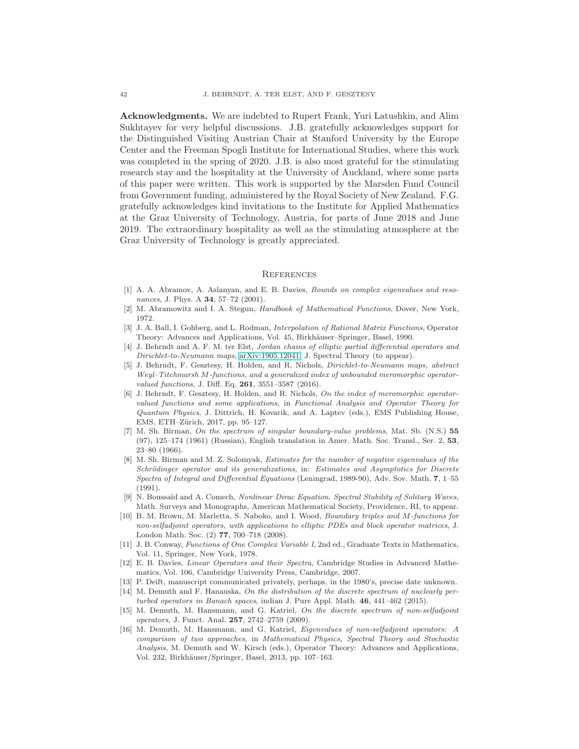**Acknowledgments.** We are indebted to Rupert Frank, Yuri Latushkin, and Alim Sukhtayev for very helpful discussions. J.B. gratefully acknowledges support for the Distinguished Visiting Austrian Chair at Stanford University by the Europe Center and the Freeman Spogli Institute for International Studies, where this work was completed in the spring of 2020. J.B. is also most grateful for the stimulating research stay and the hospitality at the University of Auckland, where some parts of this paper were written. This work is supported by the Marsden Fund Council from Government funding, administered by the Royal Society of New Zealand. F.G. gratefully acknowledges kind invitations to the Institute for Applied Mathematics at the Graz University of Technology, Austria, for parts of June 2018 and June 2019. The extraordinary hospitality as well as the stimulating atmosphere at the Graz University of Technology is greatly appreciated.

## References

[1] A. A. Abramov, A. Aslanyan, and E. B. Davies, *Bounds on complex eigenvalues and resonances*, J. Phys. A **34**, 57–72 (2001).

[2] M. Abramowitz and I. A. Stegun, *Handbook of Mathematical Functions*, Dover, New York, 1972.

[3] J. A. Ball, I. Gohberg, and L. Rodman, *Interpolation of Rational Matrix Functions*, Operator Theory: Advances and Applications, Vol. 45, Birkhäuser–Springer, Basel, 1990.

[4] J. Behrndt and A. F. M. ter Elst, *Jordan chains of elliptic partial differential operators and Dirichlet-to-Neumann maps*, arXiv:1905.12041, J. Spectral Theory (to appear).

[5] J. Behrndt, F. Gesztesy, H. Holden, and R. Nichols, *Dirichlet-to-Neumann maps, abstract Weyl–Titchmarsh M-functions, and a generalized index of unbounded meromorphic operator-valued functions*, J. Diff. Eq. **261**, 3551–3587 (2016).

[6] J. Behrndt, F. Gesztesy, H. Holden, and R. Nichols, *On the index of meromorphic operator-valued functions and some applications*, in *Functional Analysis and Operator Theory for Quantum Physics*, J. Dittrich, H. Kovarik, and A. Laptev (eds.), EMS Publishing House, EMS, ETH–Zürich, 2017, pp. 95–127.

[7] M. Sh. Birman, *On the spectrum of singular boundary-value problems*, Mat. Sb. (N.S.) **55** (97), 125–174 (1961) (Russian), English translation in Amer. Math. Soc. Transl., Ser. 2, **53**, 23–80 (1966).

[8] M. Sh. Birman and M. Z. Solomyak, *Estimates for the number of negative eigenvalues of the Schrödinger operator and its generalizations*, in: *Estimates and Asymptotics for Discrete Spectra of Integral and Differential Equations* (Leningrad, 1989-90), Adv. Sov. Math. **7**, 1–55 (1991).

[9] N. Boussaïd and A. Comech, *Nonlinear Dirac Equation. Spectral Stability of Solitary Waves*, Math. Surveys and Monographs, American Mathematical Society, Providence, RI, to appear.

[10] B. M. Brown, M. Marletta, S. Naboko, and I. Wood, *Boundary triples and M-functions for non-selfadjoint operators, with applications to elliptic PDEs and block operator matrices*, J. London Math. Soc. (2) **77**, 700–718 (2008).

[11] J. B. Conway, *Functions of One Complex Variable I*, 2nd ed., Graduate Texts in Mathematics, Vol. 11, Springer, New York, 1978.

[12] E. B. Davies, *Linear Operators and their Spectra*, Cambridge Studies in Advanced Mathematics, Vol. 106, Cambridge University Press, Cambridge, 2007.

[13] P. Deift, manuscript communicated privately, perhaps, in the 1980's, precise date unknown.

[14] M. Demuth and F. Hanauska, *On the distribution of the discrete spectrum of nuclearly perturbed operators in Banach spaces*, indian J. Pure Appl. Math. **46**, 441–462 (2015).

[15] M. Demuth, M. Hansmann, and G. Katriel, *On the discrete spectrum of non-selfadjoint operators*, J. Funct. Anal. **257**, 2742–2759 (2009).

[16] M. Demuth, M. Hansmann, and G. Katriel, *Eigenvalues of non-selfadjoint operators: A comparison of two approaches*, in *Mathematical Physics, Spectral Theory and Stochastic Analysis*, M. Demuth and W. Kirsch (eds.), Operator Theory: Advances and Applications, Vol. 232, Birkhäuser/Springer, Basel, 2013, pp. 107–163.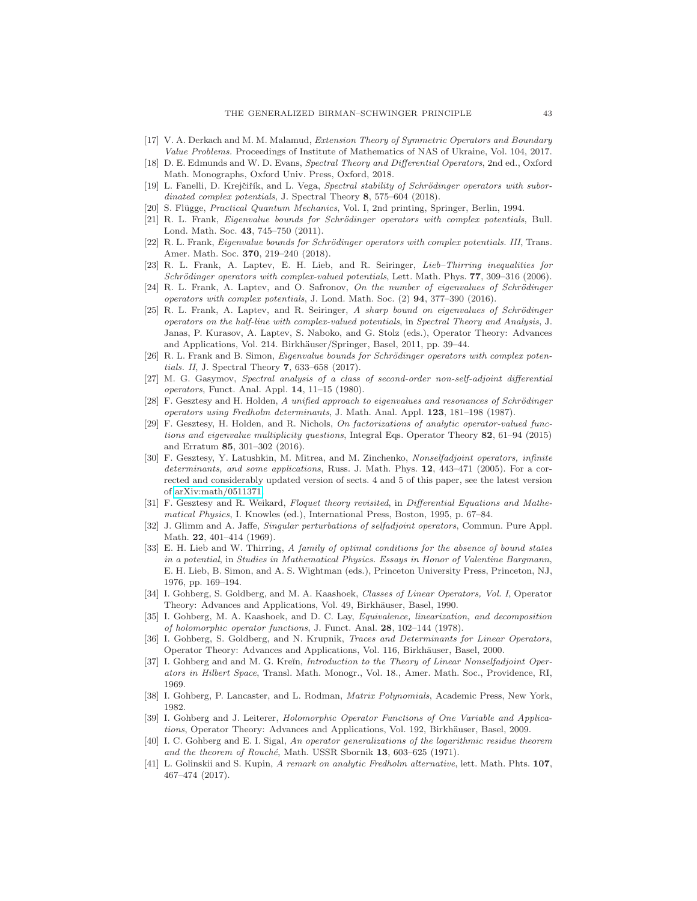[17] V. A. Derkach and M. M. Malamud, *Extension Theory of Symmetric Operators and Boundary Value Problems.* Proceedings of Institute of Mathematics of NAS of Ukraine, Vol. 104, 2017.

[18] D. E. Edmunds and W. D. Evans, *Spectral Theory and Differential Operators*, 2nd ed., Oxford Math. Monographs, Oxford Univ. Press, Oxford, 2018.

[19] L. Fanelli, D. Krejčiřík, and L. Vega, *Spectral stability of Schrödinger operators with subordinated complex potentials*, J. Spectral Theory **8**, 575–604 (2018).

[20] S. Flügge, *Practical Quantum Mechanics*, Vol. I, 2nd printing, Springer, Berlin, 1994.

[21] R. L. Frank, *Eigenvalue bounds for Schrödinger operators with complex potentials*, Bull. Lond. Math. Soc. **43**, 745–750 (2011).

[22] R. L. Frank, *Eigenvalue bounds for Schrödinger operators with complex potentials. III*, Trans. Amer. Math. Soc. **370**, 219–240 (2018).

[23] R. L. Frank, A. Laptev, E. H. Lieb, and R. Seiringer, *Lieb–Thirring inequalities for Schrödinger operators with complex-valued potentials*, Lett. Math. Phys. **77**, 309–316 (2006).

[24] R. L. Frank, A. Laptev, and O. Safronov, *On the number of eigenvalues of Schrödinger operators with complex potentials*, J. Lond. Math. Soc. (2) **94**, 377–390 (2016).

[25] R. L. Frank, A. Laptev, and R. Seiringer, *A sharp bound on eigenvalues of Schrödinger operators on the half-line with complex-valued potentials*, in *Spectral Theory and Analysis*, J. Janas, P. Kurasov, A. Laptev, S. Naboko, and G. Stolz (eds.), Operator Theory: Advances and Applications, Vol. 214. Birkhäuser/Springer, Basel, 2011, pp. 39–44.

[26] R. L. Frank and B. Simon, *Eigenvalue bounds for Schrödinger operators with complex potentials. II*, J. Spectral Theory **7**, 633–658 (2017).

[27] M. G. Gasymov, *Spectral analysis of a class of second-order non-self-adjoint differential operators*, Funct. Anal. Appl. **14**, 11–15 (1980).

[28] F. Gesztesy and H. Holden, *A unified approach to eigenvalues and resonances of Schrödinger operators using Fredholm determinants*, J. Math. Anal. Appl. **123**, 181–198 (1987).

[29] F. Gesztesy, H. Holden, and R. Nichols, *On factorizations of analytic operator-valued functions and eigenvalue multiplicity questions*, Integral Eqs. Operator Theory **82**, 61–94 (2015) and Erratum **85**, 301–302 (2016).

[30] F. Gesztesy, Y. Latushkin, M. Mitrea, and M. Zinchenko, *Nonselfadjoint operators, infinite determinants, and some applications*, Russ. J. Math. Phys. **12**, 443–471 (2005). For a corrected and considerably updated version of sects. 4 and 5 of this paper, see the latest version of arXiv:math/0511371.

[31] F. Gesztesy and R. Weikard, *Floquet theory revisited*, in *Differential Equations and Mathematical Physics*, I. Knowles (ed.), International Press, Boston, 1995, p. 67–84.

[32] J. Glimm and A. Jaffe, *Singular perturbations of selfadjoint operators*, Commun. Pure Appl. Math. **22**, 401–414 (1969).

[33] E. H. Lieb and W. Thirring, *A family of optimal conditions for the absence of bound states in a potential*, in *Studies in Mathematical Physics. Essays in Honor of Valentine Bargmann*, E. H. Lieb, B. Simon, and A. S. Wightman (eds.), Princeton University Press, Princeton, NJ, 1976, pp. 169–194.

[34] I. Gohberg, S. Goldberg, and M. A. Kaashoek, *Classes of Linear Operators, Vol. I*, Operator Theory: Advances and Applications, Vol. 49, Birkhäuser, Basel, 1990.

[35] I. Gohberg, M. A. Kaashoek, and D. C. Lay, *Equivalence, linearization, and decomposition of holomorphic operator functions*, J. Funct. Anal. **28**, 102–144 (1978).

[36] I. Gohberg, S. Goldberg, and N. Krupnik, *Traces and Determinants for Linear Operators*, Operator Theory: Advances and Applications, Vol. 116, Birkhäuser, Basel, 2000.

[37] I. Gohberg and and M. G. Kreĭn, *Introduction to the Theory of Linear Nonselfadjoint Operators in Hilbert Space*, Transl. Math. Monogr., Vol. 18., Amer. Math. Soc., Providence, RI, 1969.

[38] I. Gohberg, P. Lancaster, and L. Rodman, *Matrix Polynomials*, Academic Press, New York, 1982.

[39] I. Gohberg and J. Leiterer, *Holomorphic Operator Functions of One Variable and Applications*, Operator Theory: Advances and Applications, Vol. 192, Birkhäuser, Basel, 2009.

[40] I. C. Gohberg and E. I. Sigal, *An operator generalizations of the logarithmic residue theorem and the theorem of Rouché*, Math. USSR Sbornik **13**, 603–625 (1971).

[41] L. Golinskii and S. Kupin, *A remark on analytic Fredholm alternative*, lett. Math. Phts. **107**, 467–474 (2017).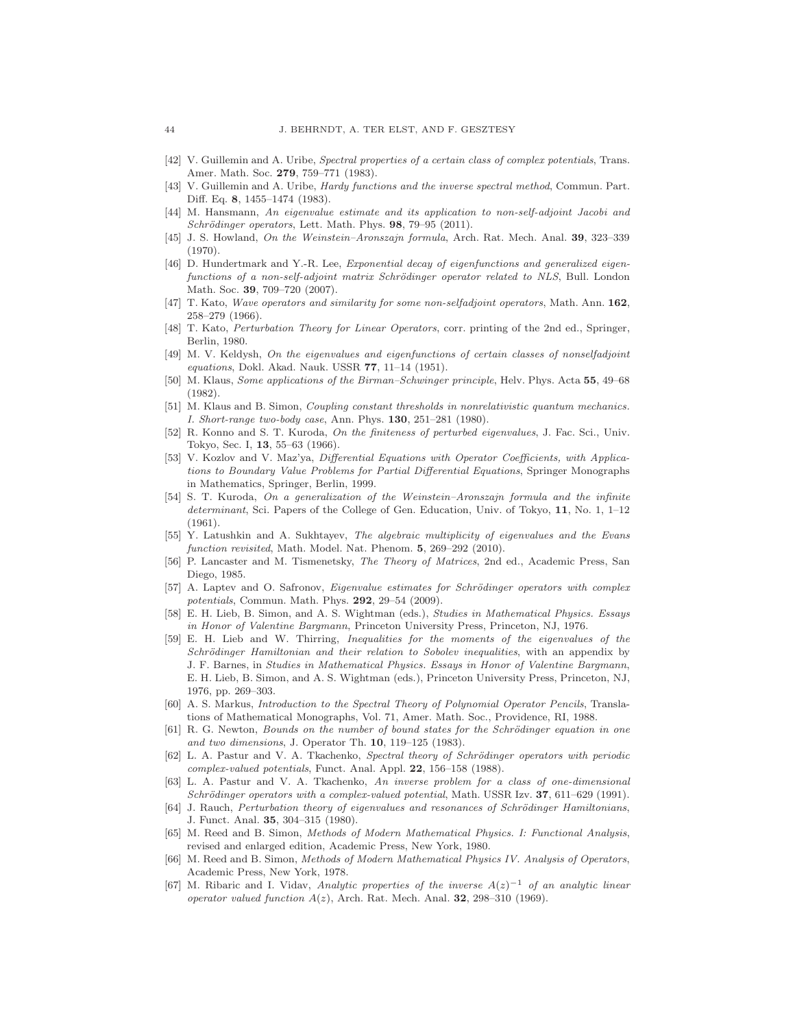[42] V. Guillemin and A. Uribe, *Spectral properties of a certain class of complex potentials*, Trans. Amer. Math. Soc. **279**, 759–771 (1983).

[43] V. Guillemin and A. Uribe, *Hardy functions and the inverse spectral method*, Commun. Part. Diff. Eq. **8**, 1455–1474 (1983).

[44] M. Hansmann, *An eigenvalue estimate and its application to non-self-adjoint Jacobi and Schrödinger operators*, Lett. Math. Phys. **98**, 79–95 (2011).

[45] J. S. Howland, *On the Weinstein–Aronszajn formula*, Arch. Rat. Mech. Anal. **39**, 323–339 (1970).

[46] D. Hundertmark and Y.-R. Lee, *Exponential decay of eigenfunctions and generalized eigenfunctions of a non-self-adjoint matrix Schrödinger operator related to NLS*, Bull. London Math. Soc. **39**, 709–720 (2007).

[47] T. Kato, *Wave operators and similarity for some non-selfadjoint operators*, Math. Ann. **162**, 258–279 (1966).

[48] T. Kato, *Perturbation Theory for Linear Operators*, corr. printing of the 2nd ed., Springer, Berlin, 1980.

[49] M. V. Keldysh, *On the eigenvalues and eigenfunctions of certain classes of nonselfadjoint equations*, Dokl. Akad. Nauk. USSR **77**, 11–14 (1951).

[50] M. Klaus, *Some applications of the Birman–Schwinger principle*, Helv. Phys. Acta **55**, 49–68 (1982).

[51] M. Klaus and B. Simon, *Coupling constant thresholds in nonrelativistic quantum mechanics. I. Short-range two-body case*, Ann. Phys. **130**, 251–281 (1980).

[52] R. Konno and S. T. Kuroda, *On the finiteness of perturbed eigenvalues*, J. Fac. Sci., Univ. Tokyo, Sec. I, **13**, 55–63 (1966).

[53] V. Kozlov and V. Maz'ya, *Differential Equations with Operator Coefficients, with Applications to Boundary Value Problems for Partial Differential Equations*, Springer Monographs in Mathematics, Springer, Berlin, 1999.

[54] S. T. Kuroda, *On a generalization of the Weinstein–Aronszajn formula and the infinite determinant*, Sci. Papers of the College of Gen. Education, Univ. of Tokyo, **11**, No. 1, 1–12 (1961).

[55] Y. Latushkin and A. Sukhtayev, *The algebraic multiplicity of eigenvalues and the Evans function revisited*, Math. Model. Nat. Phenom. **5**, 269–292 (2010).

[56] P. Lancaster and M. Tismenetsky, *The Theory of Matrices*, 2nd ed., Academic Press, San Diego, 1985.

[57] A. Laptev and O. Safronov, *Eigenvalue estimates for Schrödinger operators with complex potentials*, Commun. Math. Phys. **292**, 29–54 (2009).

[58] E. H. Lieb, B. Simon, and A. S. Wightman (eds.), *Studies in Mathematical Physics. Essays in Honor of Valentine Bargmann*, Princeton University Press, Princeton, NJ, 1976.

[59] E. H. Lieb and W. Thirring, *Inequalities for the moments of the eigenvalues of the Schrödinger Hamiltonian and their relation to Sobolev inequalities*, with an appendix by J. F. Barnes, in *Studies in Mathematical Physics. Essays in Honor of Valentine Bargmann*, E. H. Lieb, B. Simon, and A. S. Wightman (eds.), Princeton University Press, Princeton, NJ, 1976, pp. 269–303.

[60] A. S. Markus, *Introduction to the Spectral Theory of Polynomial Operator Pencils*, Translations of Mathematical Monographs, Vol. 71, Amer. Math. Soc., Providence, RI, 1988.

[61] R. G. Newton, *Bounds on the number of bound states for the Schrödinger equation in one and two dimensions*, J. Operator Th. **10**, 119–125 (1983).

[62] L. A. Pastur and V. A. Tkachenko, *Spectral theory of Schrödinger operators with periodic complex-valued potentials*, Funct. Anal. Appl. **22**, 156–158 (1988).

[63] L. A. Pastur and V. A. Tkachenko, *An inverse problem for a class of one-dimensional Schrödinger operators with a complex-valued potential*, Math. USSR Izv. **37**, 611–629 (1991).

[64] J. Rauch, *Perturbation theory of eigenvalues and resonances of Schrödinger Hamiltonians*, J. Funct. Anal. **35**, 304–315 (1980).

[65] M. Reed and B. Simon, *Methods of Modern Mathematical Physics. I: Functional Analysis*, revised and enlarged edition, Academic Press, New York, 1980.

[66] M. Reed and B. Simon, *Methods of Modern Mathematical Physics IV. Analysis of Operators*, Academic Press, New York, 1978.

[67] M. Ribaric and I. Vidav, *Analytic properties of the inverse $A(z)^{-1}$ of an analytic linear operator valued function $A(z)$*, Arch. Rat. Mech. Anal. **32**, 298–310 (1969).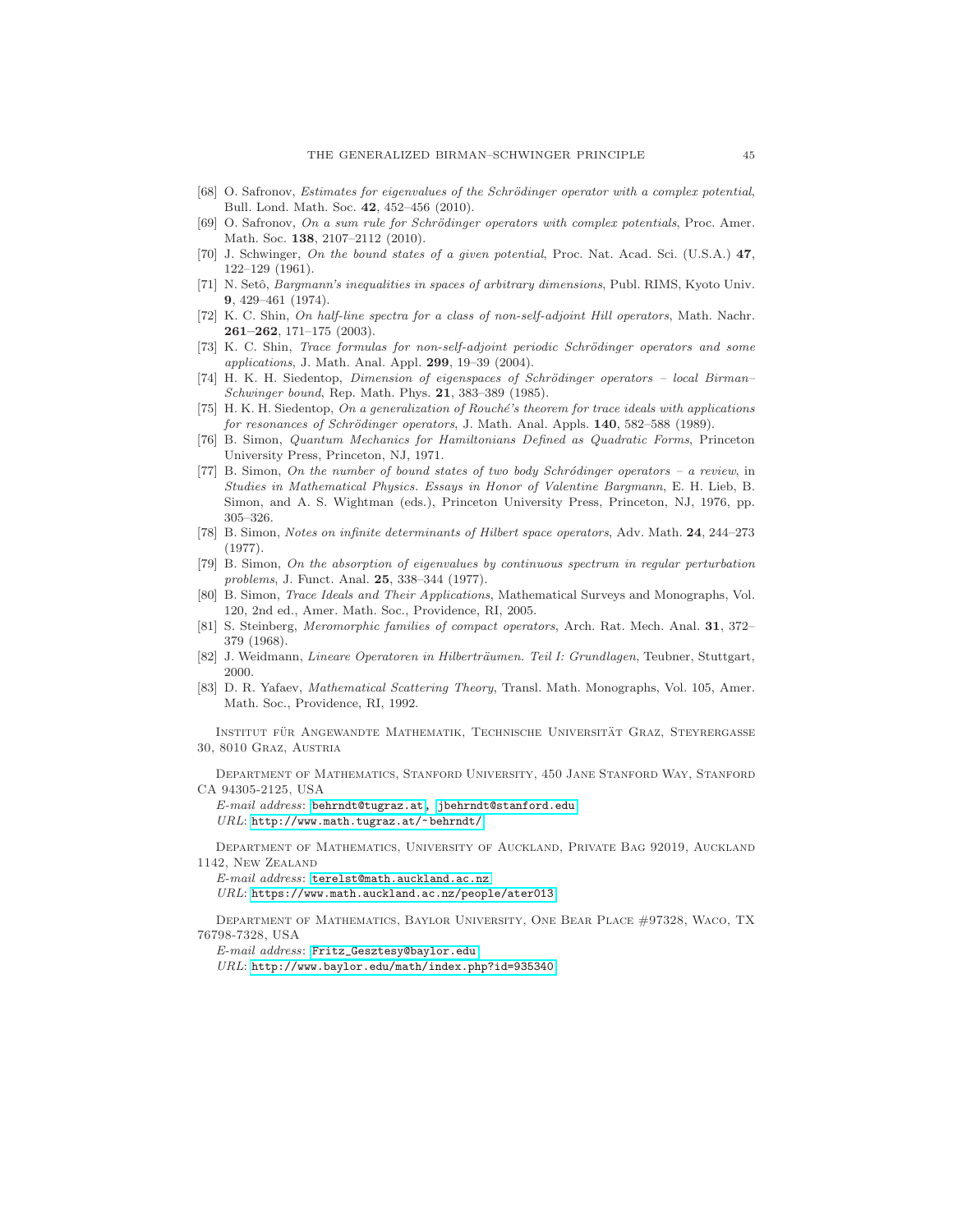[68] O. Safronov, *Estimates for eigenvalues of the Schrödinger operator with a complex potential*, Bull. Lond. Math. Soc. **42**, 452–456 (2010).

[69] O. Safronov, *On a sum rule for Schrödinger operators with complex potentials*, Proc. Amer. Math. Soc. **138**, 2107–2112 (2010).

[70] J. Schwinger, *On the bound states of a given potential*, Proc. Nat. Acad. Sci. (U.S.A.) **47**, 122–129 (1961).

[71] N. Setô, *Bargmann's inequalities in spaces of arbitrary dimensions*, Publ. RIMS, Kyoto Univ. **9**, 429–461 (1974).

[72] K. C. Shin, *On half-line spectra for a class of non-self-adjoint Hill operators*, Math. Nachr. **261–262**, 171–175 (2003).

[73] K. C. Shin, *Trace formulas for non-self-adjoint periodic Schrödinger operators and some applications*, J. Math. Anal. Appl. **299**, 19–39 (2004).

[74] H. K. H. Siedentop, *Dimension of eigenspaces of Schrödinger operators – local Birman–Schwinger bound*, Rep. Math. Phys. **21**, 383–389 (1985).

[75] H. K. H. Siedentop, *On a generalization of Rouché's theorem for trace ideals with applications for resonances of Schrödinger operators*, J. Math. Anal. Appls. **140**, 582–588 (1989).

[76] B. Simon, *Quantum Mechanics for Hamiltonians Defined as Quadratic Forms*, Princeton University Press, Princeton, NJ, 1971.

[77] B. Simon, *On the number of bound states of two body Schródinger operators – a review*, in *Studies in Mathematical Physics. Essays in Honor of Valentine Bargmann*, E. H. Lieb, B. Simon, and A. S. Wightman (eds.), Princeton University Press, Princeton, NJ, 1976, pp. 305–326.

[78] B. Simon, *Notes on infinite determinants of Hilbert space operators*, Adv. Math. **24**, 244–273 (1977).

[79] B. Simon, *On the absorption of eigenvalues by continuous spectrum in regular perturbation problems*, J. Funct. Anal. **25**, 338–344 (1977).

[80] B. Simon, *Trace Ideals and Their Applications*, Mathematical Surveys and Monographs, Vol. 120, 2nd ed., Amer. Math. Soc., Providence, RI, 2005.

[81] S. Steinberg, *Meromorphic families of compact operators*, Arch. Rat. Mech. Anal. **31**, 372–379 (1968).

[82] J. Weidmann, *Lineare Operatoren in Hilberträumen. Teil I: Grundlagen*, Teubner, Stuttgart, 2000.

[83] D. R. Yafaev, *Mathematical Scattering Theory*, Transl. Math. Monographs, Vol. 105, Amer. Math. Soc., Providence, RI, 1992.

Institut für Angewandte Mathematik, Technische Universität Graz, Steyrergasse 30, 8010 Graz, Austria

Department of Mathematics, Stanford University, 450 Jane Stanford Way, Stanford CA 94305-2125, USA

*E-mail address*: behrndt@tugraz.at, jbehrndt@stanford.edu
*URL*: http://www.math.tugraz.at/~behrndt/

Department of Mathematics, University of Auckland, Private Bag 92019, Auckland 1142, New Zealand

*E-mail address*: terelst@math.auckland.ac.nz
*URL*: https://www.math.auckland.ac.nz/people/ater013

Department of Mathematics, Baylor University, One Bear Place #97328, Waco, TX 76798-7328, USA

*E-mail address*: Fritz_Gesztesy@baylor.edu
*URL*: http://www.baylor.edu/math/index.php?id=935340